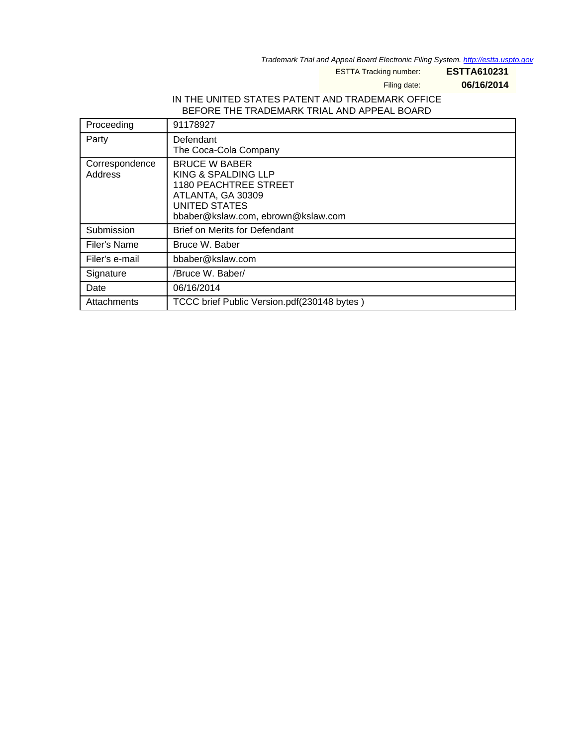Trademark Trial and Appeal Board Electronic Filing System. http://estta.uspto.gov

ESTTA Tracking number: **ESTTA610231**

Filing date: **06/16/2014**

IN THE UNITED STATES PATENT AND TRADEMARK OFFICE
BEFORE THE TRADEMARK TRIAL AND APPEAL BOARD

| Proceeding | 91178927 |
|---|---|
| Party | Defendant<br>The Coca-Cola Company |
| Correspondence Address | BRUCE W BABER<br>KING & SPALDING LLP<br>1180 PEACHTREE STREET<br>ATLANTA, GA 30309<br>UNITED STATES<br>bbaber@kslaw.com, ebrown@kslaw.com |
| Submission | Brief on Merits for Defendant |
| Filer's Name | Bruce W. Baber |
| Filer's e-mail | bbaber@kslaw.com |
| Signature | /Bruce W. Baber/ |
| Date | 06/16/2014 |
| Attachments | TCCC brief Public Version.pdf(230148 bytes ) |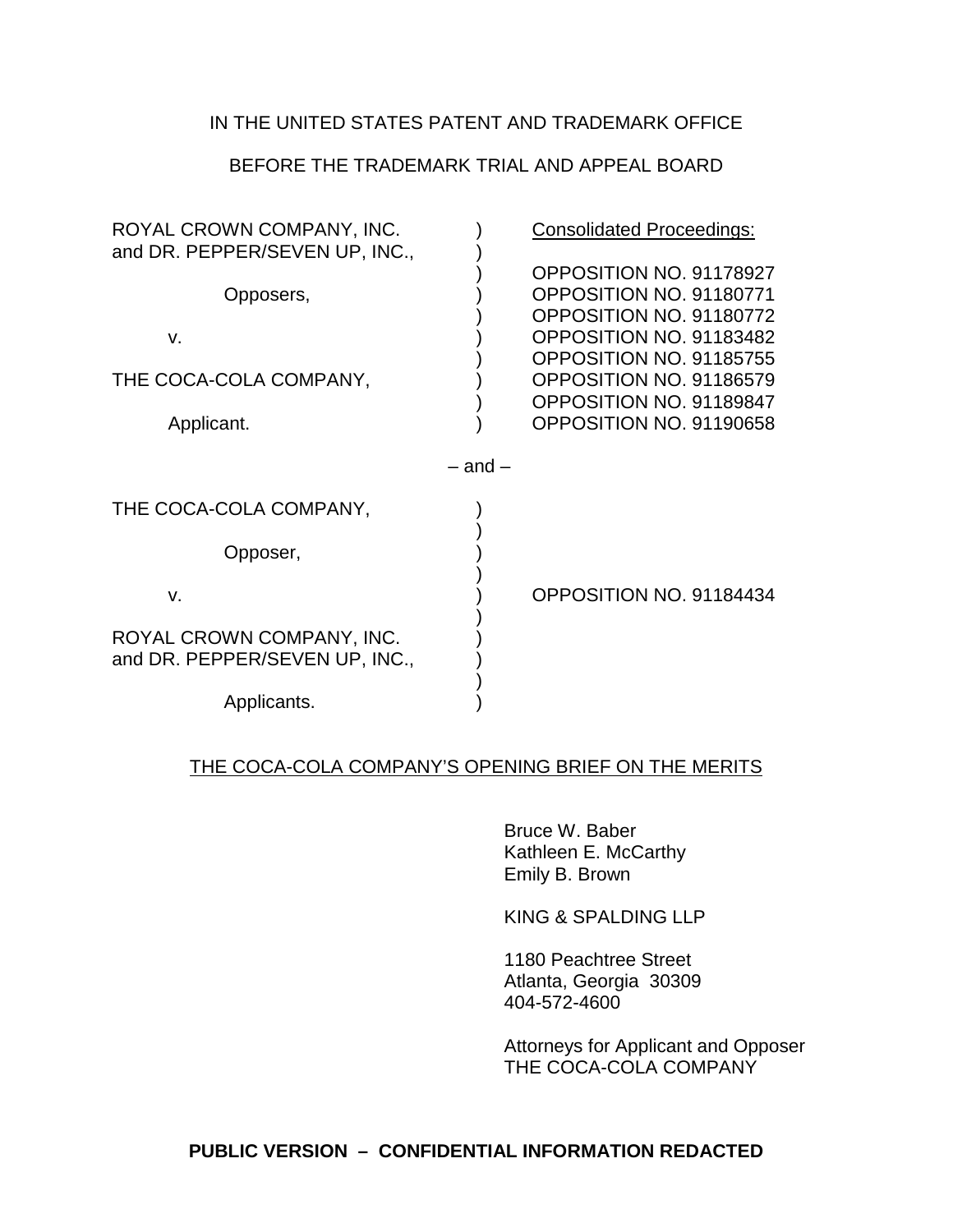IN THE UNITED STATES PATENT AND TRADEMARK OFFICE

BEFORE THE TRADEMARK TRIAL AND APPEAL BOARD

| | | |
|---|---|---|
| ROYAL CROWN COMPANY, INC. and DR. PEPPER/SEVEN UP, INC., | ) | Consolidated Proceedings: |
| Opposers, | ) | OPPOSITION NO. 91178927 |
| | ) | OPPOSITION NO. 91180771 |
| v. | ) | OPPOSITION NO. 91180772 |
| | ) | OPPOSITION NO. 91183482 |
| THE COCA-COLA COMPANY, | ) | OPPOSITION NO. 91185755 |
| | ) | OPPOSITION NO. 91186579 |
| | ) | OPPOSITION NO. 91189847 |
| Applicant. | ) | OPPOSITION NO. 91190658 |

– and –

| | | |
|---|---|---|
| THE COCA-COLA COMPANY, | ) | |
| Opposer, | ) | |
| v. | ) | OPPOSITION NO. 91184434 |
| ROYAL CROWN COMPANY, INC. and DR. PEPPER/SEVEN UP, INC., | ) | |
| Applicants. | ) | |

THE COCA-COLA COMPANY'S OPENING BRIEF ON THE MERITS

Bruce W. Baber
Kathleen E. McCarthy
Emily B. Brown

KING & SPALDING LLP

1180 Peachtree Street
Atlanta, Georgia 30309
404-572-4600

Attorneys for Applicant and Opposer
THE COCA-COLA COMPANY

**PUBLIC VERSION – CONFIDENTIAL INFORMATION REDACTED**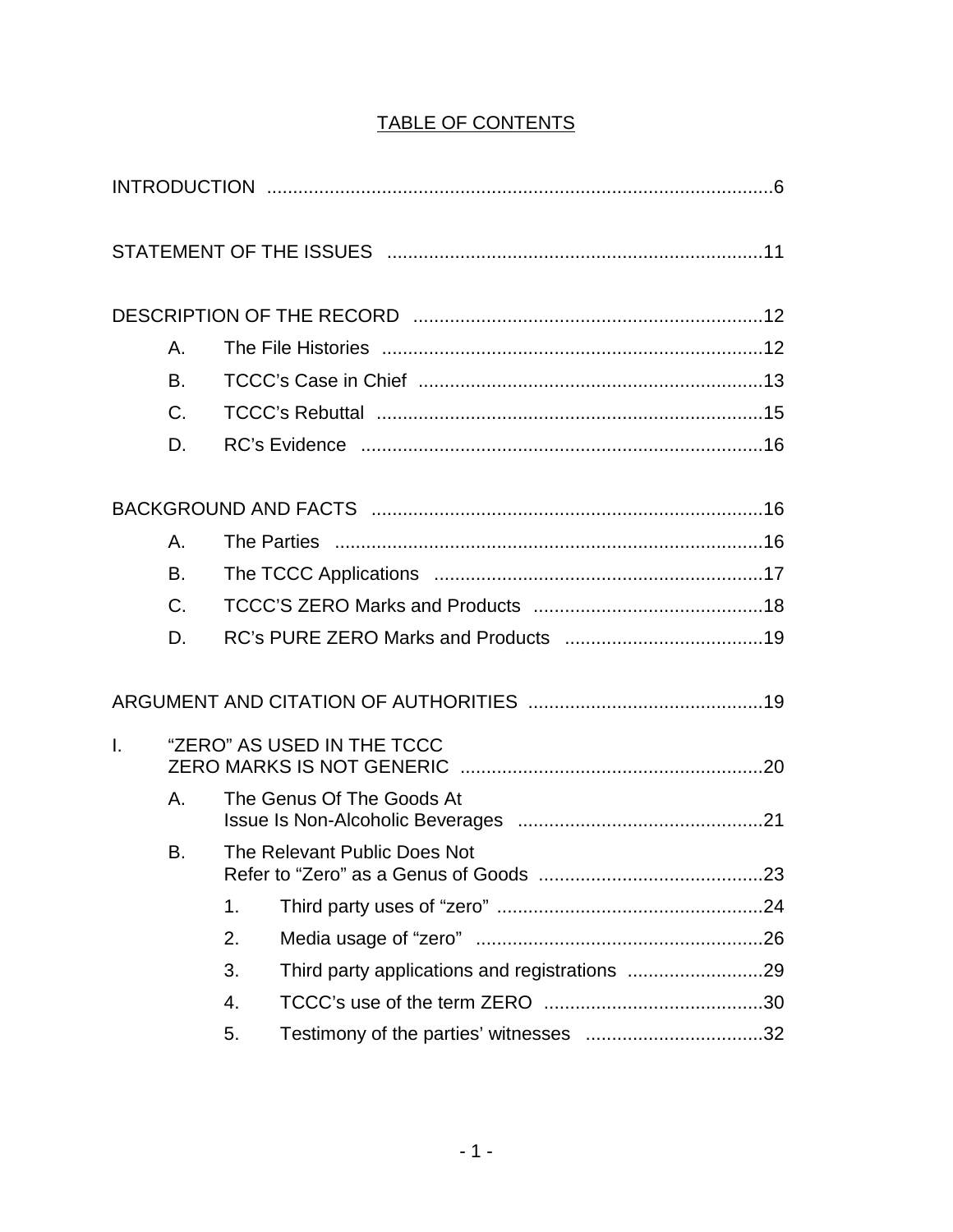# TABLE OF CONTENTS

INTRODUCTION ....................................................................................................6

STATEMENT OF THE ISSUES ........................................................................11

DESCRIPTION OF THE RECORD ..................................................................12

- A. The File Histories .........................................................................12
- B. TCCC's Case in Chief ..................................................................13
- C. TCCC's Rebuttal ...........................................................................15
- D. RC's Evidence .............................................................................16

BACKGROUND AND FACTS ...........................................................................16

- A. The Parties ..................................................................................16
- B. The TCCC Applications ...............................................................17
- C. TCCC'S ZERO Marks and Products ............................................18
- D. RC's PURE ZERO Marks and Products ......................................19

ARGUMENT AND CITATION OF AUTHORITIES ............................................19

I. "ZERO" AS USED IN THE TCCC ZERO MARKS IS NOT GENERIC ..........................................................20

- A. The Genus Of The Goods At Issue Is Non-Alcoholic Beverages ...............................................21
- B. The Relevant Public Does Not Refer to "Zero" as a Genus of Goods ...........................................23
  1. Third party uses of "zero" ...................................................24
  2. Media usage of "zero" .......................................................26
  3. Third party applications and registrations ..........................29
  4. TCCC's use of the term ZERO ..........................................30
  5. Testimony of the parties' witnesses ..................................32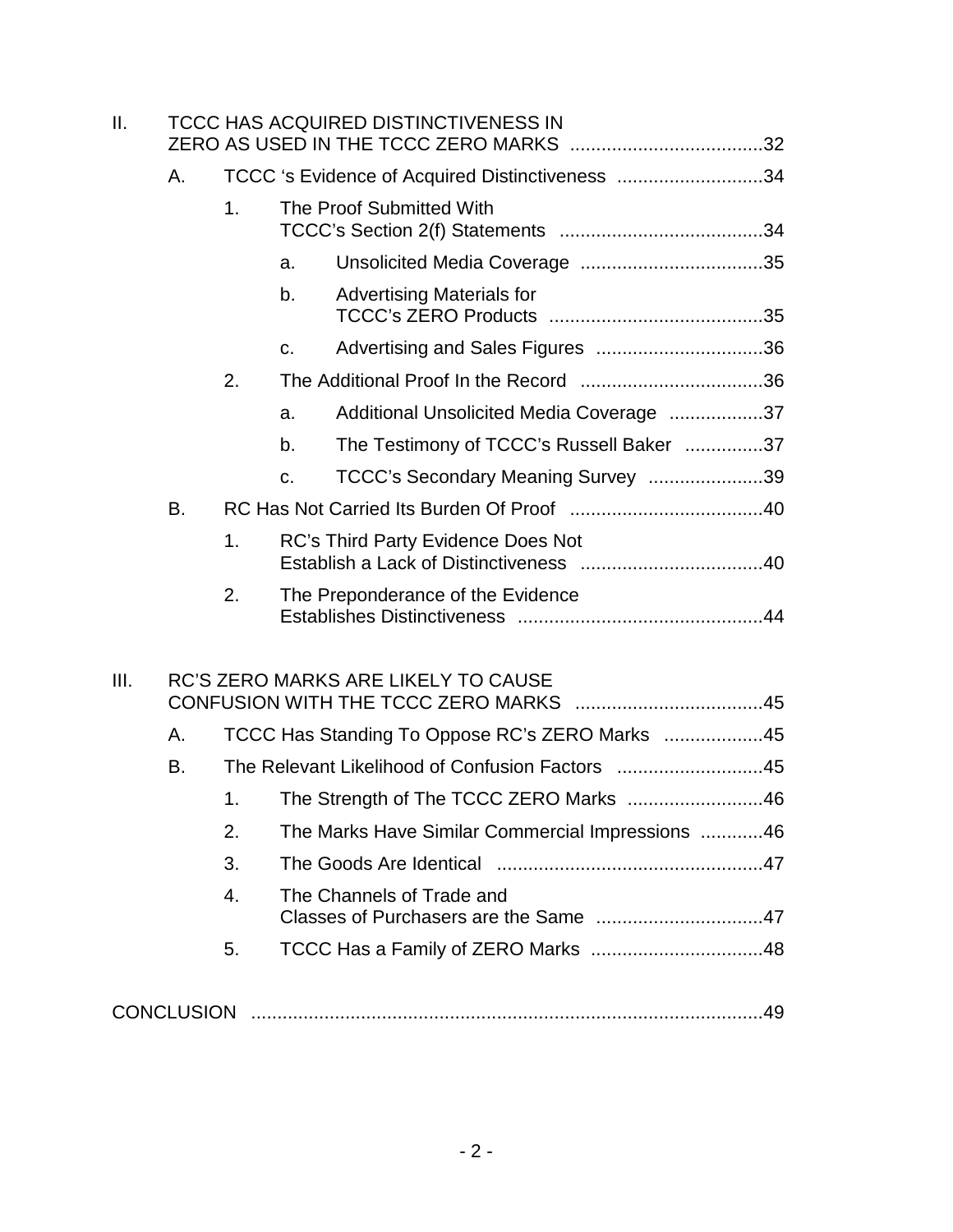II. TCCC HAS ACQUIRED DISTINCTIVENESS IN ZERO AS USED IN THE TCCC ZERO MARKS .....................................32

- A. TCCC ‘s Evidence of Acquired Distinctiveness ............................34
  - 1. The Proof Submitted With TCCC’s Section 2(f) Statements .......................................34
    - a. Unsolicited Media Coverage ...................................35
    - b. Advertising Materials for TCCC’s ZERO Products .........................................35
    - c. Advertising and Sales Figures ................................36
  - 2. The Additional Proof In the Record ...................................36
    - a. Additional Unsolicited Media Coverage ..................37
    - b. The Testimony of TCCC’s Russell Baker ...............37
    - c. TCCC’s Secondary Meaning Survey ......................39
- B. RC Has Not Carried Its Burden Of Proof .....................................40
  - 1. RC’s Third Party Evidence Does Not Establish a Lack of Distinctiveness ...................................40
  - 2. The Preponderance of the Evidence Establishes Distinctiveness ...............................................44

III. RC’S ZERO MARKS ARE LIKELY TO CAUSE CONFUSION WITH THE TCCC ZERO MARKS ....................................45

- A. TCCC Has Standing To Oppose RC’s ZERO Marks ...................45
- B. The Relevant Likelihood of Confusion Factors ............................45
  - 1. The Strength of The TCCC ZERO Marks ..........................46
  - 2. The Marks Have Similar Commercial Impressions ............46
  - 3. The Goods Are Identical ...................................................47
  - 4. The Channels of Trade and Classes of Purchasers are the Same ................................47
  - 5. TCCC Has a Family of ZERO Marks .................................48

CONCLUSION ..................................................................................................49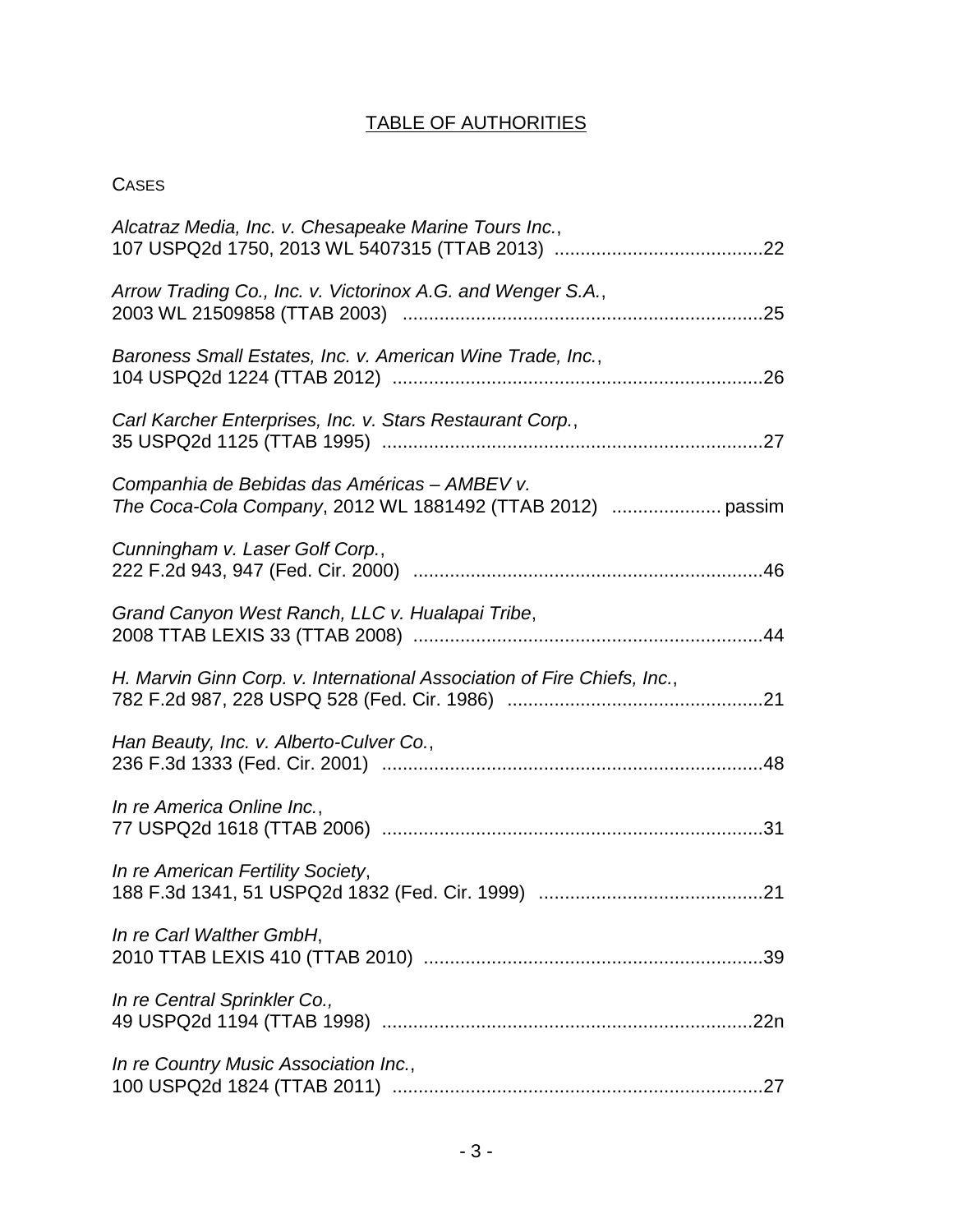# TABLE OF AUTHORITIES

CASES

*Alcatraz Media, Inc. v. Chesapeake Marine Tours Inc.*, 107 USPQ2d 1750, 2013 WL 5407315 (TTAB 2013) ........................................22

*Arrow Trading Co., Inc. v. Victorinox A.G. and Wenger S.A.*, 2003 WL 21509858 (TTAB 2003) ....................................................................25

*Baroness Small Estates, Inc. v. American Wine Trade, Inc.*, 104 USPQ2d 1224 (TTAB 2012) ......................................................................26

*Carl Karcher Enterprises, Inc. v. Stars Restaurant Corp.*, 35 USPQ2d 1125 (TTAB 1995) ........................................................................27

*Companhia de Bebidas das Américas – AMBEV v. The Coca-Cola Company*, 2012 WL 1881492 (TTAB 2012) ..................... passim

*Cunningham v. Laser Golf Corp.*, 222 F.2d 943, 947 (Fed. Cir. 2000) ...................................................................46

*Grand Canyon West Ranch, LLC v. Hualapai Tribe*, 2008 TTAB LEXIS 33 (TTAB 2008) ...................................................................44

*H. Marvin Ginn Corp. v. International Association of Fire Chiefs, Inc.*, 782 F.2d 987, 228 USPQ 528 (Fed. Cir. 1986) ................................................21

*Han Beauty, Inc. v. Alberto-Culver Co.*, 236 F.3d 1333 (Fed. Cir. 2001) .........................................................................48

*In re America Online Inc.*, 77 USPQ2d 1618 (TTAB 2006) ........................................................................31

*In re American Fertility Society*, 188 F.3d 1341, 51 USPQ2d 1832 (Fed. Cir. 1999) ...........................................21

*In re Carl Walther GmbH*, 2010 TTAB LEXIS 410 (TTAB 2010) .................................................................39

*In re Central Sprinkler Co.,* 49 USPQ2d 1194 (TTAB 1998) .......................................................................22n

*In re Country Music Association Inc.*, 100 USPQ2d 1824 (TTAB 2011) .......................................................................27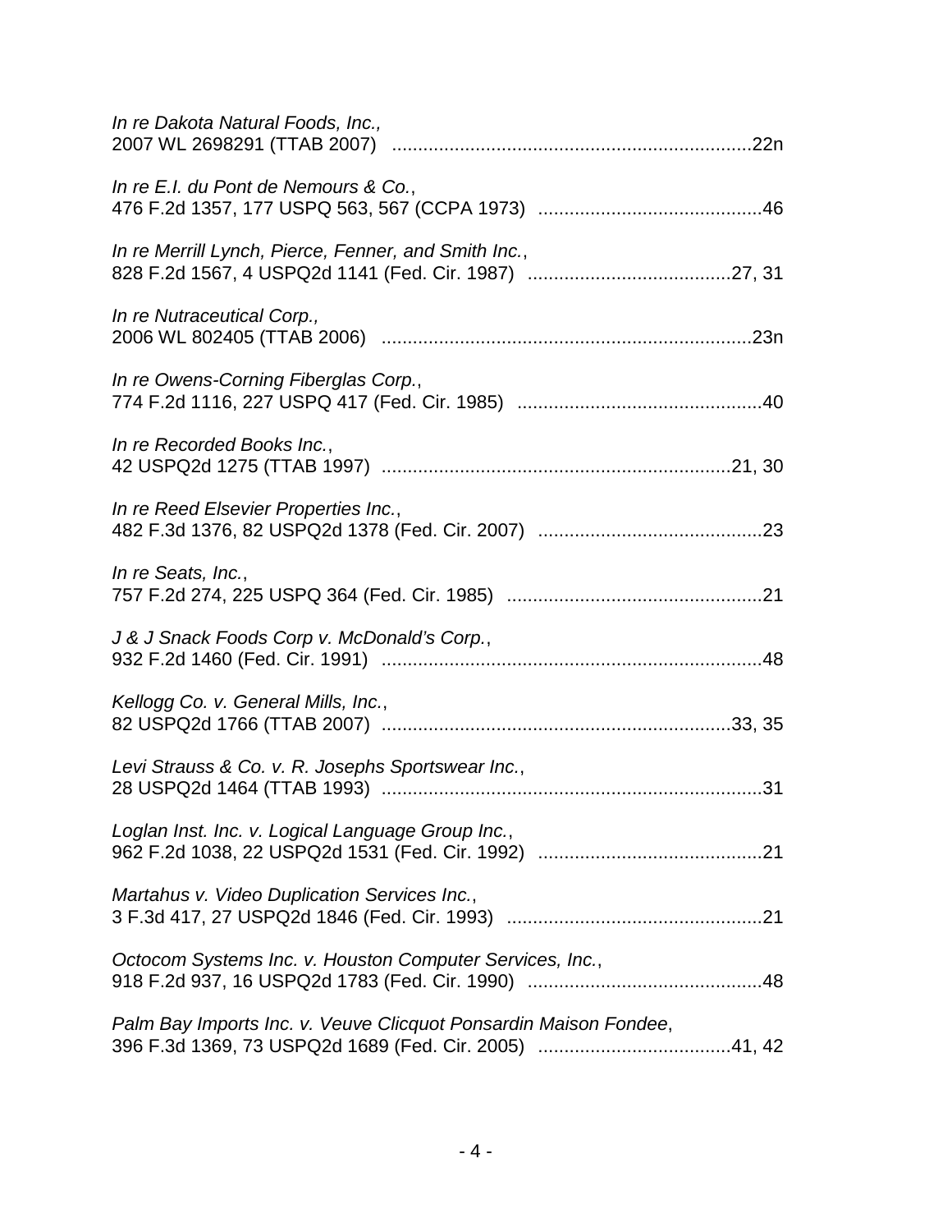*In re Dakota Natural Foods, Inc.,*
2007 WL 2698291 (TTAB 2007) ....................................................................22n

*In re E.I. du Pont de Nemours & Co.*,
476 F.2d 1357, 177 USPQ 563, 567 (CCPA 1973) ...........................................46

*In re Merrill Lynch, Pierce, Fenner, and Smith Inc.*,
828 F.2d 1567, 4 USPQ2d 1141 (Fed. Cir. 1987) .......................................27, 31

*In re Nutraceutical Corp.,*
2006 WL 802405 (TTAB 2006) ......................................................................23n

*In re Owens-Corning Fiberglas Corp.*,
774 F.2d 1116, 227 USPQ 417 (Fed. Cir. 1985) ..............................................40

*In re Recorded Books Inc.*,
42 USPQ2d 1275 (TTAB 1997) ...................................................................21, 30

*In re Reed Elsevier Properties Inc.*,
482 F.3d 1376, 82 USPQ2d 1378 (Fed. Cir. 2007) ...........................................23

*In re Seats, Inc.*,
757 F.2d 274, 225 USPQ 364 (Fed. Cir. 1985) ................................................21

*J & J Snack Foods Corp v. McDonald's Corp.*,
932 F.2d 1460 (Fed. Cir. 1991) ........................................................................48

*Kellogg Co. v. General Mills, Inc.*,
82 USPQ2d 1766 (TTAB 2007) ...................................................................33, 35

*Levi Strauss & Co. v. R. Josephs Sportswear Inc.*,
28 USPQ2d 1464 (TTAB 1993) ........................................................................31

*Loglan Inst. Inc. v. Logical Language Group Inc.*,
962 F.2d 1038, 22 USPQ2d 1531 (Fed. Cir. 1992) ...........................................21

*Martahus v. Video Duplication Services Inc.*,
3 F.3d 417, 27 USPQ2d 1846 (Fed. Cir. 1993) ................................................21

*Octocom Systems Inc. v. Houston Computer Services, Inc.*,
918 F.2d 937, 16 USPQ2d 1783 (Fed. Cir. 1990) ............................................48

*Palm Bay Imports Inc. v. Veuve Clicquot Ponsardin Maison Fondee*,
396 F.3d 1369, 73 USPQ2d 1689 (Fed. Cir. 2005) .....................................41, 42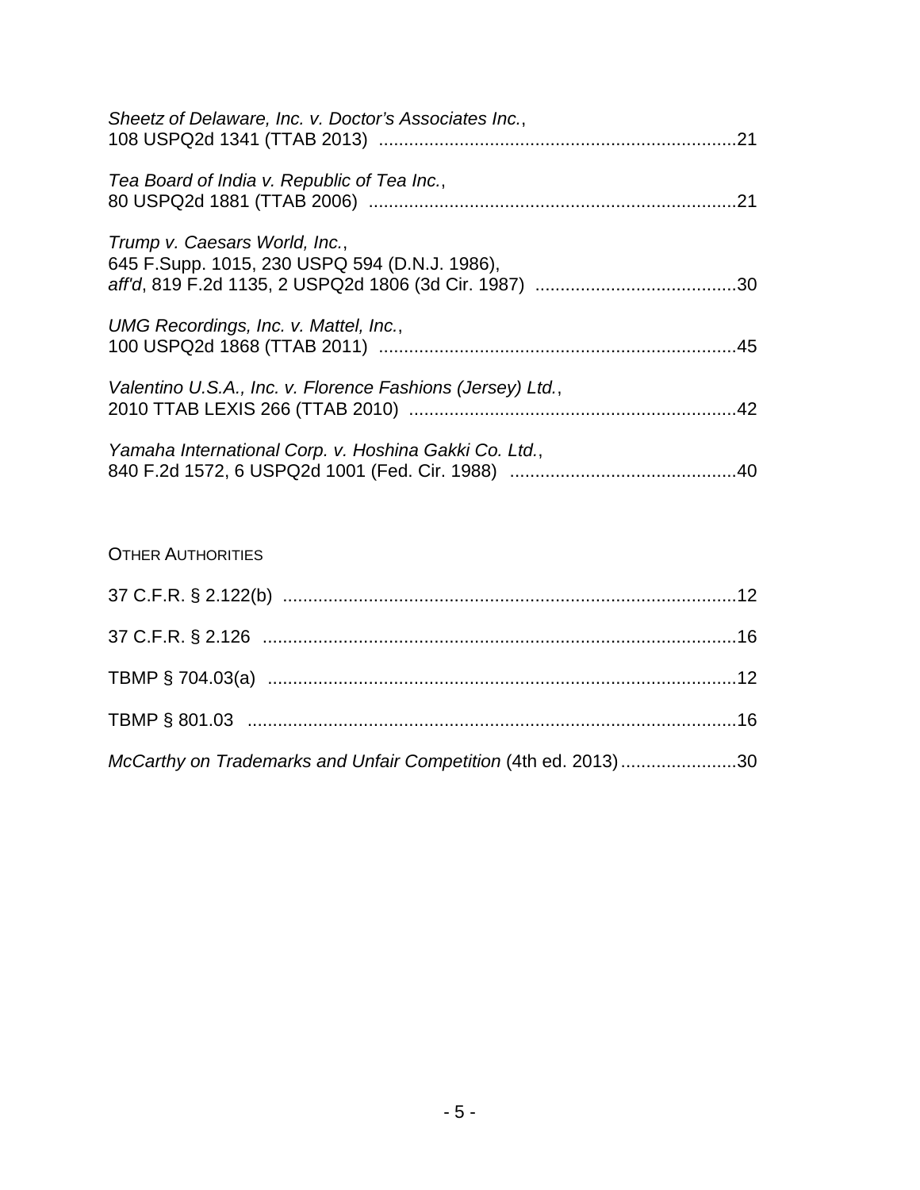*Sheetz of Delaware, Inc. v. Doctor's Associates Inc.*,
108 USPQ2d 1341 (TTAB 2013) ........................................................................21

*Tea Board of India v. Republic of Tea Inc.*,
80 USPQ2d 1881 (TTAB 2006) ........................................................................21

*Trump v. Caesars World, Inc.*,
645 F.Supp. 1015, 230 USPQ 594 (D.N.J. 1986),
*aff'd*, 819 F.2d 1135, 2 USPQ2d 1806 (3d Cir. 1987) ........................................30

*UMG Recordings, Inc. v. Mattel, Inc.*,
100 USPQ2d 1868 (TTAB 2011) ......................................................................45

*Valentino U.S.A., Inc. v. Florence Fashions (Jersey) Ltd.*,
2010 TTAB LEXIS 266 (TTAB 2010) ................................................................42

*Yamaha International Corp. v. Hoshina Gakki Co. Ltd.*,
840 F.2d 1572, 6 USPQ2d 1001 (Fed. Cir. 1988) .............................................40

OTHER AUTHORITIES

37 C.F.R. § 2.122(b) .........................................................................................12

37 C.F.R. § 2.126 .............................................................................................16

TBMP § 704.03(a) ............................................................................................12

TBMP § 801.03 ................................................................................................16

*McCarthy on Trademarks and Unfair Competition* (4th ed. 2013).......................30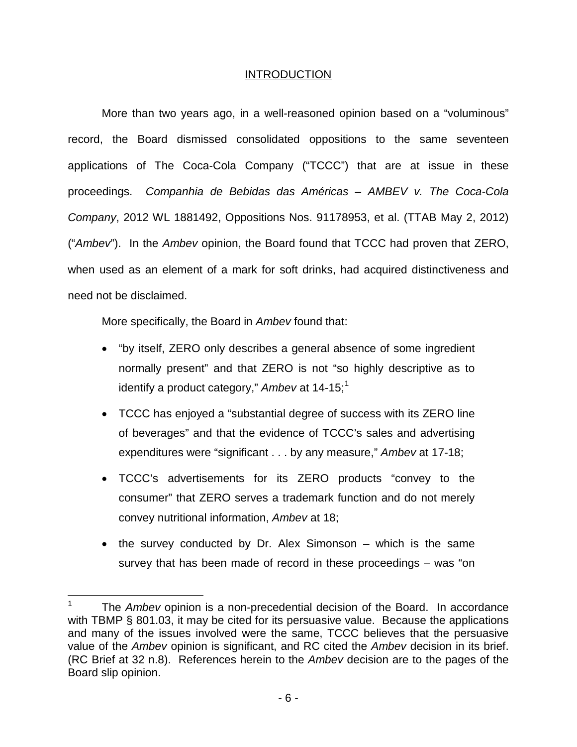## INTRODUCTION

More than two years ago, in a well-reasoned opinion based on a "voluminous" record, the Board dismissed consolidated oppositions to the same seventeen applications of The Coca-Cola Company ("TCCC") that are at issue in these proceedings. *Companhia de Bebidas das Américas – AMBEV v. The Coca-Cola Company*, 2012 WL 1881492, Oppositions Nos. 91178953, et al. (TTAB May 2, 2012) ("*Ambev*"). In the *Ambev* opinion, the Board found that TCCC had proven that ZERO, when used as an element of a mark for soft drinks, had acquired distinctiveness and need not be disclaimed.

More specifically, the Board in *Ambev* found that:

- "by itself, ZERO only describes a general absence of some ingredient normally present" and that ZERO is not "so highly descriptive as to identify a product category," *Ambev* at 14-15;[1]
- TCCC has enjoyed a "substantial degree of success with its ZERO line of beverages" and that the evidence of TCCC's sales and advertising expenditures were "significant . . . by any measure," *Ambev* at 17-18;
- TCCC's advertisements for its ZERO products "convey to the consumer" that ZERO serves a trademark function and do not merely convey nutritional information, *Ambev* at 18;
- the survey conducted by Dr. Alex Simonson – which is the same survey that has been made of record in these proceedings – was "on

[1] The *Ambev* opinion is a non-precedential decision of the Board. In accordance with TBMP § 801.03, it may be cited for its persuasive value. Because the applications and many of the issues involved were the same, TCCC believes that the persuasive value of the *Ambev* opinion is significant, and RC cited the *Ambev* decision in its brief. (RC Brief at 32 n.8). References herein to the *Ambev* decision are to the pages of the Board slip opinion.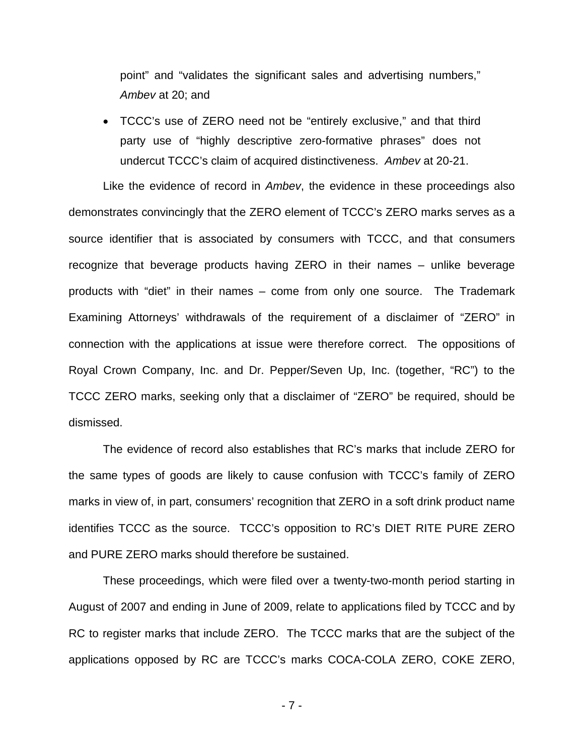point" and "validates the significant sales and advertising numbers," *Ambev* at 20; and

- TCCC's use of ZERO need not be "entirely exclusive," and that third party use of "highly descriptive zero-formative phrases" does not undercut TCCC's claim of acquired distinctiveness. *Ambev* at 20-21.

Like the evidence of record in *Ambev*, the evidence in these proceedings also demonstrates convincingly that the ZERO element of TCCC's ZERO marks serves as a source identifier that is associated by consumers with TCCC, and that consumers recognize that beverage products having ZERO in their names – unlike beverage products with "diet" in their names – come from only one source. The Trademark Examining Attorneys' withdrawals of the requirement of a disclaimer of "ZERO" in connection with the applications at issue were therefore correct. The oppositions of Royal Crown Company, Inc. and Dr. Pepper/Seven Up, Inc. (together, "RC") to the TCCC ZERO marks, seeking only that a disclaimer of "ZERO" be required, should be dismissed.

The evidence of record also establishes that RC's marks that include ZERO for the same types of goods are likely to cause confusion with TCCC's family of ZERO marks in view of, in part, consumers' recognition that ZERO in a soft drink product name identifies TCCC as the source. TCCC's opposition to RC's DIET RITE PURE ZERO and PURE ZERO marks should therefore be sustained.

These proceedings, which were filed over a twenty-two-month period starting in August of 2007 and ending in June of 2009, relate to applications filed by TCCC and by RC to register marks that include ZERO. The TCCC marks that are the subject of the applications opposed by RC are TCCC's marks COCA-COLA ZERO, COKE ZERO,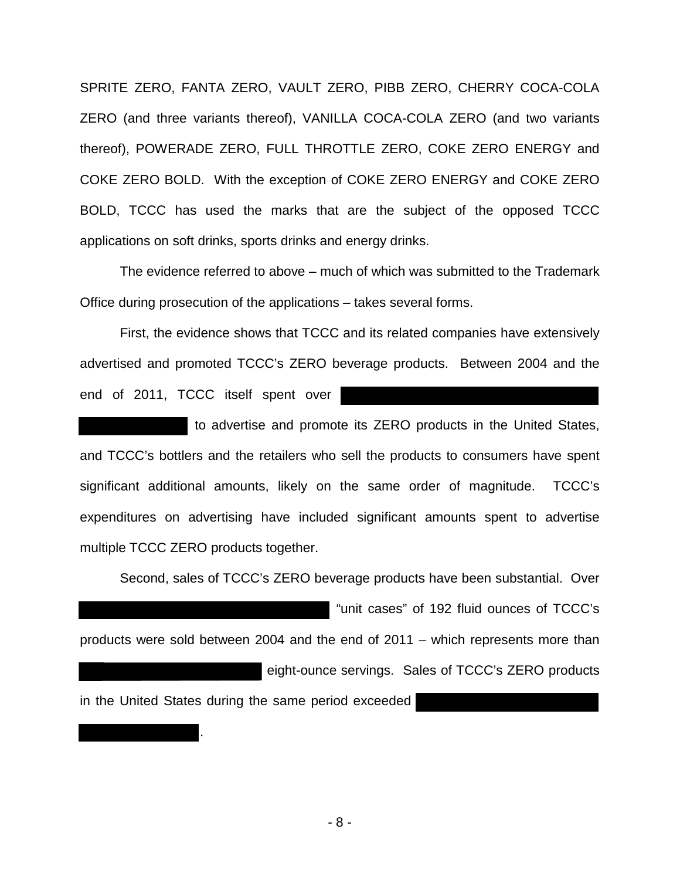SPRITE ZERO, FANTA ZERO, VAULT ZERO, PIBB ZERO, CHERRY COCA-COLA ZERO (and three variants thereof), VANILLA COCA-COLA ZERO (and two variants thereof), POWERADE ZERO, FULL THROTTLE ZERO, COKE ZERO ENERGY and COKE ZERO BOLD. With the exception of COKE ZERO ENERGY and COKE ZERO BOLD, TCCC has used the marks that are the subject of the opposed TCCC applications on soft drinks, sports drinks and energy drinks.

The evidence referred to above – much of which was submitted to the Trademark Office during prosecution of the applications – takes several forms.

First, the evidence shows that TCCC and its related companies have extensively advertised and promoted TCCC's ZERO beverage products. Between 2004 and the end of 2011, TCCC itself spent over [REDACTED] to advertise and promote its ZERO products in the United States, and TCCC's bottlers and the retailers who sell the products to consumers have spent significant additional amounts, likely on the same order of magnitude. TCCC's expenditures on advertising have included significant amounts spent to advertise multiple TCCC ZERO products together.

Second, sales of TCCC's ZERO beverage products have been substantial. Over [REDACTED] "unit cases" of 192 fluid ounces of TCCC's products were sold between 2004 and the end of 2011 – which represents more than [REDACTED] eight-ounce servings. Sales of TCCC's ZERO products in the United States during the same period exceeded [REDACTED].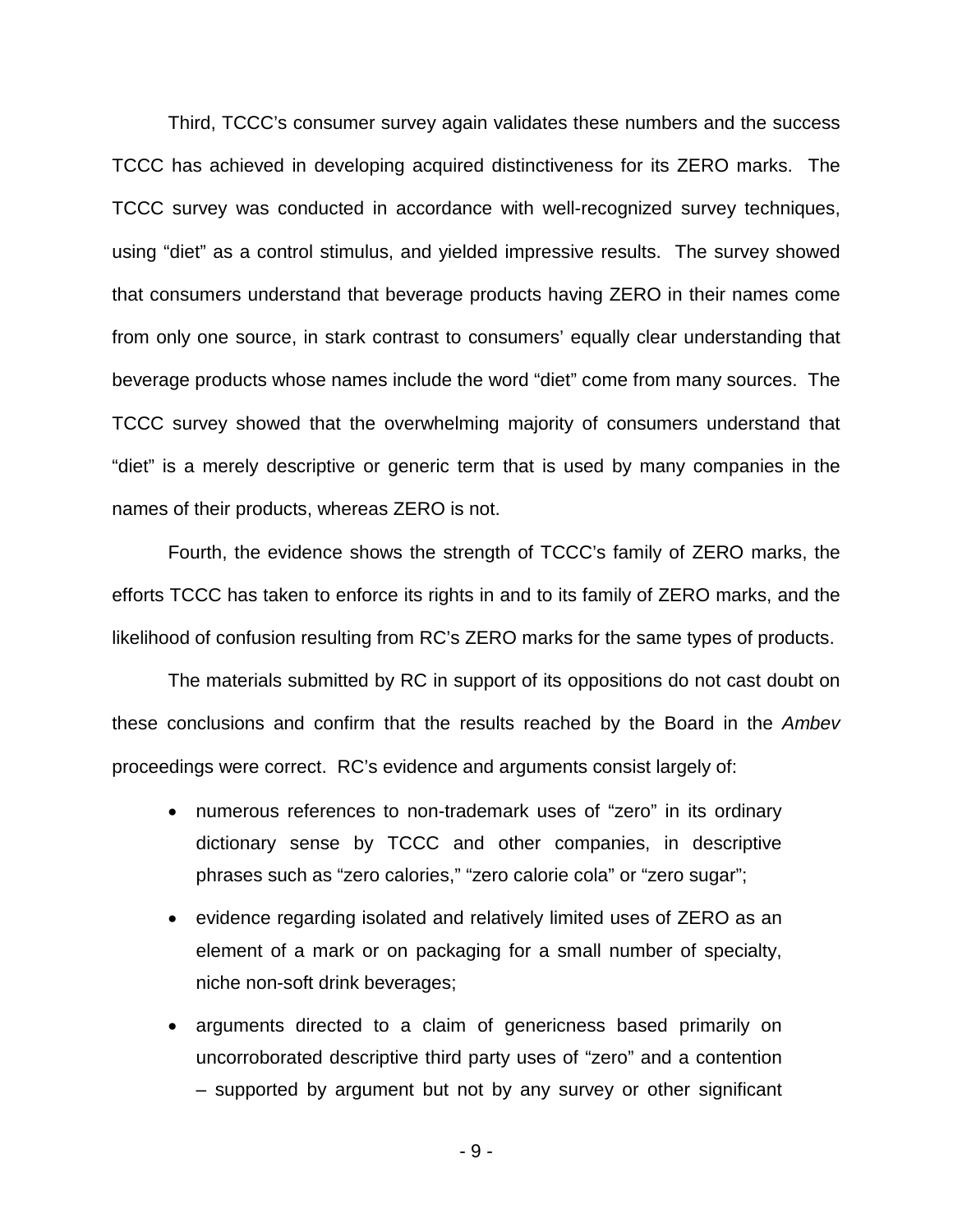Third, TCCC's consumer survey again validates these numbers and the success TCCC has achieved in developing acquired distinctiveness for its ZERO marks. The TCCC survey was conducted in accordance with well-recognized survey techniques, using "diet" as a control stimulus, and yielded impressive results. The survey showed that consumers understand that beverage products having ZERO in their names come from only one source, in stark contrast to consumers' equally clear understanding that beverage products whose names include the word "diet" come from many sources. The TCCC survey showed that the overwhelming majority of consumers understand that "diet" is a merely descriptive or generic term that is used by many companies in the names of their products, whereas ZERO is not.

Fourth, the evidence shows the strength of TCCC's family of ZERO marks, the efforts TCCC has taken to enforce its rights in and to its family of ZERO marks, and the likelihood of confusion resulting from RC's ZERO marks for the same types of products.

The materials submitted by RC in support of its oppositions do not cast doubt on these conclusions and confirm that the results reached by the Board in the *Ambev* proceedings were correct. RC's evidence and arguments consist largely of:

- numerous references to non-trademark uses of "zero" in its ordinary dictionary sense by TCCC and other companies, in descriptive phrases such as "zero calories," "zero calorie cola" or "zero sugar";
- evidence regarding isolated and relatively limited uses of ZERO as an element of a mark or on packaging for a small number of specialty, niche non-soft drink beverages;
- arguments directed to a claim of genericness based primarily on uncorroborated descriptive third party uses of "zero" and a contention – supported by argument but not by any survey or other significant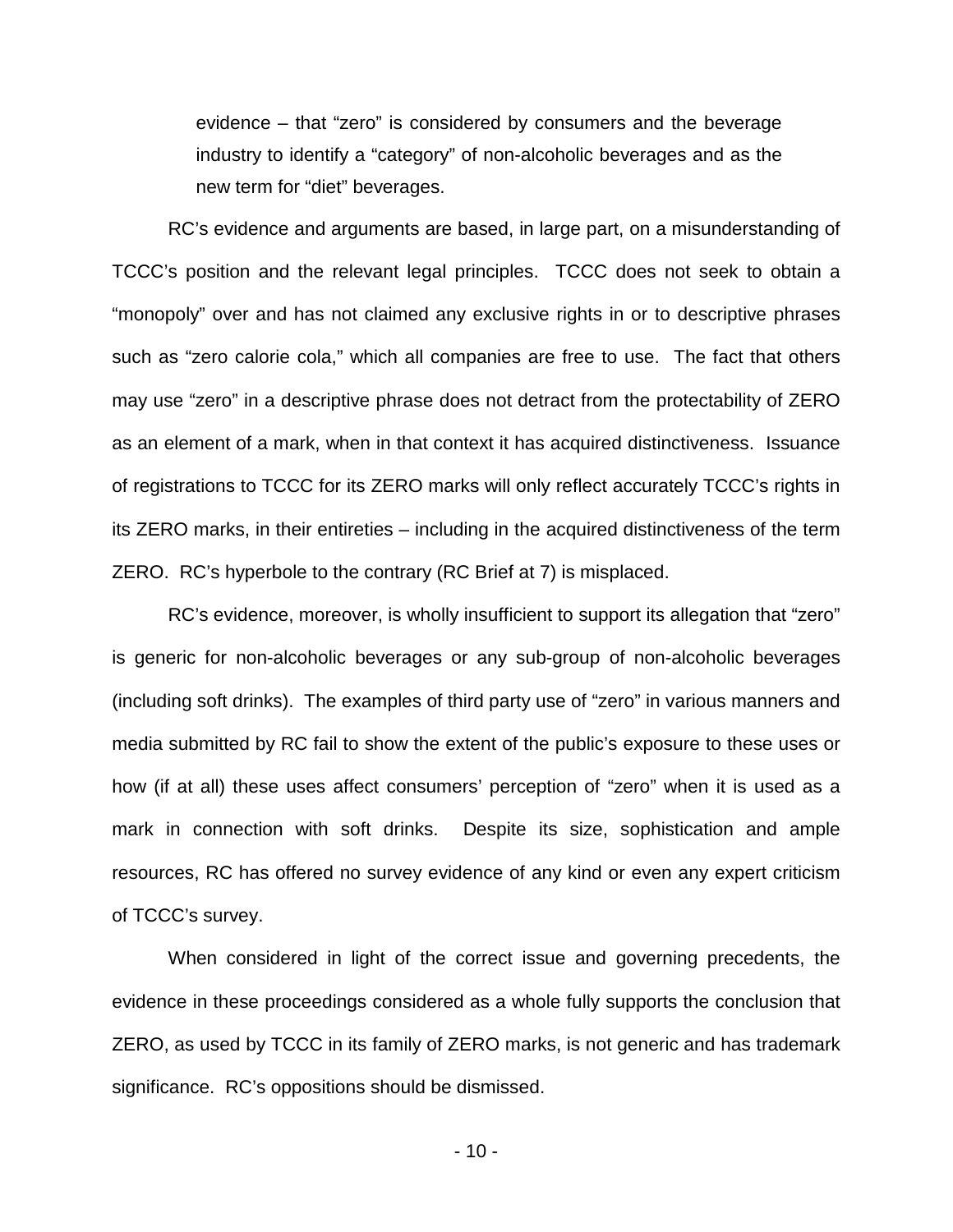evidence – that "zero" is considered by consumers and the beverage industry to identify a "category" of non-alcoholic beverages and as the new term for "diet" beverages.

RC's evidence and arguments are based, in large part, on a misunderstanding of TCCC's position and the relevant legal principles. TCCC does not seek to obtain a "monopoly" over and has not claimed any exclusive rights in or to descriptive phrases such as "zero calorie cola," which all companies are free to use. The fact that others may use "zero" in a descriptive phrase does not detract from the protectability of ZERO as an element of a mark, when in that context it has acquired distinctiveness. Issuance of registrations to TCCC for its ZERO marks will only reflect accurately TCCC's rights in its ZERO marks, in their entireties – including in the acquired distinctiveness of the term ZERO. RC's hyperbole to the contrary (RC Brief at 7) is misplaced.

RC's evidence, moreover, is wholly insufficient to support its allegation that "zero" is generic for non-alcoholic beverages or any sub-group of non-alcoholic beverages (including soft drinks). The examples of third party use of "zero" in various manners and media submitted by RC fail to show the extent of the public's exposure to these uses or how (if at all) these uses affect consumers' perception of "zero" when it is used as a mark in connection with soft drinks. Despite its size, sophistication and ample resources, RC has offered no survey evidence of any kind or even any expert criticism of TCCC's survey.

When considered in light of the correct issue and governing precedents, the evidence in these proceedings considered as a whole fully supports the conclusion that ZERO, as used by TCCC in its family of ZERO marks, is not generic and has trademark significance. RC's oppositions should be dismissed.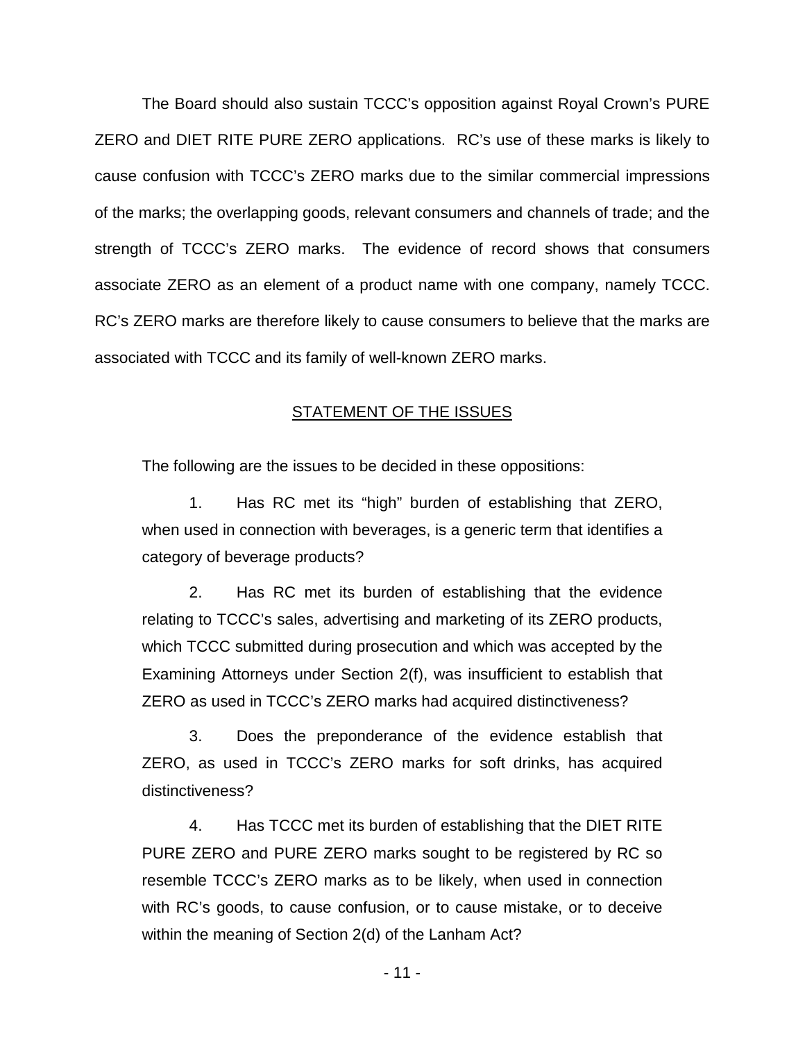The Board should also sustain TCCC's opposition against Royal Crown's PURE ZERO and DIET RITE PURE ZERO applications. RC's use of these marks is likely to cause confusion with TCCC's ZERO marks due to the similar commercial impressions of the marks; the overlapping goods, relevant consumers and channels of trade; and the strength of TCCC's ZERO marks. The evidence of record shows that consumers associate ZERO as an element of a product name with one company, namely TCCC. RC's ZERO marks are therefore likely to cause consumers to believe that the marks are associated with TCCC and its family of well-known ZERO marks.

## STATEMENT OF THE ISSUES

The following are the issues to be decided in these oppositions:

> 1. Has RC met its "high" burden of establishing that ZERO, when used in connection with beverages, is a generic term that identifies a category of beverage products?
>
> 2. Has RC met its burden of establishing that the evidence relating to TCCC's sales, advertising and marketing of its ZERO products, which TCCC submitted during prosecution and which was accepted by the Examining Attorneys under Section 2(f), was insufficient to establish that ZERO as used in TCCC's ZERO marks had acquired distinctiveness?
>
> 3. Does the preponderance of the evidence establish that ZERO, as used in TCCC's ZERO marks for soft drinks, has acquired distinctiveness?
>
> 4. Has TCCC met its burden of establishing that the DIET RITE PURE ZERO and PURE ZERO marks sought to be registered by RC so resemble TCCC's ZERO marks as to be likely, when used in connection with RC's goods, to cause confusion, or to cause mistake, or to deceive within the meaning of Section 2(d) of the Lanham Act?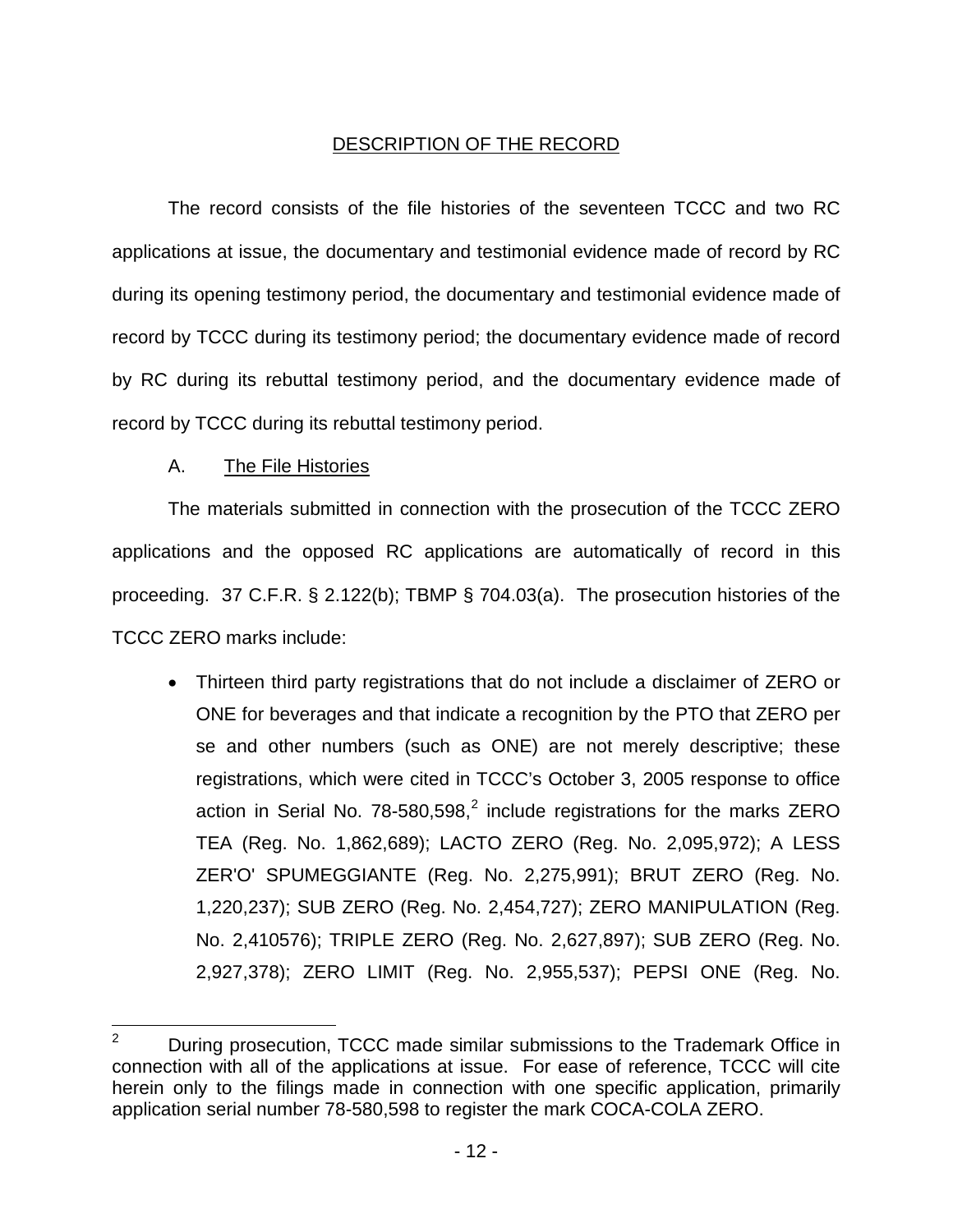## DESCRIPTION OF THE RECORD

The record consists of the file histories of the seventeen TCCC and two RC applications at issue, the documentary and testimonial evidence made of record by RC during its opening testimony period, the documentary and testimonial evidence made of record by TCCC during its testimony period; the documentary evidence made of record by RC during its rebuttal testimony period, and the documentary evidence made of record by TCCC during its rebuttal testimony period.

### A. The File Histories

The materials submitted in connection with the prosecution of the TCCC ZERO applications and the opposed RC applications are automatically of record in this proceeding. 37 C.F.R. § 2.122(b); TBMP § 704.03(a). The prosecution histories of the TCCC ZERO marks include:

- Thirteen third party registrations that do not include a disclaimer of ZERO or ONE for beverages and that indicate a recognition by the PTO that ZERO per se and other numbers (such as ONE) are not merely descriptive; these registrations, which were cited in TCCC's October 3, 2005 response to office action in Serial No. 78-580,598,[2] include registrations for the marks ZERO TEA (Reg. No. 1,862,689); LACTO ZERO (Reg. No. 2,095,972); A LESS ZER'O' SPUMEGGIANTE (Reg. No. 2,275,991); BRUT ZERO (Reg. No. 1,220,237); SUB ZERO (Reg. No. 2,454,727); ZERO MANIPULATION (Reg. No. 2,410576); TRIPLE ZERO (Reg. No. 2,627,897); SUB ZERO (Reg. No. 2,927,378); ZERO LIMIT (Reg. No. 2,955,537); PEPSI ONE (Reg. No.

[2] During prosecution, TCCC made similar submissions to the Trademark Office in connection with all of the applications at issue. For ease of reference, TCCC will cite herein only to the filings made in connection with one specific application, primarily application serial number 78-580,598 to register the mark COCA-COLA ZERO.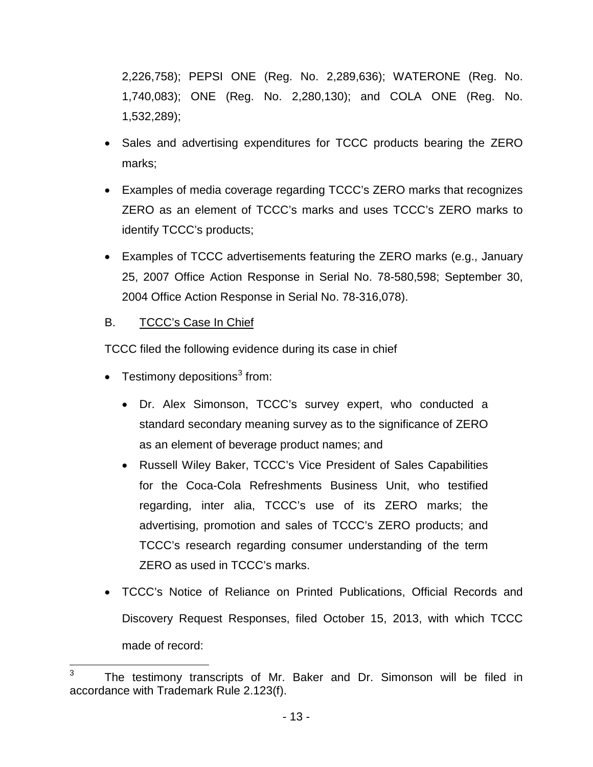2,226,758); PEPSI ONE (Reg. No. 2,289,636); WATERONE (Reg. No. 1,740,083); ONE (Reg. No. 2,280,130); and COLA ONE (Reg. No. 1,532,289);

- Sales and advertising expenditures for TCCC products bearing the ZERO marks;
- Examples of media coverage regarding TCCC's ZERO marks that recognizes ZERO as an element of TCCC's marks and uses TCCC's ZERO marks to identify TCCC's products;
- Examples of TCCC advertisements featuring the ZERO marks (e.g., January 25, 2007 Office Action Response in Serial No. 78-580,598; September 30, 2004 Office Action Response in Serial No. 78-316,078).

B. TCCC's Case In Chief

TCCC filed the following evidence during its case in chief

- Testimony depositions[3] from:
  - Dr. Alex Simonson, TCCC's survey expert, who conducted a standard secondary meaning survey as to the significance of ZERO as an element of beverage product names; and
  - Russell Wiley Baker, TCCC's Vice President of Sales Capabilities for the Coca-Cola Refreshments Business Unit, who testified regarding, inter alia, TCCC's use of its ZERO marks; the advertising, promotion and sales of TCCC's ZERO products; and TCCC's research regarding consumer understanding of the term ZERO as used in TCCC's marks.
- TCCC's Notice of Reliance on Printed Publications, Official Records and Discovery Request Responses, filed October 15, 2013, with which TCCC made of record:

[3] The testimony transcripts of Mr. Baker and Dr. Simonson will be filed in accordance with Trademark Rule 2.123(f).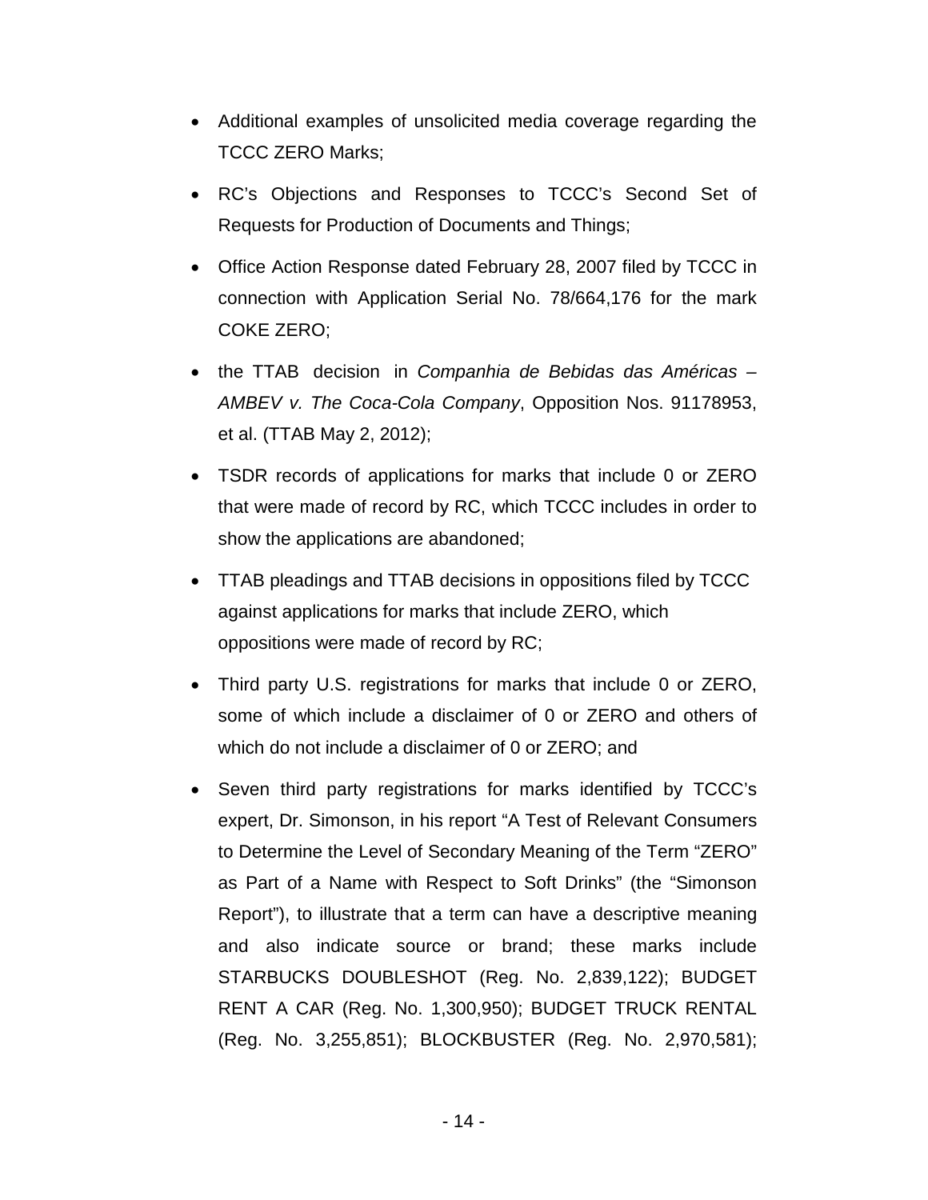- Additional examples of unsolicited media coverage regarding the TCCC ZERO Marks;
- RC's Objections and Responses to TCCC's Second Set of Requests for Production of Documents and Things;
- Office Action Response dated February 28, 2007 filed by TCCC in connection with Application Serial No. 78/664,176 for the mark COKE ZERO;
- the TTAB decision in *Companhia de Bebidas das Américas – AMBEV v. The Coca-Cola Company*, Opposition Nos. 91178953, et al. (TTAB May 2, 2012);
- TSDR records of applications for marks that include 0 or ZERO that were made of record by RC, which TCCC includes in order to show the applications are abandoned;
- TTAB pleadings and TTAB decisions in oppositions filed by TCCC against applications for marks that include ZERO, which oppositions were made of record by RC;
- Third party U.S. registrations for marks that include 0 or ZERO, some of which include a disclaimer of 0 or ZERO and others of which do not include a disclaimer of 0 or ZERO; and
- Seven third party registrations for marks identified by TCCC's expert, Dr. Simonson, in his report "A Test of Relevant Consumers to Determine the Level of Secondary Meaning of the Term "ZERO" as Part of a Name with Respect to Soft Drinks" (the "Simonson Report"), to illustrate that a term can have a descriptive meaning and also indicate source or brand; these marks include STARBUCKS DOUBLESHOT (Reg. No. 2,839,122); BUDGET RENT A CAR (Reg. No. 1,300,950); BUDGET TRUCK RENTAL (Reg. No. 3,255,851); BLOCKBUSTER (Reg. No. 2,970,581);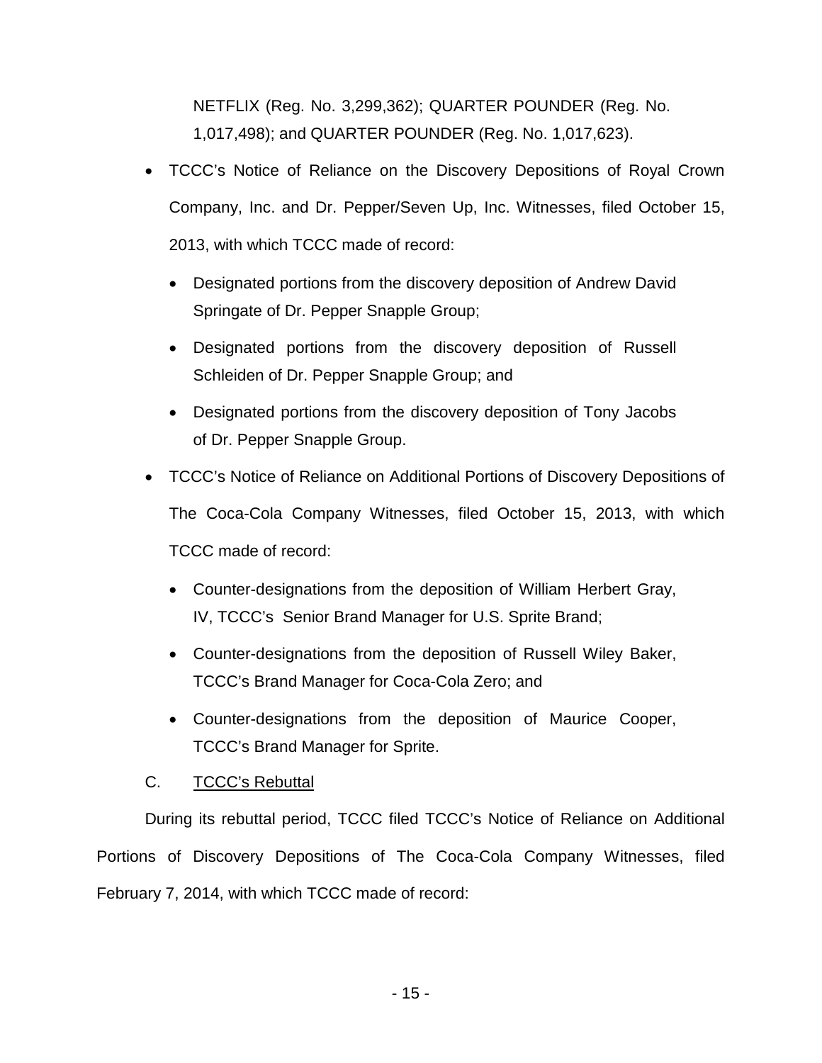NETFLIX (Reg. No. 3,299,362); QUARTER POUNDER (Reg. No. 1,017,498); and QUARTER POUNDER (Reg. No. 1,017,623).

- TCCC's Notice of Reliance on the Discovery Depositions of Royal Crown Company, Inc. and Dr. Pepper/Seven Up, Inc. Witnesses, filed October 15, 2013, with which TCCC made of record:
  - Designated portions from the discovery deposition of Andrew David Springate of Dr. Pepper Snapple Group;
  - Designated portions from the discovery deposition of Russell Schleiden of Dr. Pepper Snapple Group; and
  - Designated portions from the discovery deposition of Tony Jacobs of Dr. Pepper Snapple Group.
- TCCC's Notice of Reliance on Additional Portions of Discovery Depositions of The Coca-Cola Company Witnesses, filed October 15, 2013, with which TCCC made of record:
  - Counter-designations from the deposition of William Herbert Gray, IV, TCCC's Senior Brand Manager for U.S. Sprite Brand;
  - Counter-designations from the deposition of Russell Wiley Baker, TCCC's Brand Manager for Coca-Cola Zero; and
  - Counter-designations from the deposition of Maurice Cooper, TCCC's Brand Manager for Sprite.

C. <u>TCCC's Rebuttal</u>

During its rebuttal period, TCCC filed TCCC's Notice of Reliance on Additional Portions of Discovery Depositions of The Coca-Cola Company Witnesses, filed February 7, 2014, with which TCCC made of record: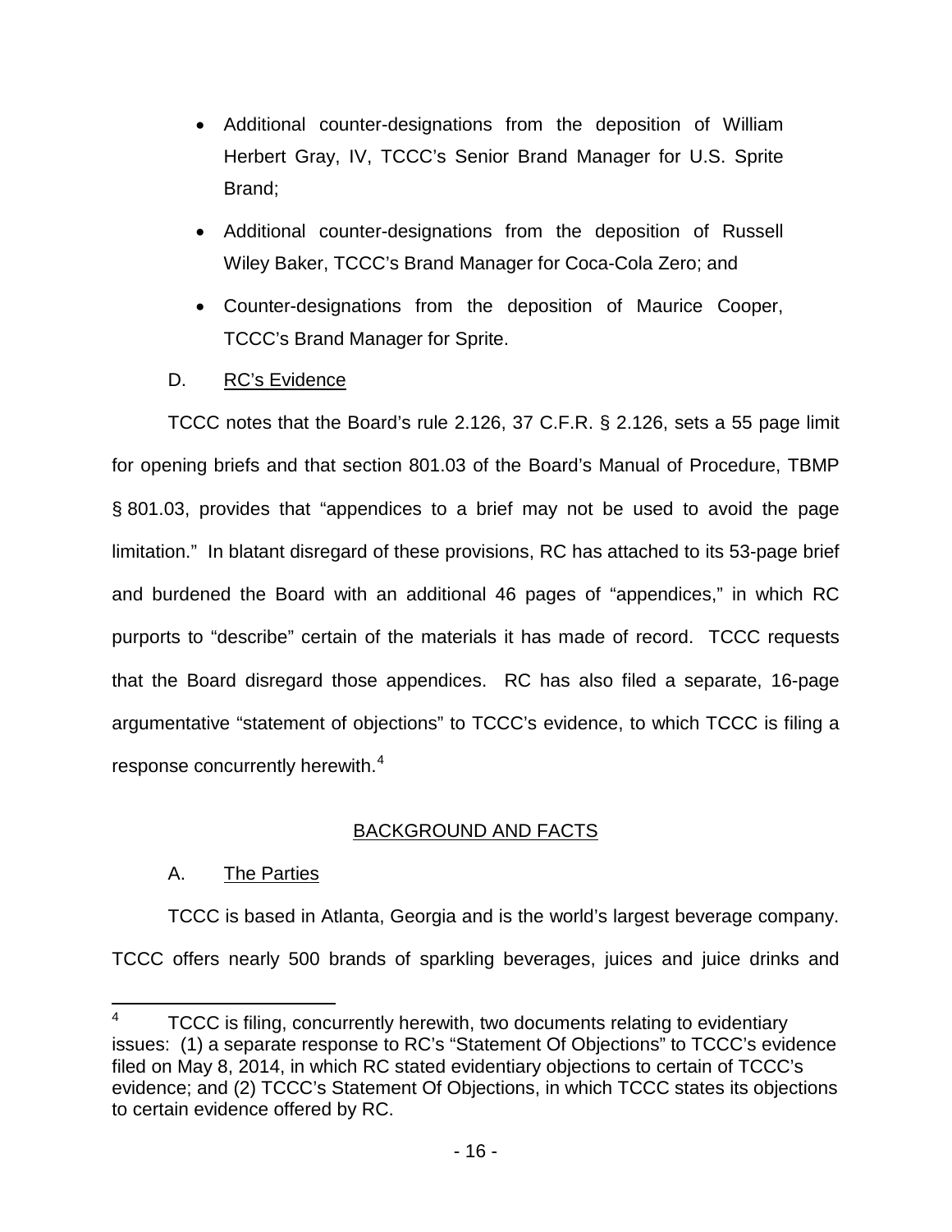- Additional counter-designations from the deposition of William Herbert Gray, IV, TCCC's Senior Brand Manager for U.S. Sprite Brand;
- Additional counter-designations from the deposition of Russell Wiley Baker, TCCC's Brand Manager for Coca-Cola Zero; and
- Counter-designations from the deposition of Maurice Cooper, TCCC's Brand Manager for Sprite.

D. RC's Evidence

TCCC notes that the Board's rule 2.126, 37 C.F.R. § 2.126, sets a 55 page limit for opening briefs and that section 801.03 of the Board's Manual of Procedure, TBMP § 801.03, provides that "appendices to a brief may not be used to avoid the page limitation." In blatant disregard of these provisions, RC has attached to its 53-page brief and burdened the Board with an additional 46 pages of "appendices," in which RC purports to "describe" certain of the materials it has made of record. TCCC requests that the Board disregard those appendices. RC has also filed a separate, 16-page argumentative "statement of objections" to TCCC's evidence, to which TCCC is filing a response concurrently herewith.[4]

## BACKGROUND AND FACTS

A. The Parties

TCCC is based in Atlanta, Georgia and is the world's largest beverage company. TCCC offers nearly 500 brands of sparkling beverages, juices and juice drinks and

[4] TCCC is filing, concurrently herewith, two documents relating to evidentiary issues: (1) a separate response to RC's "Statement Of Objections" to TCCC's evidence filed on May 8, 2014, in which RC stated evidentiary objections to certain of TCCC's evidence; and (2) TCCC's Statement Of Objections, in which TCCC states its objections to certain evidence offered by RC.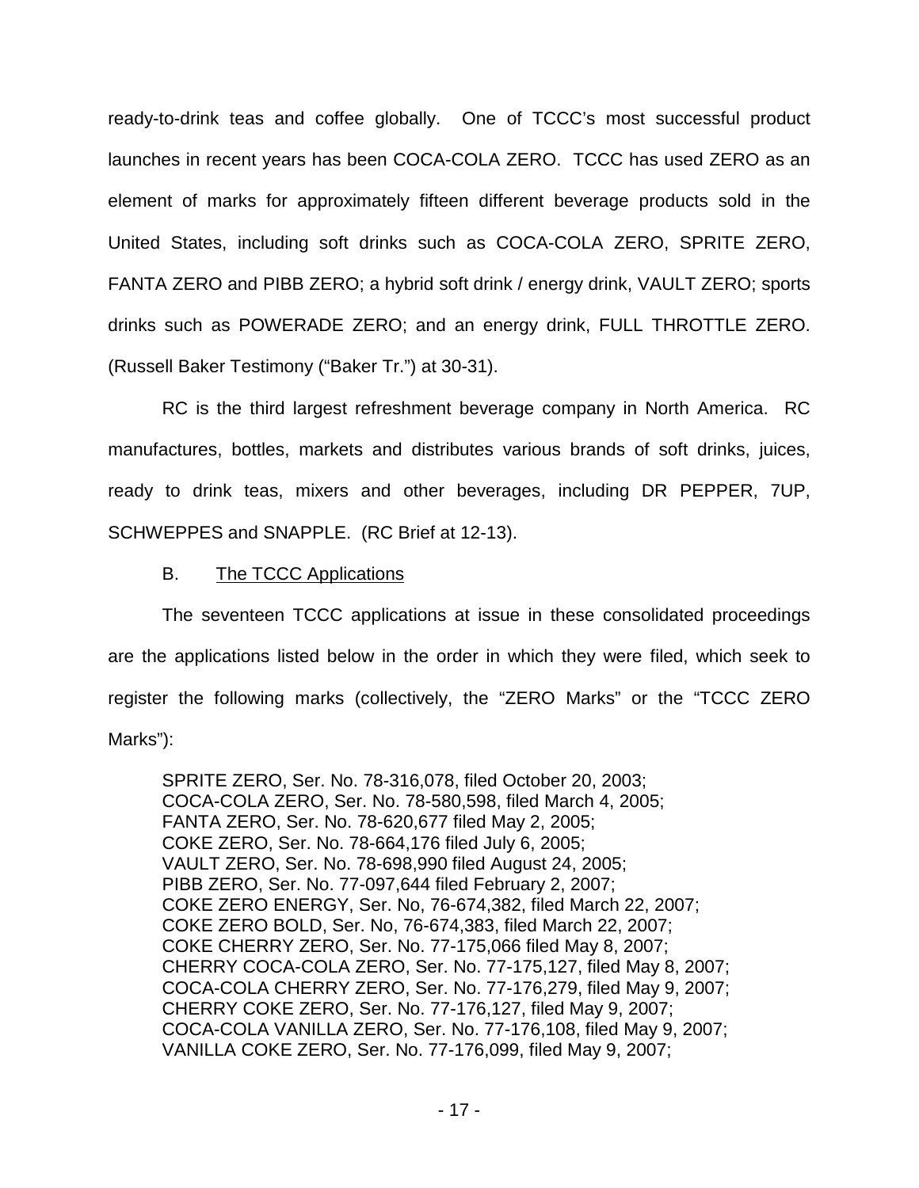ready-to-drink teas and coffee globally. One of TCCC's most successful product launches in recent years has been COCA-COLA ZERO. TCCC has used ZERO as an element of marks for approximately fifteen different beverage products sold in the United States, including soft drinks such as COCA-COLA ZERO, SPRITE ZERO, FANTA ZERO and PIBB ZERO; a hybrid soft drink / energy drink, VAULT ZERO; sports drinks such as POWERADE ZERO; and an energy drink, FULL THROTTLE ZERO. (Russell Baker Testimony ("Baker Tr.") at 30-31).

RC is the third largest refreshment beverage company in North America. RC manufactures, bottles, markets and distributes various brands of soft drinks, juices, ready to drink teas, mixers and other beverages, including DR PEPPER, 7UP, SCHWEPPES and SNAPPLE. (RC Brief at 12-13).

B. The TCCC Applications

The seventeen TCCC applications at issue in these consolidated proceedings are the applications listed below in the order in which they were filed, which seek to register the following marks (collectively, the "ZERO Marks" or the "TCCC ZERO Marks"):

> SPRITE ZERO, Ser. No. 78-316,078, filed October 20, 2003;
> COCA-COLA ZERO, Ser. No. 78-580,598, filed March 4, 2005;
> FANTA ZERO, Ser. No. 78-620,677 filed May 2, 2005;
> COKE ZERO, Ser. No. 78-664,176 filed July 6, 2005;
> VAULT ZERO, Ser. No. 78-698,990 filed August 24, 2005;
> PIBB ZERO, Ser. No. 77-097,644 filed February 2, 2007;
> COKE ZERO ENERGY, Ser. No, 76-674,382, filed March 22, 2007;
> COKE ZERO BOLD, Ser. No, 76-674,383, filed March 22, 2007;
> COKE CHERRY ZERO, Ser. No. 77-175,066 filed May 8, 2007;
> CHERRY COCA-COLA ZERO, Ser. No. 77-175,127, filed May 8, 2007;
> COCA-COLA CHERRY ZERO, Ser. No. 77-176,279, filed May 9, 2007;
> CHERRY COKE ZERO, Ser. No. 77-176,127, filed May 9, 2007;
> COCA-COLA VANILLA ZERO, Ser. No. 77-176,108, filed May 9, 2007;
> VANILLA COKE ZERO, Ser. No. 77-176,099, filed May 9, 2007;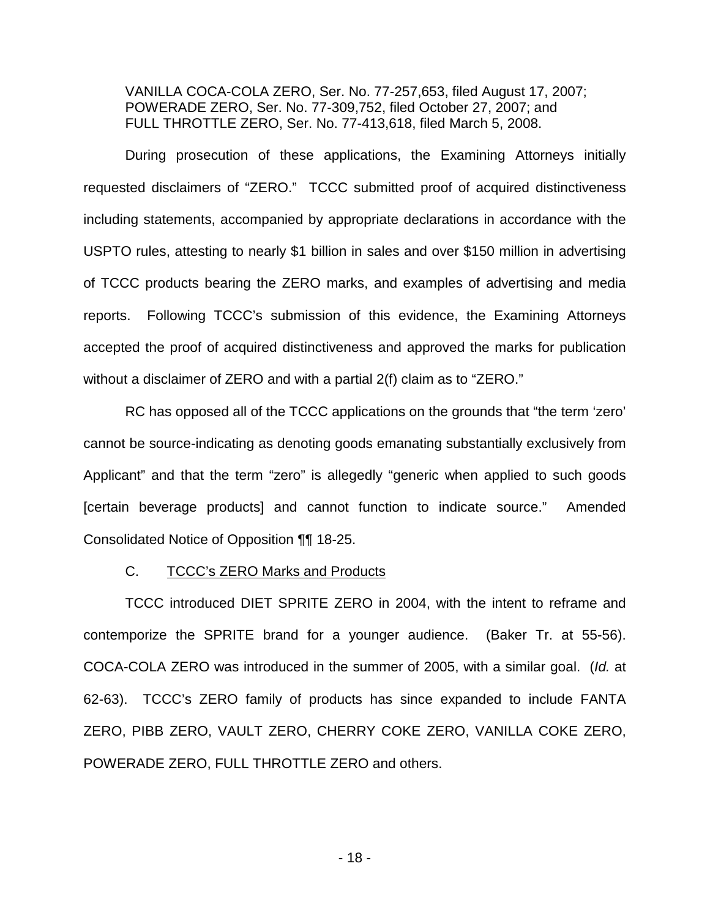VANILLA COCA-COLA ZERO, Ser. No. 77-257,653, filed August 17, 2007;
POWERADE ZERO, Ser. No. 77-309,752, filed October 27, 2007; and
FULL THROTTLE ZERO, Ser. No. 77-413,618, filed March 5, 2008.

During prosecution of these applications, the Examining Attorneys initially requested disclaimers of "ZERO." TCCC submitted proof of acquired distinctiveness including statements, accompanied by appropriate declarations in accordance with the USPTO rules, attesting to nearly $1 billion in sales and over $150 million in advertising of TCCC products bearing the ZERO marks, and examples of advertising and media reports. Following TCCC's submission of this evidence, the Examining Attorneys accepted the proof of acquired distinctiveness and approved the marks for publication without a disclaimer of ZERO and with a partial 2(f) claim as to "ZERO."

RC has opposed all of the TCCC applications on the grounds that "the term 'zero' cannot be source-indicating as denoting goods emanating substantially exclusively from Applicant" and that the term "zero" is allegedly "generic when applied to such goods [certain beverage products] and cannot function to indicate source." Amended Consolidated Notice of Opposition ¶¶ 18-25.

### C. <u>TCCC's ZERO Marks and Products</u>

TCCC introduced DIET SPRITE ZERO in 2004, with the intent to reframe and contemporize the SPRITE brand for a younger audience. (Baker Tr. at 55-56). COCA-COLA ZERO was introduced in the summer of 2005, with a similar goal. (*Id.* at 62-63). TCCC's ZERO family of products has since expanded to include FANTA ZERO, PIBB ZERO, VAULT ZERO, CHERRY COKE ZERO, VANILLA COKE ZERO, POWERADE ZERO, FULL THROTTLE ZERO and others.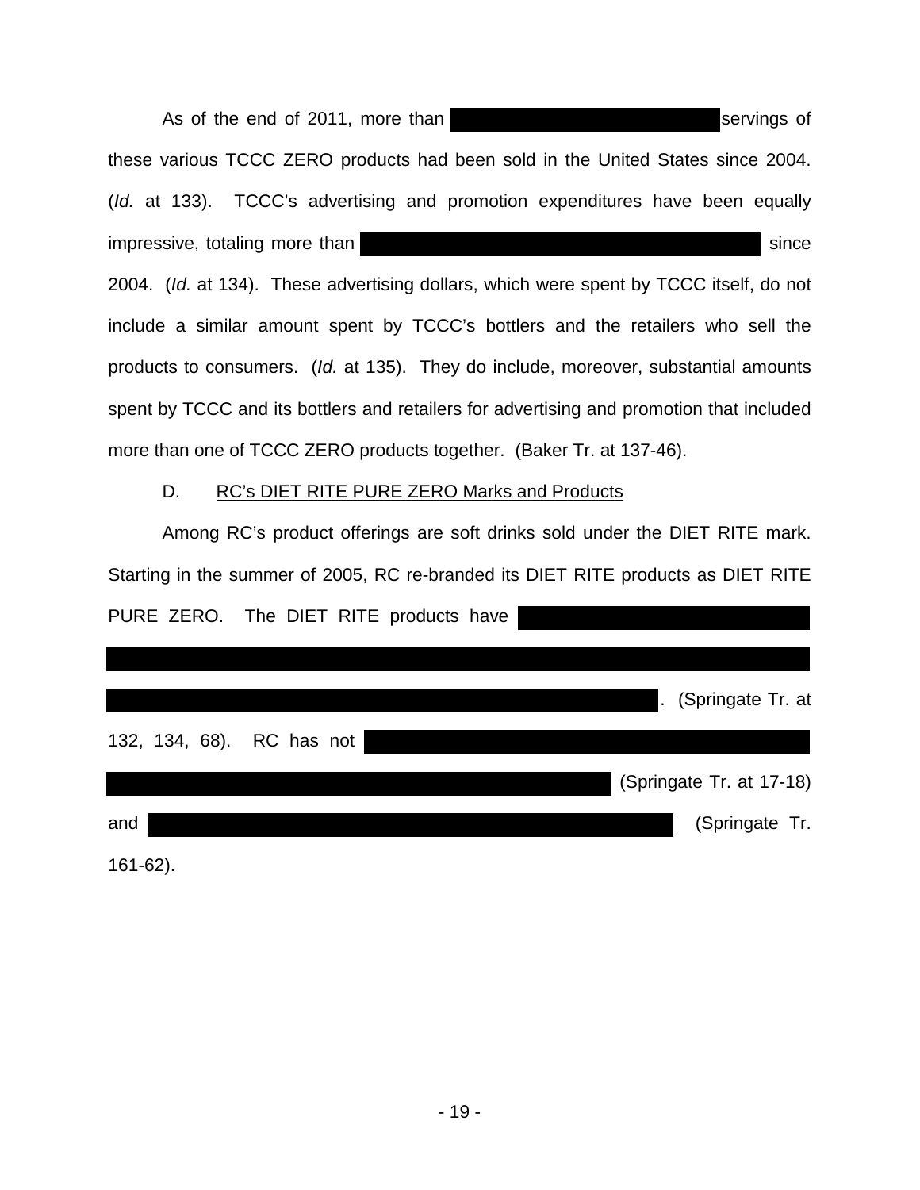As of the end of 2011, more than [REDACTED] servings of these various TCCC ZERO products had been sold in the United States since 2004. (*Id.* at 133). TCCC's advertising and promotion expenditures have been equally impressive, totaling more than [REDACTED] since 2004. (*Id.* at 134). These advertising dollars, which were spent by TCCC itself, do not include a similar amount spent by TCCC's bottlers and the retailers who sell the products to consumers. (*Id.* at 135). They do include, moreover, substantial amounts spent by TCCC and its bottlers and retailers for advertising and promotion that included more than one of TCCC ZERO products together. (Baker Tr. at 137-46).

D. RC's DIET RITE PURE ZERO Marks and Products

Among RC's product offerings are soft drinks sold under the DIET RITE mark. Starting in the summer of 2005, RC re-branded its DIET RITE products as DIET RITE PURE ZERO. The DIET RITE products have [REDACTED]. (Springate Tr. at 132, 134, 68). RC has not [REDACTED] (Springate Tr. at 17-18) and [REDACTED] (Springate Tr. 161-62).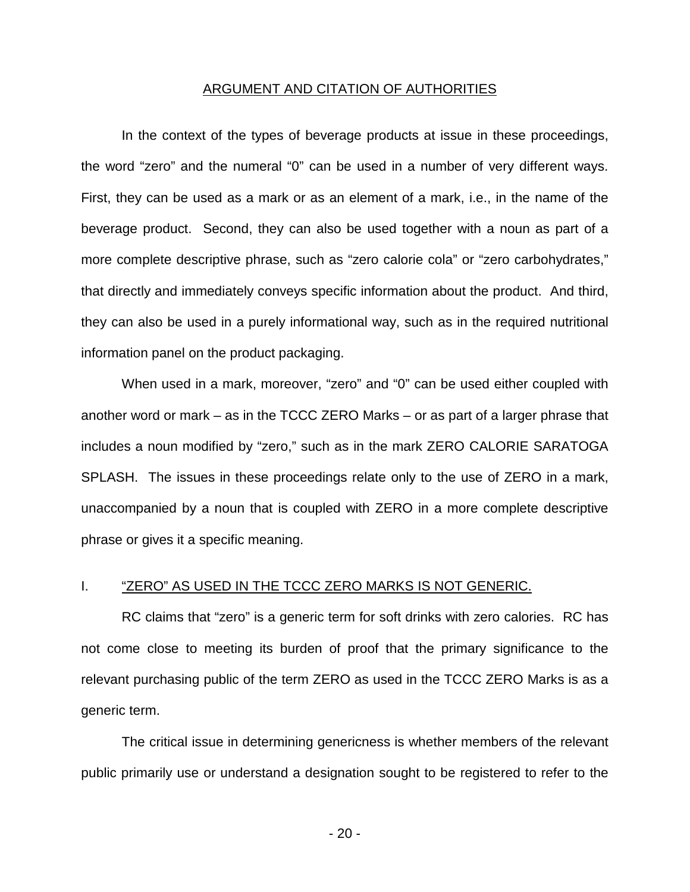## ARGUMENT AND CITATION OF AUTHORITIES

In the context of the types of beverage products at issue in these proceedings, the word "zero" and the numeral "0" can be used in a number of very different ways. First, they can be used as a mark or as an element of a mark, i.e., in the name of the beverage product. Second, they can also be used together with a noun as part of a more complete descriptive phrase, such as "zero calorie cola" or "zero carbohydrates," that directly and immediately conveys specific information about the product. And third, they can also be used in a purely informational way, such as in the required nutritional information panel on the product packaging.

When used in a mark, moreover, "zero" and "0" can be used either coupled with another word or mark – as in the TCCC ZERO Marks – or as part of a larger phrase that includes a noun modified by "zero," such as in the mark ZERO CALORIE SARATOGA SPLASH. The issues in these proceedings relate only to the use of ZERO in a mark, unaccompanied by a noun that is coupled with ZERO in a more complete descriptive phrase or gives it a specific meaning.

### I. "ZERO" AS USED IN THE TCCC ZERO MARKS IS NOT GENERIC.

RC claims that "zero" is a generic term for soft drinks with zero calories. RC has not come close to meeting its burden of proof that the primary significance to the relevant purchasing public of the term ZERO as used in the TCCC ZERO Marks is as a generic term.

The critical issue in determining genericness is whether members of the relevant public primarily use or understand a designation sought to be registered to refer to the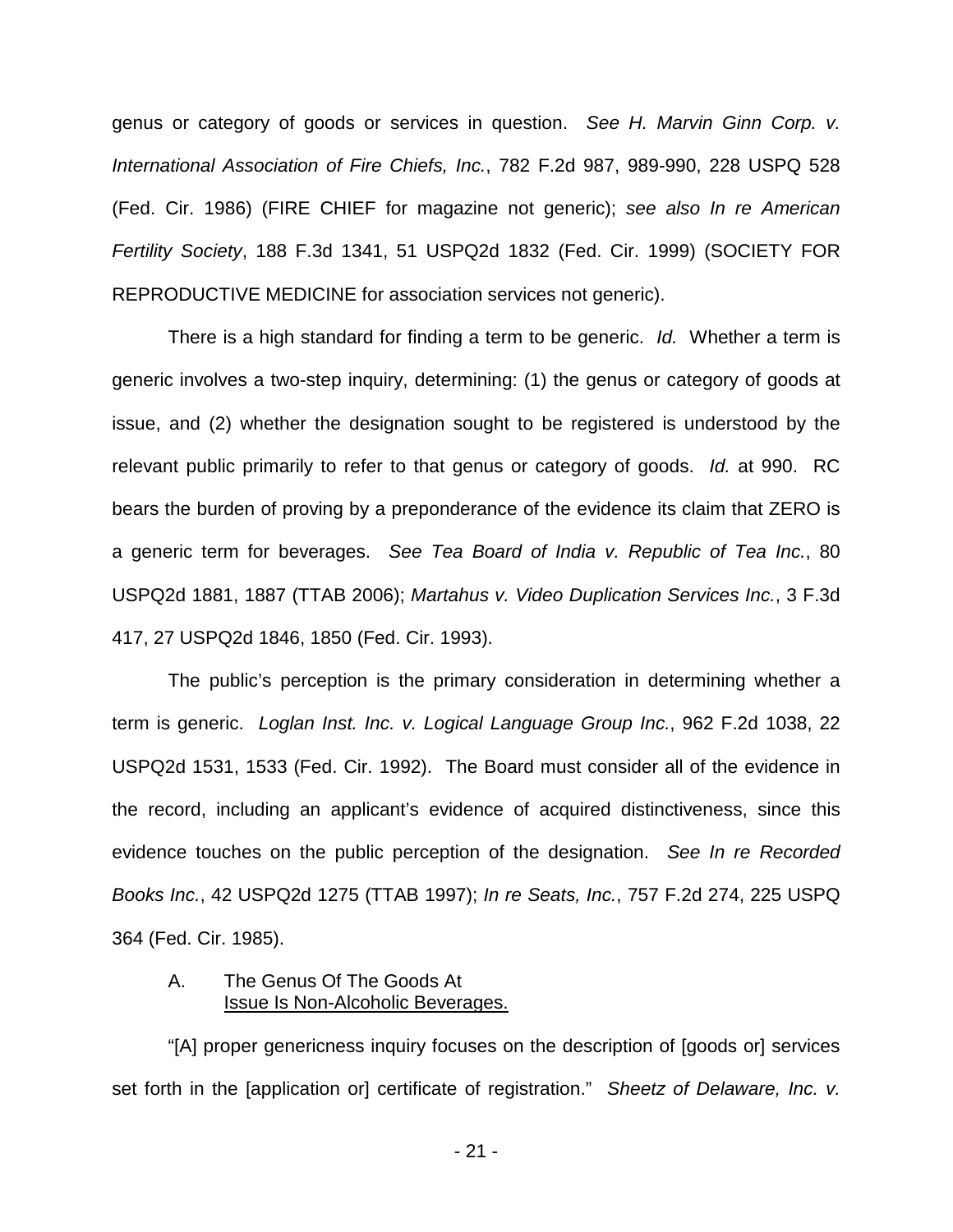genus or category of goods or services in question. *See H. Marvin Ginn Corp. v. International Association of Fire Chiefs, Inc.*, 782 F.2d 987, 989-990, 228 USPQ 528 (Fed. Cir. 1986) (FIRE CHIEF for magazine not generic); *see also In re American Fertility Society*, 188 F.3d 1341, 51 USPQ2d 1832 (Fed. Cir. 1999) (SOCIETY FOR REPRODUCTIVE MEDICINE for association services not generic).

There is a high standard for finding a term to be generic. *Id.* Whether a term is generic involves a two-step inquiry, determining: (1) the genus or category of goods at issue, and (2) whether the designation sought to be registered is understood by the relevant public primarily to refer to that genus or category of goods. *Id.* at 990. RC bears the burden of proving by a preponderance of the evidence its claim that ZERO is a generic term for beverages. *See Tea Board of India v. Republic of Tea Inc.*, 80 USPQ2d 1881, 1887 (TTAB 2006); *Martahus v. Video Duplication Services Inc.*, 3 F.3d 417, 27 USPQ2d 1846, 1850 (Fed. Cir. 1993).

The public's perception is the primary consideration in determining whether a term is generic. *Loglan Inst. Inc. v. Logical Language Group Inc.*, 962 F.2d 1038, 22 USPQ2d 1531, 1533 (Fed. Cir. 1992). The Board must consider all of the evidence in the record, including an applicant's evidence of acquired distinctiveness, since this evidence touches on the public perception of the designation. *See In re Recorded Books Inc.*, 42 USPQ2d 1275 (TTAB 1997); *In re Seats, Inc.*, 757 F.2d 274, 225 USPQ 364 (Fed. Cir. 1985).

### A. The Genus Of The Goods At Issue Is Non-Alcoholic Beverages.

"[A] proper genericness inquiry focuses on the description of [goods or] services set forth in the [application or] certificate of registration." *Sheetz of Delaware, Inc. v.*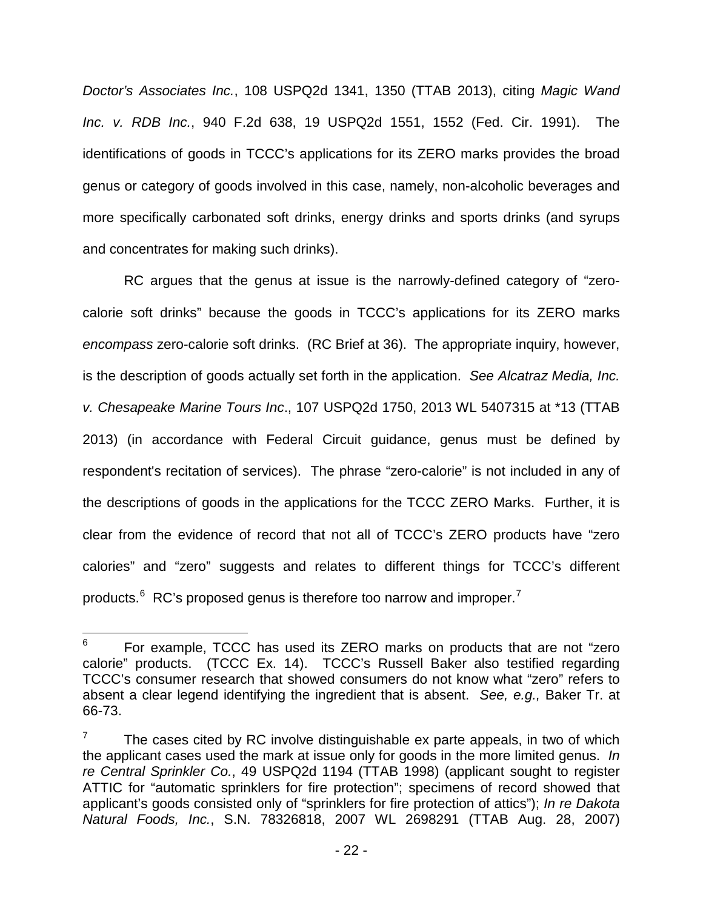*Doctor's Associates Inc.*, 108 USPQ2d 1341, 1350 (TTAB 2013), citing *Magic Wand Inc. v. RDB Inc.*, 940 F.2d 638, 19 USPQ2d 1551, 1552 (Fed. Cir. 1991). The identifications of goods in TCCC's applications for its ZERO marks provides the broad genus or category of goods involved in this case, namely, non-alcoholic beverages and more specifically carbonated soft drinks, energy drinks and sports drinks (and syrups and concentrates for making such drinks).

RC argues that the genus at issue is the narrowly-defined category of "zero-calorie soft drinks" because the goods in TCCC's applications for its ZERO marks *encompass* zero-calorie soft drinks. (RC Brief at 36). The appropriate inquiry, however, is the description of goods actually set forth in the application. *See Alcatraz Media, Inc. v. Chesapeake Marine Tours Inc*., 107 USPQ2d 1750, 2013 WL 5407315 at *13 (TTAB 2013) (in accordance with Federal Circuit guidance, genus must be defined by respondent's recitation of services). The phrase "zero-calorie" is not included in any of the descriptions of goods in the applications for the TCCC ZERO Marks. Further, it is clear from the evidence of record that not all of TCCC's ZERO products have "zero calories" and "zero" suggests and relates to different things for TCCC's different products.[6] RC's proposed genus is therefore too narrow and improper.[7]

---

[6] For example, TCCC has used its ZERO marks on products that are not "zero calorie" products. (TCCC Ex. 14). TCCC's Russell Baker also testified regarding TCCC's consumer research that showed consumers do not know what "zero" refers to absent a clear legend identifying the ingredient that is absent. *See, e.g.,* Baker Tr. at 66-73.

[7] The cases cited by RC involve distinguishable ex parte appeals, in two of which the applicant cases used the mark at issue only for goods in the more limited genus. *In re Central Sprinkler Co.*, 49 USPQ2d 1194 (TTAB 1998) (applicant sought to register ATTIC for "automatic sprinklers for fire protection"; specimens of record showed that applicant's goods consisted only of "sprinklers for fire protection of attics"); *In re Dakota Natural Foods, Inc.*, S.N. 78326818, 2007 WL 2698291 (TTAB Aug. 28, 2007)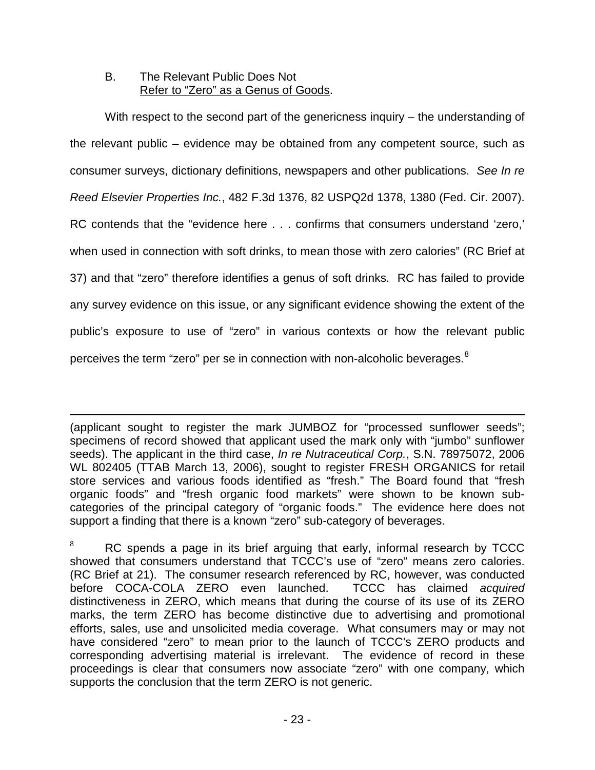### B. The Relevant Public Does Not Refer to "Zero" as a Genus of Goods.

With respect to the second part of the genericness inquiry – the understanding of the relevant public – evidence may be obtained from any competent source, such as consumer surveys, dictionary definitions, newspapers and other publications. *See In re Reed Elsevier Properties Inc.*, 482 F.3d 1376, 82 USPQ2d 1378, 1380 (Fed. Cir. 2007). RC contends that the "evidence here . . . confirms that consumers understand 'zero,' when used in connection with soft drinks, to mean those with zero calories" (RC Brief at 37) and that "zero" therefore identifies a genus of soft drinks. RC has failed to provide any survey evidence on this issue, or any significant evidence showing the extent of the public's exposure to use of "zero" in various contexts or how the relevant public perceives the term "zero" per se in connection with non-alcoholic beverages.[8]

---

(applicant sought to register the mark JUMBOZ for "processed sunflower seeds"; specimens of record showed that applicant used the mark only with "jumbo" sunflower seeds). The applicant in the third case, *In re Nutraceutical Corp.*, S.N. 78975072, 2006 WL 802405 (TTAB March 13, 2006), sought to register FRESH ORGANICS for retail store services and various foods identified as "fresh." The Board found that "fresh organic foods" and "fresh organic food markets" were shown to be known sub-categories of the principal category of "organic foods." The evidence here does not support a finding that there is a known "zero" sub-category of beverages.

[8] RC spends a page in its brief arguing that early, informal research by TCCC showed that consumers understand that TCCC's use of "zero" means zero calories. (RC Brief at 21). The consumer research referenced by RC, however, was conducted before COCA-COLA ZERO even launched. TCCC has claimed *acquired* distinctiveness in ZERO, which means that during the course of its use of its ZERO marks, the term ZERO has become distinctive due to advertising and promotional efforts, sales, use and unsolicited media coverage. What consumers may or may not have considered "zero" to mean prior to the launch of TCCC's ZERO products and corresponding advertising material is irrelevant. The evidence of record in these proceedings is clear that consumers now associate "zero" with one company, which supports the conclusion that the term ZERO is not generic.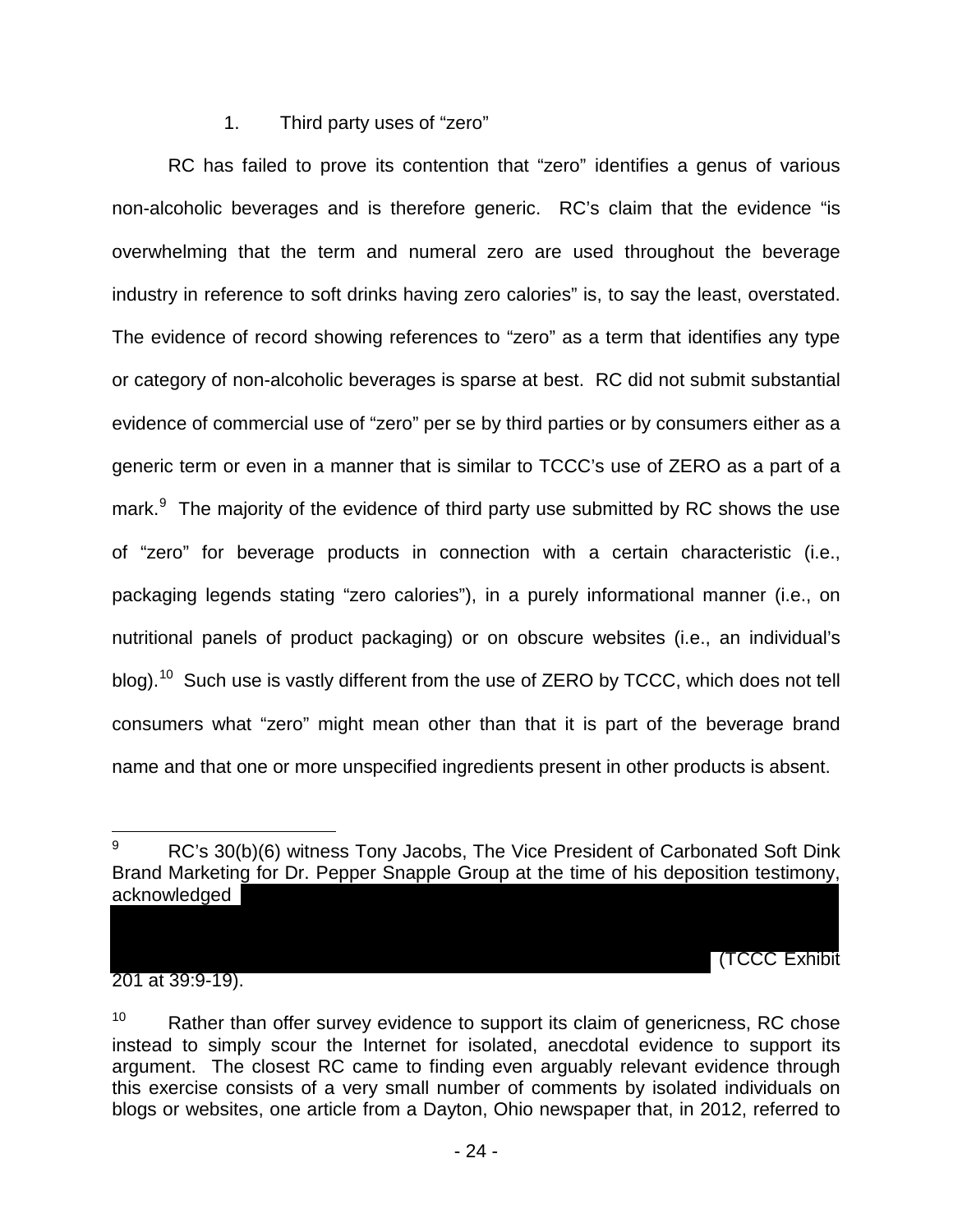1. Third party uses of "zero"

RC has failed to prove its contention that "zero" identifies a genus of various non-alcoholic beverages and is therefore generic. RC's claim that the evidence "is overwhelming that the term and numeral zero are used throughout the beverage industry in reference to soft drinks having zero calories" is, to say the least, overstated. The evidence of record showing references to "zero" as a term that identifies any type or category of non-alcoholic beverages is sparse at best. RC did not submit substantial evidence of commercial use of "zero" per se by third parties or by consumers either as a generic term or even in a manner that is similar to TCCC's use of ZERO as a part of a mark.[9] The majority of the evidence of third party use submitted by RC shows the use of "zero" for beverage products in connection with a certain characteristic (i.e., packaging legends stating "zero calories"), in a purely informational manner (i.e., on nutritional panels of product packaging) or on obscure websites (i.e., an individual's blog).[10] Such use is vastly different from the use of ZERO by TCCC, which does not tell consumers what "zero" might mean other than that it is part of the beverage brand name and that one or more unspecified ingredients present in other products is absent.

---

[9] RC's 30(b)(6) witness Tony Jacobs, The Vice President of Carbonated Soft Dink Brand Marketing for Dr. Pepper Snapple Group at the time of his deposition testimony, acknowledged [REDACTED] (TCCC Exhibit 201 at 39:9-19).

[10] Rather than offer survey evidence to support its claim of genericness, RC chose instead to simply scour the Internet for isolated, anecdotal evidence to support its argument. The closest RC came to finding even arguably relevant evidence through this exercise consists of a very small number of comments by isolated individuals on blogs or websites, one article from a Dayton, Ohio newspaper that, in 2012, referred to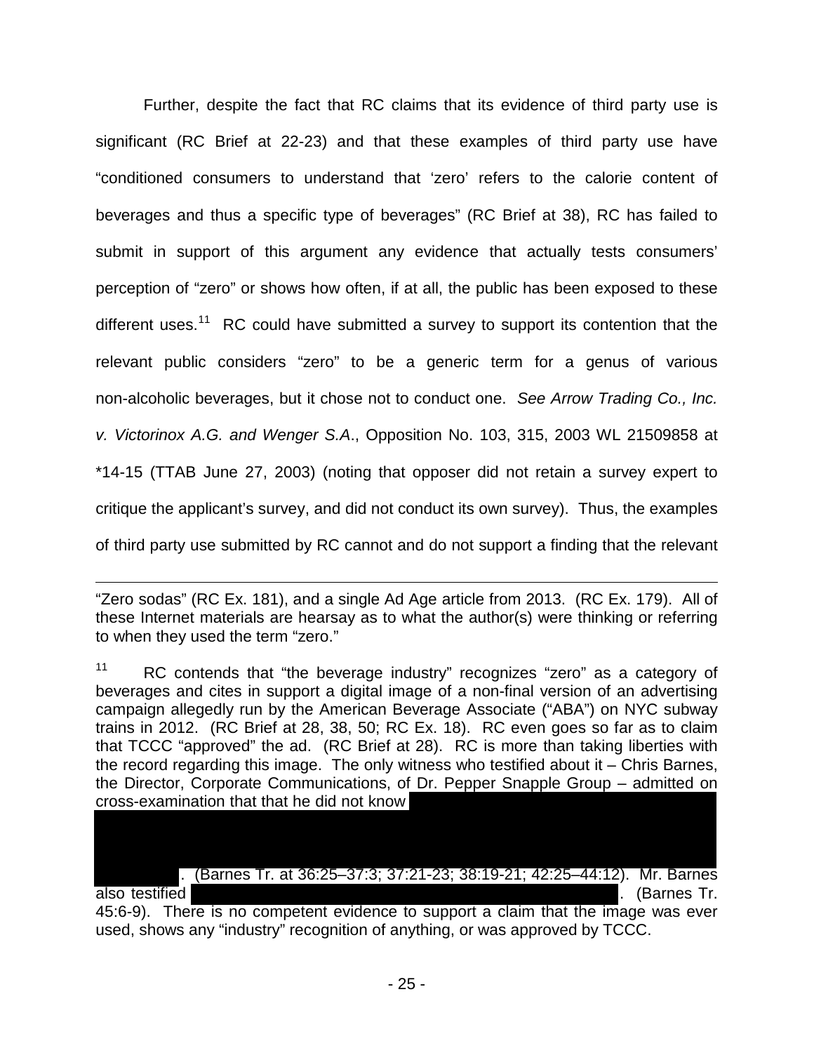Further, despite the fact that RC claims that its evidence of third party use is significant (RC Brief at 22-23) and that these examples of third party use have "conditioned consumers to understand that 'zero' refers to the calorie content of beverages and thus a specific type of beverages" (RC Brief at 38), RC has failed to submit in support of this argument any evidence that actually tests consumers' perception of "zero" or shows how often, if at all, the public has been exposed to these different uses.[11] RC could have submitted a survey to support its contention that the relevant public considers "zero" to be a generic term for a genus of various non-alcoholic beverages, but it chose not to conduct one. *See Arrow Trading Co., Inc. v. Victorinox A.G. and Wenger S.A.*, Opposition No. 103, 315, 2003 WL 21509858 at *14-15 (TTAB June 27, 2003) (noting that opposer did not retain a survey expert to critique the applicant's survey, and did not conduct its own survey). Thus, the examples of third party use submitted by RC cannot and do not support a finding that the relevant

---

"Zero sodas" (RC Ex. 181), and a single Ad Age article from 2013. (RC Ex. 179). All of these Internet materials are hearsay as to what the author(s) were thinking or referring to when they used the term "zero."

[11] RC contends that "the beverage industry" recognizes "zero" as a category of beverages and cites in support a digital image of a non-final version of an advertising campaign allegedly run by the American Beverage Associate ("ABA") on NYC subway trains in 2012. (RC Brief at 28, 38, 50; RC Ex. 18). RC even goes so far as to claim that TCCC "approved" the ad. (RC Brief at 28). RC is more than taking liberties with the record regarding this image. The only witness who testified about it – Chris Barnes, the Director, Corporate Communications, of Dr. Pepper Snapple Group – admitted on cross-examination that that he did not know [REDACTED]. (Barnes Tr. at 36:25–37:3; 37:21-23; 38:19-21; 42:25–44:12). Mr. Barnes also testified [REDACTED]. (Barnes Tr. 45:6-9). There is no competent evidence to support a claim that the image was ever used, shows any "industry" recognition of anything, or was approved by TCCC.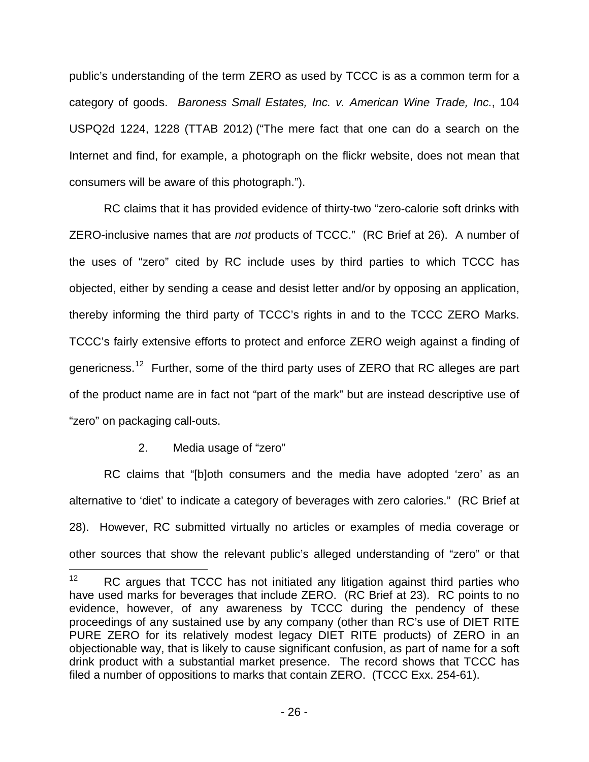public's understanding of the term ZERO as used by TCCC is as a common term for a category of goods. *Baroness Small Estates, Inc. v. American Wine Trade, Inc.*, 104 USPQ2d 1224, 1228 (TTAB 2012) ("The mere fact that one can do a search on the Internet and find, for example, a photograph on the flickr website, does not mean that consumers will be aware of this photograph.").

RC claims that it has provided evidence of thirty-two "zero-calorie soft drinks with ZERO-inclusive names that are *not* products of TCCC." (RC Brief at 26). A number of the uses of "zero" cited by RC include uses by third parties to which TCCC has objected, either by sending a cease and desist letter and/or by opposing an application, thereby informing the third party of TCCC's rights in and to the TCCC ZERO Marks. TCCC's fairly extensive efforts to protect and enforce ZERO weigh against a finding of genericness.[12] Further, some of the third party uses of ZERO that RC alleges are part of the product name are in fact not "part of the mark" but are instead descriptive use of "zero" on packaging call-outs.

2. Media usage of "zero"

RC claims that "[b]oth consumers and the media have adopted 'zero' as an alternative to 'diet' to indicate a category of beverages with zero calories." (RC Brief at 28). However, RC submitted virtually no articles or examples of media coverage or other sources that show the relevant public's alleged understanding of "zero" or that

---

[12] RC argues that TCCC has not initiated any litigation against third parties who have used marks for beverages that include ZERO. (RC Brief at 23). RC points to no evidence, however, of any awareness by TCCC during the pendency of these proceedings of any sustained use by any company (other than RC's use of DIET RITE PURE ZERO for its relatively modest legacy DIET RITE products) of ZERO in an objectionable way, that is likely to cause significant confusion, as part of name for a soft drink product with a substantial market presence. The record shows that TCCC has filed a number of oppositions to marks that contain ZERO. (TCCC Exx. 254-61).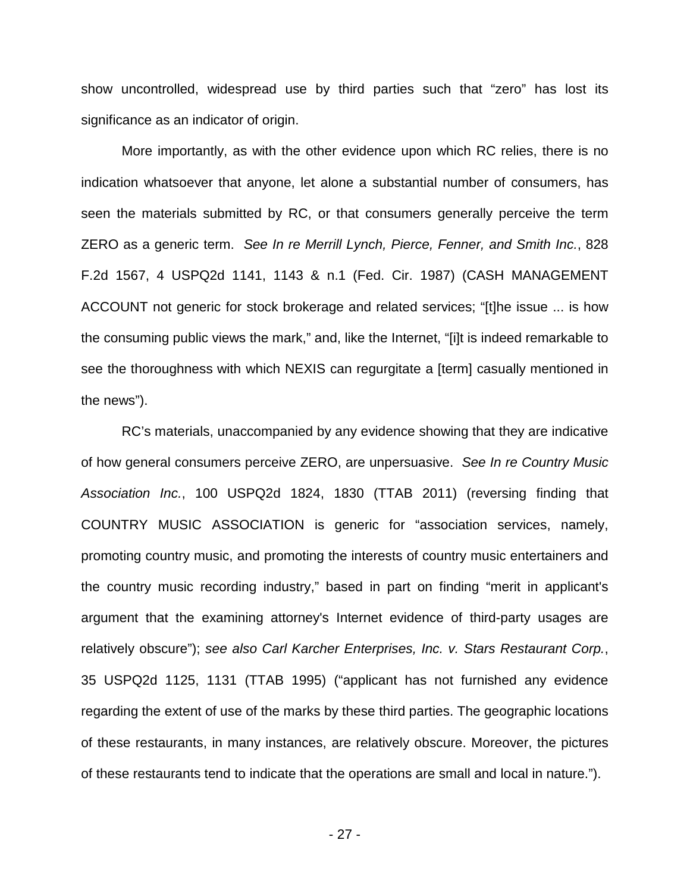show uncontrolled, widespread use by third parties such that "zero" has lost its significance as an indicator of origin.

More importantly, as with the other evidence upon which RC relies, there is no indication whatsoever that anyone, let alone a substantial number of consumers, has seen the materials submitted by RC, or that consumers generally perceive the term ZERO as a generic term. *See In re Merrill Lynch, Pierce, Fenner, and Smith Inc.*, 828 F.2d 1567, 4 USPQ2d 1141, 1143 & n.1 (Fed. Cir. 1987) (CASH MANAGEMENT ACCOUNT not generic for stock brokerage and related services; "[t]he issue ... is how the consuming public views the mark," and, like the Internet, "[i]t is indeed remarkable to see the thoroughness with which NEXIS can regurgitate a [term] casually mentioned in the news").

RC's materials, unaccompanied by any evidence showing that they are indicative of how general consumers perceive ZERO, are unpersuasive. *See In re Country Music Association Inc.*, 100 USPQ2d 1824, 1830 (TTAB 2011) (reversing finding that COUNTRY MUSIC ASSOCIATION is generic for "association services, namely, promoting country music, and promoting the interests of country music entertainers and the country music recording industry," based in part on finding "merit in applicant's argument that the examining attorney's Internet evidence of third-party usages are relatively obscure"); *see also Carl Karcher Enterprises, Inc. v. Stars Restaurant Corp.*, 35 USPQ2d 1125, 1131 (TTAB 1995) ("applicant has not furnished any evidence regarding the extent of use of the marks by these third parties. The geographic locations of these restaurants, in many instances, are relatively obscure. Moreover, the pictures of these restaurants tend to indicate that the operations are small and local in nature.").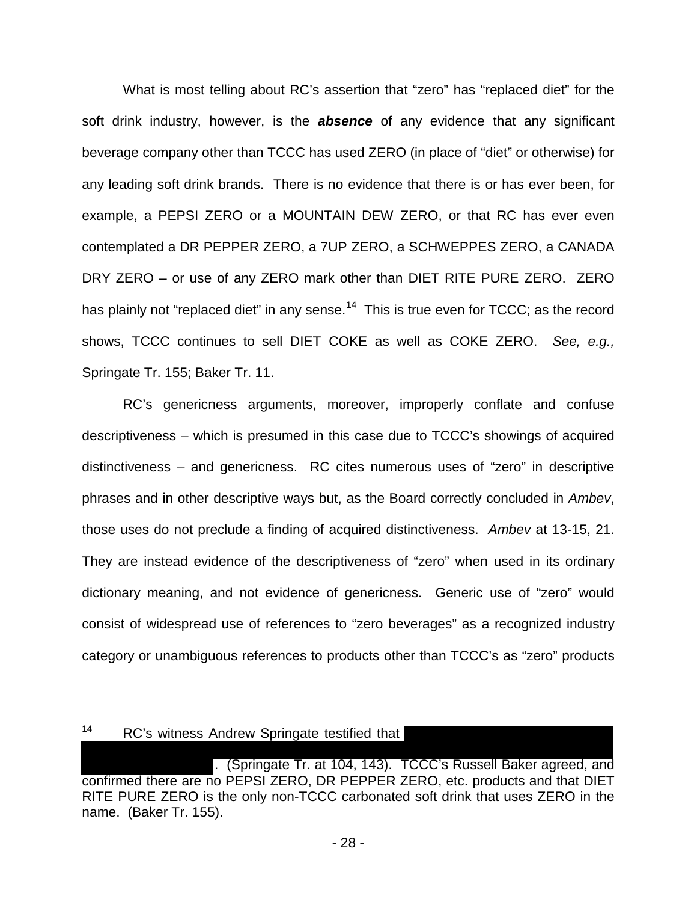What is most telling about RC's assertion that "zero" has "replaced diet" for the soft drink industry, however, is the ***absence*** of any evidence that any significant beverage company other than TCCC has used ZERO (in place of "diet" or otherwise) for any leading soft drink brands. There is no evidence that there is or has ever been, for example, a PEPSI ZERO or a MOUNTAIN DEW ZERO, or that RC has ever even contemplated a DR PEPPER ZERO, a 7UP ZERO, a SCHWEPPES ZERO, a CANADA DRY ZERO – or use of any ZERO mark other than DIET RITE PURE ZERO. ZERO has plainly not "replaced diet" in any sense.[14] This is true even for TCCC; as the record shows, TCCC continues to sell DIET COKE as well as COKE ZERO. *See, e.g.,* Springate Tr. 155; Baker Tr. 11.

RC's genericness arguments, moreover, improperly conflate and confuse descriptiveness – which is presumed in this case due to TCCC's showings of acquired distinctiveness – and genericness. RC cites numerous uses of "zero" in descriptive phrases and in other descriptive ways but, as the Board correctly concluded in *Ambev*, those uses do not preclude a finding of acquired distinctiveness. *Ambev* at 13-15, 21. They are instead evidence of the descriptiveness of "zero" when used in its ordinary dictionary meaning, and not evidence of genericness. Generic use of "zero" would consist of widespread use of references to "zero beverages" as a recognized industry category or unambiguous references to products other than TCCC's as "zero" products

---

[14] RC's witness Andrew Springate testified that [REDACTED]. (Springate Tr. at 104, 143). TCCC's Russell Baker agreed, and confirmed there are no PEPSI ZERO, DR PEPPER ZERO, etc. products and that DIET RITE PURE ZERO is the only non-TCCC carbonated soft drink that uses ZERO in the name. (Baker Tr. 155).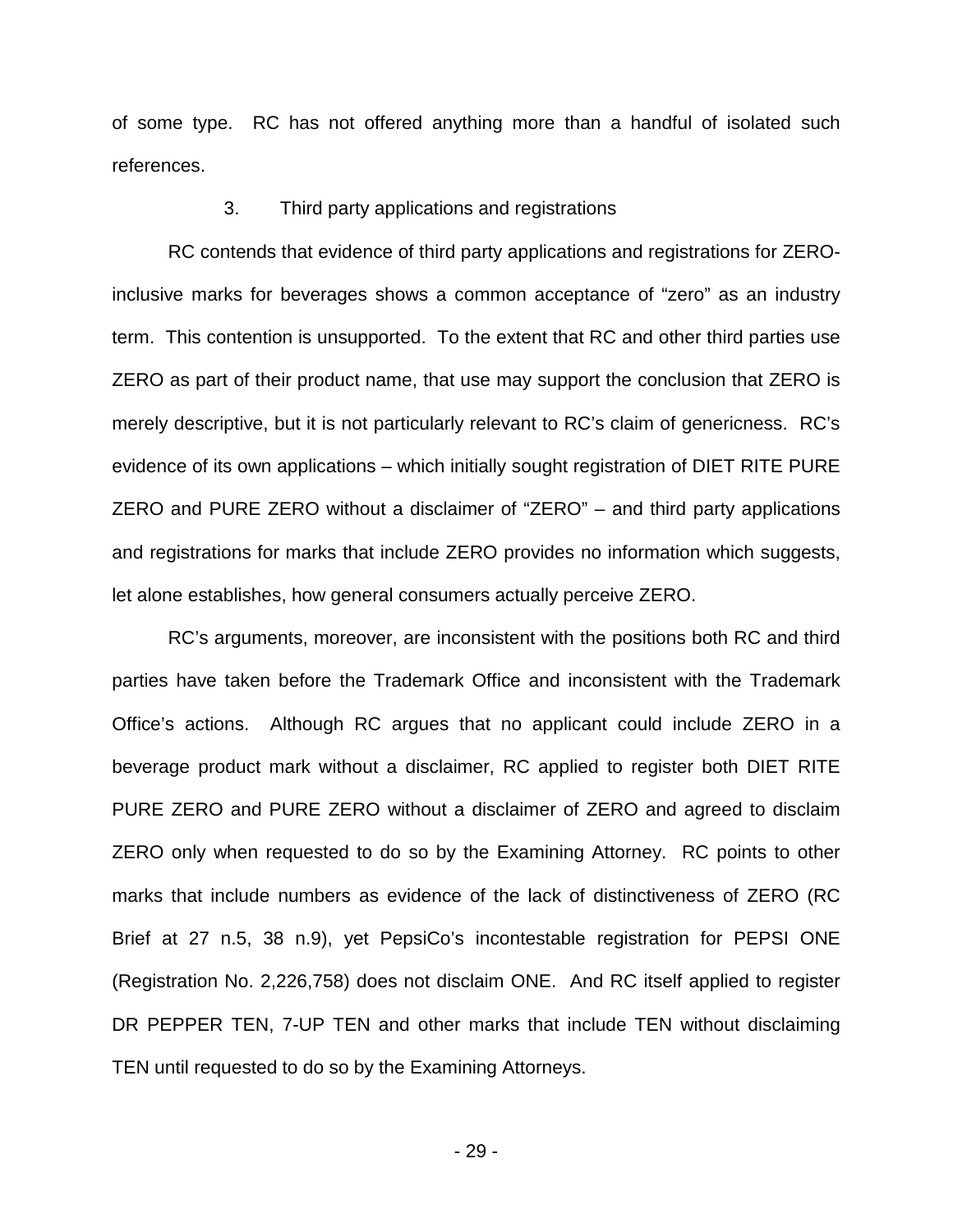of some type. RC has not offered anything more than a handful of isolated such references.

### 3. Third party applications and registrations

RC contends that evidence of third party applications and registrations for ZERO-inclusive marks for beverages shows a common acceptance of "zero" as an industry term. This contention is unsupported. To the extent that RC and other third parties use ZERO as part of their product name, that use may support the conclusion that ZERO is merely descriptive, but it is not particularly relevant to RC's claim of genericness. RC's evidence of its own applications – which initially sought registration of DIET RITE PURE ZERO and PURE ZERO without a disclaimer of "ZERO" – and third party applications and registrations for marks that include ZERO provides no information which suggests, let alone establishes, how general consumers actually perceive ZERO.

RC's arguments, moreover, are inconsistent with the positions both RC and third parties have taken before the Trademark Office and inconsistent with the Trademark Office's actions. Although RC argues that no applicant could include ZERO in a beverage product mark without a disclaimer, RC applied to register both DIET RITE PURE ZERO and PURE ZERO without a disclaimer of ZERO and agreed to disclaim ZERO only when requested to do so by the Examining Attorney. RC points to other marks that include numbers as evidence of the lack of distinctiveness of ZERO (RC Brief at 27 n.5, 38 n.9), yet PepsiCo's incontestable registration for PEPSI ONE (Registration No. 2,226,758) does not disclaim ONE. And RC itself applied to register DR PEPPER TEN, 7-UP TEN and other marks that include TEN without disclaiming TEN until requested to do so by the Examining Attorneys.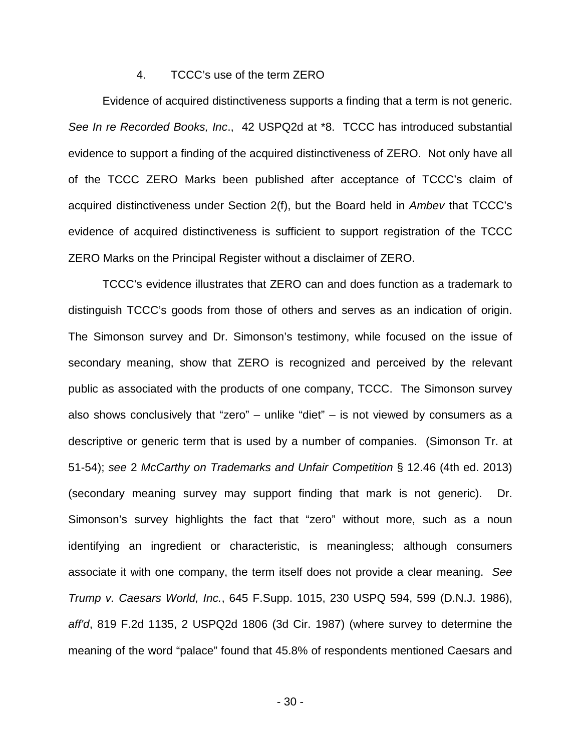### 4. TCCC's use of the term ZERO

Evidence of acquired distinctiveness supports a finding that a term is not generic. *See In re Recorded Books, Inc*., 42 USPQ2d at *8. TCCC has introduced substantial evidence to support a finding of the acquired distinctiveness of ZERO. Not only have all of the TCCC ZERO Marks been published after acceptance of TCCC's claim of acquired distinctiveness under Section 2(f), but the Board held in *Ambev* that TCCC's evidence of acquired distinctiveness is sufficient to support registration of the TCCC ZERO Marks on the Principal Register without a disclaimer of ZERO.

TCCC's evidence illustrates that ZERO can and does function as a trademark to distinguish TCCC's goods from those of others and serves as an indication of origin. The Simonson survey and Dr. Simonson's testimony, while focused on the issue of secondary meaning, show that ZERO is recognized and perceived by the relevant public as associated with the products of one company, TCCC. The Simonson survey also shows conclusively that "zero" – unlike "diet" – is not viewed by consumers as a descriptive or generic term that is used by a number of companies. (Simonson Tr. at 51-54); *see* 2 *McCarthy on Trademarks and Unfair Competition* § 12.46 (4th ed. 2013) (secondary meaning survey may support finding that mark is not generic). Dr. Simonson's survey highlights the fact that "zero" without more, such as a noun identifying an ingredient or characteristic, is meaningless; although consumers associate it with one company, the term itself does not provide a clear meaning. *See Trump v. Caesars World, Inc.*, 645 F.Supp. 1015, 230 USPQ 594, 599 (D.N.J. 1986), *aff'd*, 819 F.2d 1135, 2 USPQ2d 1806 (3d Cir. 1987) (where survey to determine the meaning of the word "palace" found that 45.8% of respondents mentioned Caesars and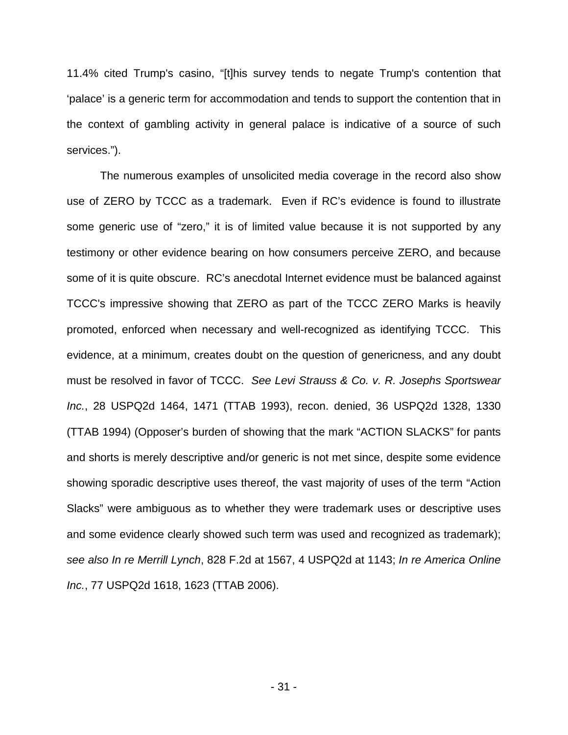11.4% cited Trump's casino, "[t]his survey tends to negate Trump's contention that 'palace' is a generic term for accommodation and tends to support the contention that in the context of gambling activity in general palace is indicative of a source of such services.").

The numerous examples of unsolicited media coverage in the record also show use of ZERO by TCCC as a trademark. Even if RC's evidence is found to illustrate some generic use of "zero," it is of limited value because it is not supported by any testimony or other evidence bearing on how consumers perceive ZERO, and because some of it is quite obscure. RC's anecdotal Internet evidence must be balanced against TCCC's impressive showing that ZERO as part of the TCCC ZERO Marks is heavily promoted, enforced when necessary and well-recognized as identifying TCCC. This evidence, at a minimum, creates doubt on the question of genericness, and any doubt must be resolved in favor of TCCC. *See Levi Strauss & Co. v. R. Josephs Sportswear Inc.*, 28 USPQ2d 1464, 1471 (TTAB 1993), recon. denied, 36 USPQ2d 1328, 1330 (TTAB 1994) (Opposer's burden of showing that the mark "ACTION SLACKS" for pants and shorts is merely descriptive and/or generic is not met since, despite some evidence showing sporadic descriptive uses thereof, the vast majority of uses of the term "Action Slacks" were ambiguous as to whether they were trademark uses or descriptive uses and some evidence clearly showed such term was used and recognized as trademark); *see also In re Merrill Lynch*, 828 F.2d at 1567, 4 USPQ2d at 1143; *In re America Online Inc.*, 77 USPQ2d 1618, 1623 (TTAB 2006).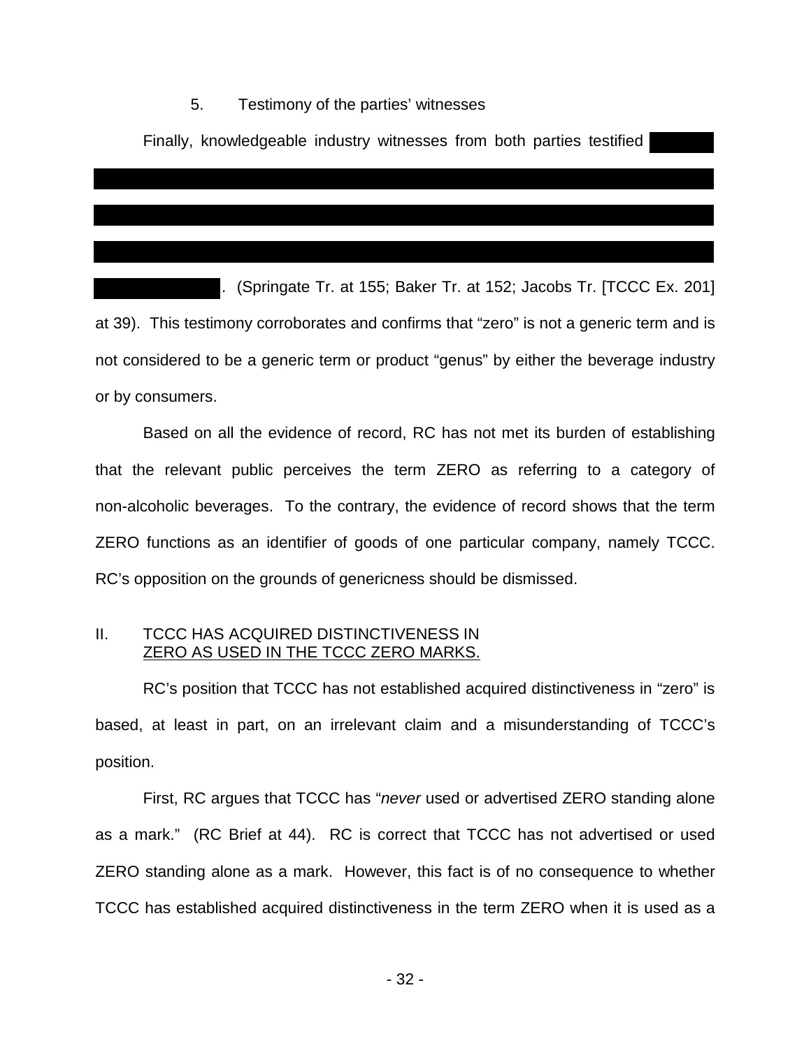5. Testimony of the parties' witnesses

Finally, knowledgeable industry witnesses from both parties testified [REDACTED]. (Springate Tr. at 155; Baker Tr. at 152; Jacobs Tr. [TCCC Ex. 201] at 39). This testimony corroborates and confirms that "zero" is not a generic term and is not considered to be a generic term or product "genus" by either the beverage industry or by consumers.

Based on all the evidence of record, RC has not met its burden of establishing that the relevant public perceives the term ZERO as referring to a category of non-alcoholic beverages. To the contrary, the evidence of record shows that the term ZERO functions as an identifier of goods of one particular company, namely TCCC. RC's opposition on the grounds of genericness should be dismissed.

## II. TCCC HAS ACQUIRED DISTINCTIVENESS IN ZERO AS USED IN THE TCCC ZERO MARKS.

RC's position that TCCC has not established acquired distinctiveness in "zero" is based, at least in part, on an irrelevant claim and a misunderstanding of TCCC's position.

First, RC argues that TCCC has "*never* used or advertised ZERO standing alone as a mark." (RC Brief at 44). RC is correct that TCCC has not advertised or used ZERO standing alone as a mark. However, this fact is of no consequence to whether TCCC has established acquired distinctiveness in the term ZERO when it is used as a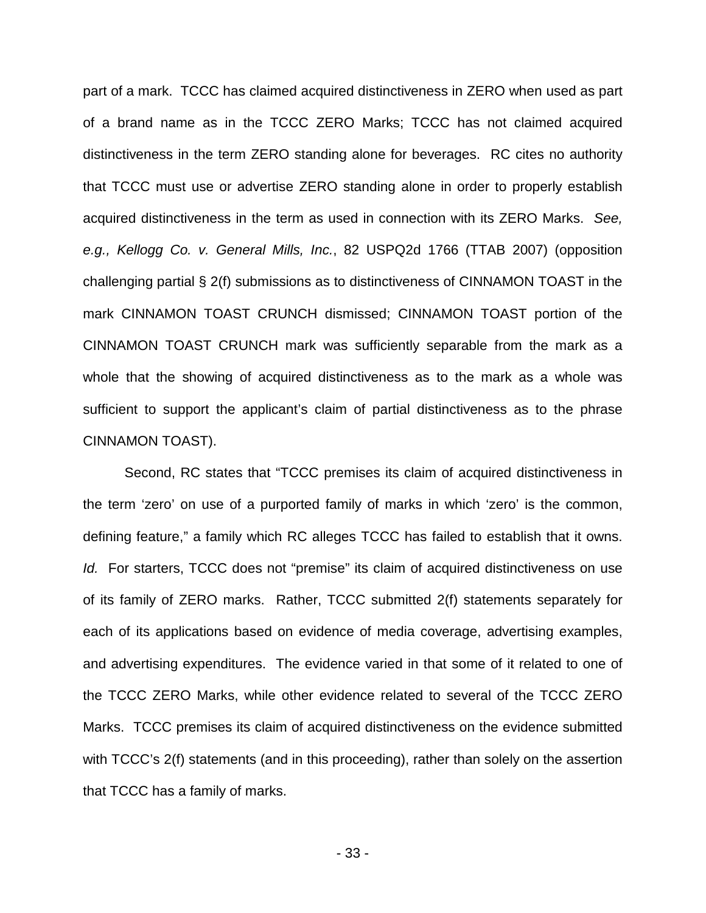part of a mark. TCCC has claimed acquired distinctiveness in ZERO when used as part of a brand name as in the TCCC ZERO Marks; TCCC has not claimed acquired distinctiveness in the term ZERO standing alone for beverages. RC cites no authority that TCCC must use or advertise ZERO standing alone in order to properly establish acquired distinctiveness in the term as used in connection with its ZERO Marks. *See, e.g., Kellogg Co. v. General Mills, Inc.*, 82 USPQ2d 1766 (TTAB 2007) (opposition challenging partial § 2(f) submissions as to distinctiveness of CINNAMON TOAST in the mark CINNAMON TOAST CRUNCH dismissed; CINNAMON TOAST portion of the CINNAMON TOAST CRUNCH mark was sufficiently separable from the mark as a whole that the showing of acquired distinctiveness as to the mark as a whole was sufficient to support the applicant's claim of partial distinctiveness as to the phrase CINNAMON TOAST).

Second, RC states that "TCCC premises its claim of acquired distinctiveness in the term 'zero' on use of a purported family of marks in which 'zero' is the common, defining feature," a family which RC alleges TCCC has failed to establish that it owns. *Id.* For starters, TCCC does not "premise" its claim of acquired distinctiveness on use of its family of ZERO marks. Rather, TCCC submitted 2(f) statements separately for each of its applications based on evidence of media coverage, advertising examples, and advertising expenditures. The evidence varied in that some of it related to one of the TCCC ZERO Marks, while other evidence related to several of the TCCC ZERO Marks. TCCC premises its claim of acquired distinctiveness on the evidence submitted with TCCC's 2(f) statements (and in this proceeding), rather than solely on the assertion that TCCC has a family of marks.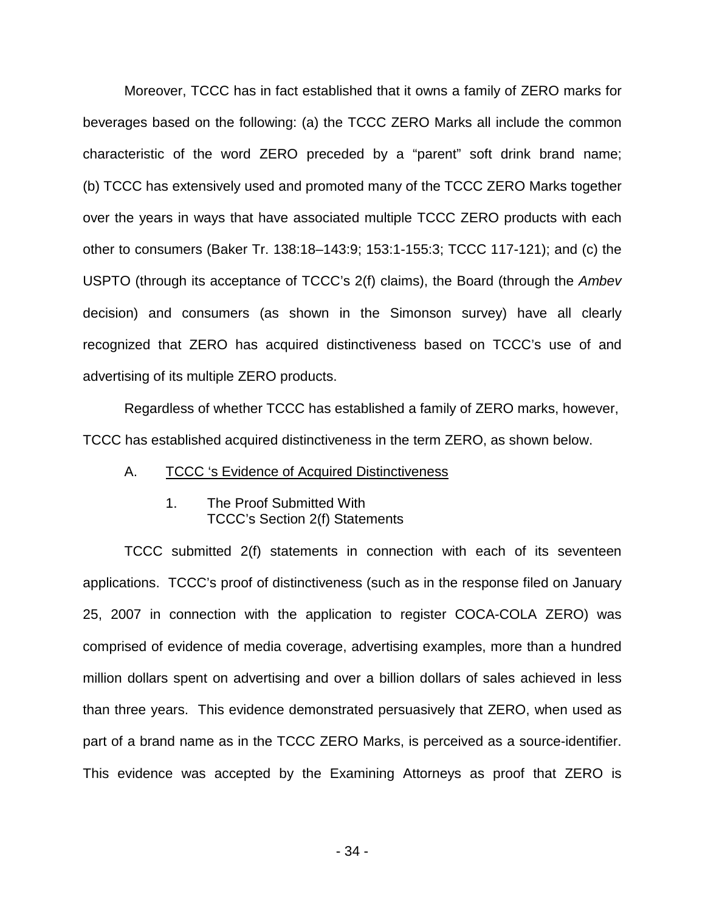Moreover, TCCC has in fact established that it owns a family of ZERO marks for beverages based on the following: (a) the TCCC ZERO Marks all include the common characteristic of the word ZERO preceded by a "parent" soft drink brand name; (b) TCCC has extensively used and promoted many of the TCCC ZERO Marks together over the years in ways that have associated multiple TCCC ZERO products with each other to consumers (Baker Tr. 138:18–143:9; 153:1-155:3; TCCC 117-121); and (c) the USPTO (through its acceptance of TCCC's 2(f) claims), the Board (through the *Ambev* decision) and consumers (as shown in the Simonson survey) have all clearly recognized that ZERO has acquired distinctiveness based on TCCC's use of and advertising of its multiple ZERO products.

Regardless of whether TCCC has established a family of ZERO marks, however, TCCC has established acquired distinctiveness in the term ZERO, as shown below.

### A. <u>TCCC 's Evidence of Acquired Distinctiveness</u>

#### 1. The Proof Submitted With TCCC's Section 2(f) Statements

TCCC submitted 2(f) statements in connection with each of its seventeen applications. TCCC's proof of distinctiveness (such as in the response filed on January 25, 2007 in connection with the application to register COCA-COLA ZERO) was comprised of evidence of media coverage, advertising examples, more than a hundred million dollars spent on advertising and over a billion dollars of sales achieved in less than three years. This evidence demonstrated persuasively that ZERO, when used as part of a brand name as in the TCCC ZERO Marks, is perceived as a source-identifier. This evidence was accepted by the Examining Attorneys as proof that ZERO is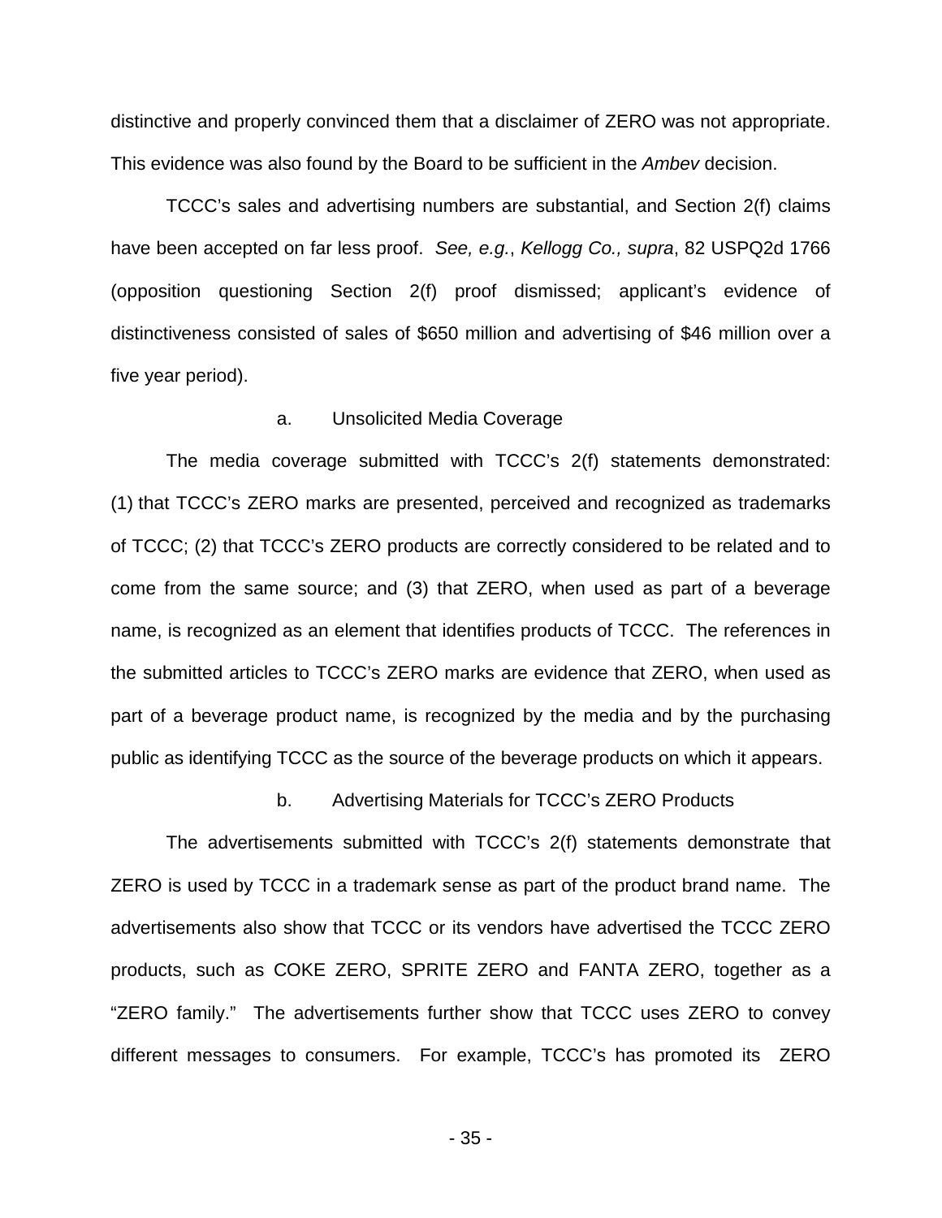distinctive and properly convinced them that a disclaimer of ZERO was not appropriate. This evidence was also found by the Board to be sufficient in the *Ambev* decision.

TCCC's sales and advertising numbers are substantial, and Section 2(f) claims have been accepted on far less proof. *See, e.g.*, *Kellogg Co., supra*, 82 USPQ2d 1766 (opposition questioning Section 2(f) proof dismissed; applicant's evidence of distinctiveness consisted of sales of $650 million and advertising of $46 million over a five year period).

a. Unsolicited Media Coverage

The media coverage submitted with TCCC's 2(f) statements demonstrated: (1) that TCCC's ZERO marks are presented, perceived and recognized as trademarks of TCCC; (2) that TCCC's ZERO products are correctly considered to be related and to come from the same source; and (3) that ZERO, when used as part of a beverage name, is recognized as an element that identifies products of TCCC. The references in the submitted articles to TCCC's ZERO marks are evidence that ZERO, when used as part of a beverage product name, is recognized by the media and by the purchasing public as identifying TCCC as the source of the beverage products on which it appears.

b. Advertising Materials for TCCC's ZERO Products

The advertisements submitted with TCCC's 2(f) statements demonstrate that ZERO is used by TCCC in a trademark sense as part of the product brand name. The advertisements also show that TCCC or its vendors have advertised the TCCC ZERO products, such as COKE ZERO, SPRITE ZERO and FANTA ZERO, together as a "ZERO family." The advertisements further show that TCCC uses ZERO to convey different messages to consumers. For example, TCCC's has promoted its ZERO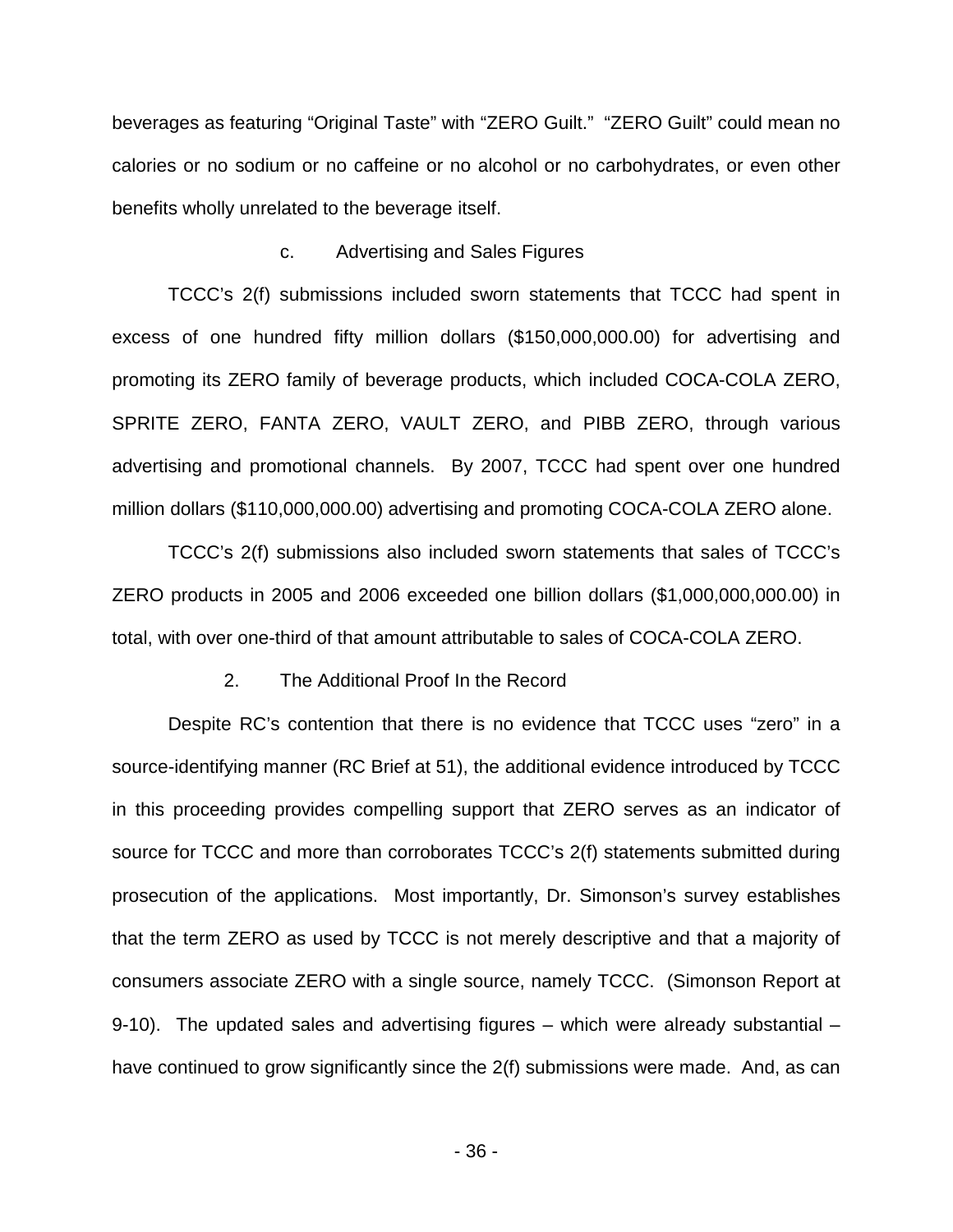beverages as featuring "Original Taste" with "ZERO Guilt." "ZERO Guilt" could mean no calories or no sodium or no caffeine or no alcohol or no carbohydrates, or even other benefits wholly unrelated to the beverage itself.

c. Advertising and Sales Figures

TCCC's 2(f) submissions included sworn statements that TCCC had spent in excess of one hundred fifty million dollars ($150,000,000.00) for advertising and promoting its ZERO family of beverage products, which included COCA-COLA ZERO, SPRITE ZERO, FANTA ZERO, VAULT ZERO, and PIBB ZERO, through various advertising and promotional channels. By 2007, TCCC had spent over one hundred million dollars ($110,000,000.00) advertising and promoting COCA-COLA ZERO alone.

TCCC's 2(f) submissions also included sworn statements that sales of TCCC's ZERO products in 2005 and 2006 exceeded one billion dollars ($1,000,000,000.00) in total, with over one-third of that amount attributable to sales of COCA-COLA ZERO.

2. The Additional Proof In the Record

Despite RC's contention that there is no evidence that TCCC uses "zero" in a source-identifying manner (RC Brief at 51), the additional evidence introduced by TCCC in this proceeding provides compelling support that ZERO serves as an indicator of source for TCCC and more than corroborates TCCC's 2(f) statements submitted during prosecution of the applications. Most importantly, Dr. Simonson's survey establishes that the term ZERO as used by TCCC is not merely descriptive and that a majority of consumers associate ZERO with a single source, namely TCCC. (Simonson Report at 9-10). The updated sales and advertising figures – which were already substantial – have continued to grow significantly since the 2(f) submissions were made. And, as can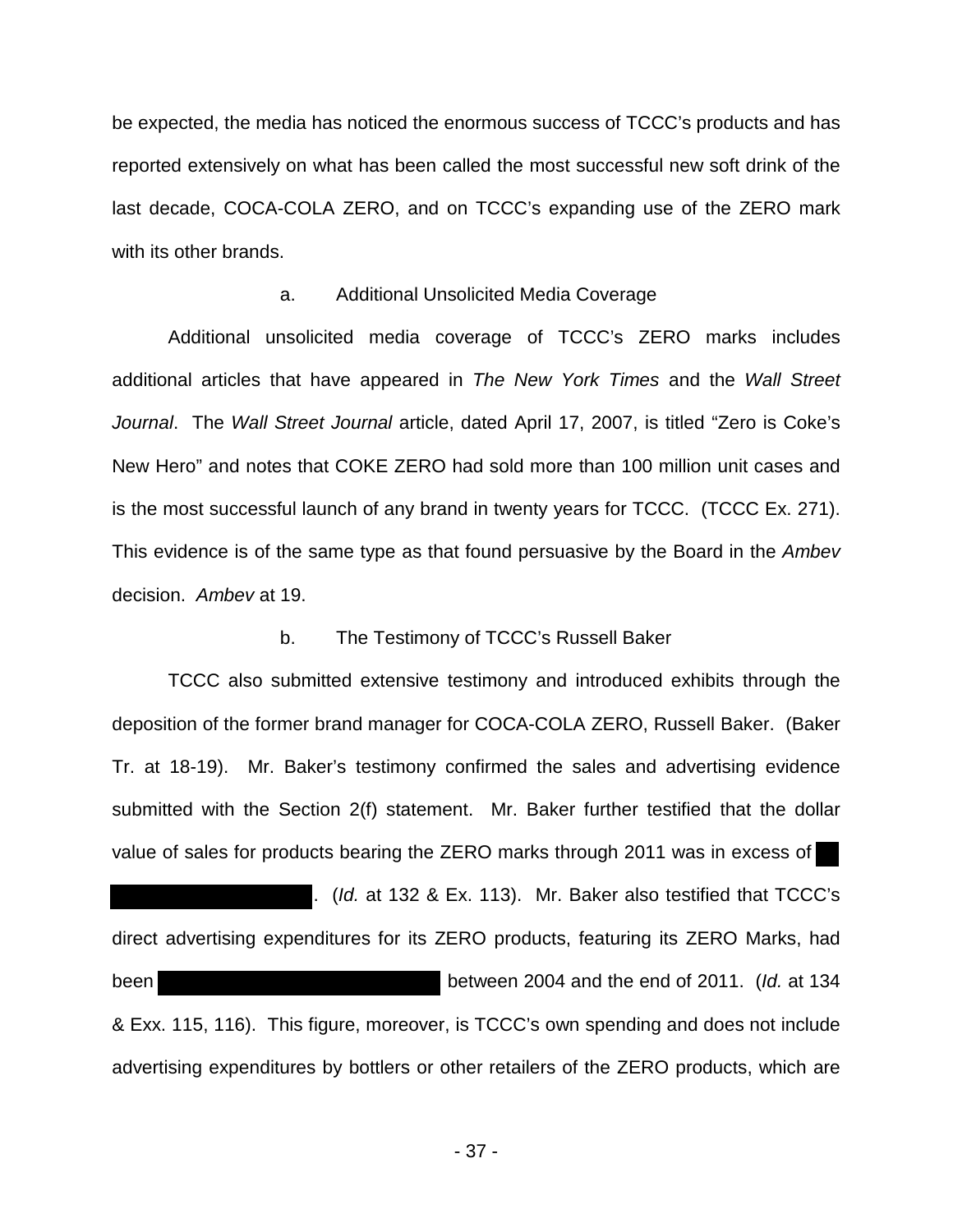be expected, the media has noticed the enormous success of TCCC's products and has reported extensively on what has been called the most successful new soft drink of the last decade, COCA-COLA ZERO, and on TCCC's expanding use of the ZERO mark with its other brands.

a. Additional Unsolicited Media Coverage

Additional unsolicited media coverage of TCCC's ZERO marks includes additional articles that have appeared in *The New York Times* and the *Wall Street Journal*. The *Wall Street Journal* article, dated April 17, 2007, is titled "Zero is Coke's New Hero" and notes that COKE ZERO had sold more than 100 million unit cases and is the most successful launch of any brand in twenty years for TCCC. (TCCC Ex. 271). This evidence is of the same type as that found persuasive by the Board in the *Ambev* decision. *Ambev* at 19.

b. The Testimony of TCCC's Russell Baker

TCCC also submitted extensive testimony and introduced exhibits through the deposition of the former brand manager for COCA-COLA ZERO, Russell Baker. (Baker Tr. at 18-19). Mr. Baker's testimony confirmed the sales and advertising evidence submitted with the Section 2(f) statement. Mr. Baker further testified that the dollar value of sales for products bearing the ZERO marks through 2011 was in excess of [REDACTED]. (*Id.* at 132 & Ex. 113). Mr. Baker also testified that TCCC's direct advertising expenditures for its ZERO products, featuring its ZERO Marks, had been [REDACTED] between 2004 and the end of 2011. (*Id.* at 134 & Exx. 115, 116). This figure, moreover, is TCCC's own spending and does not include advertising expenditures by bottlers or other retailers of the ZERO products, which are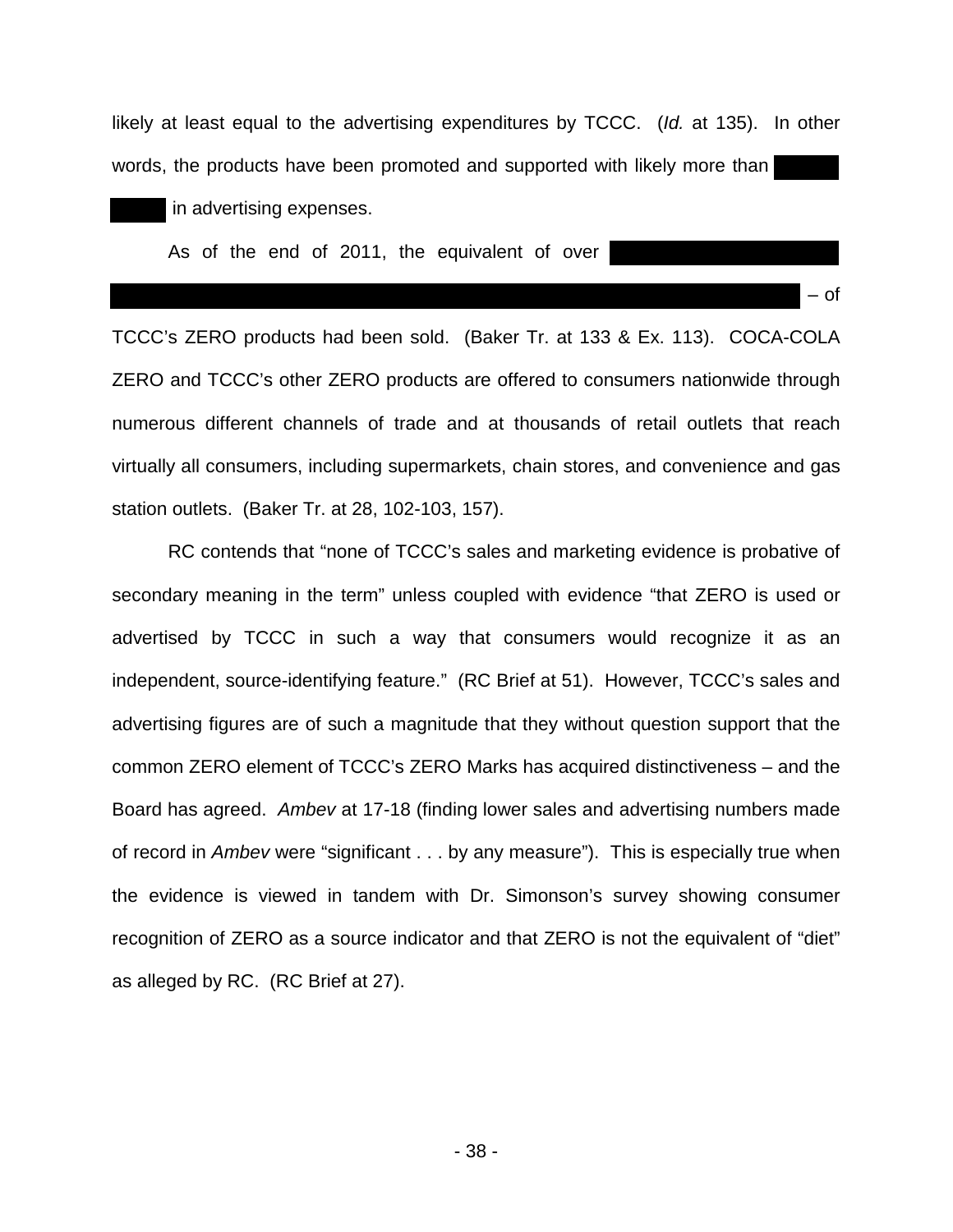likely at least equal to the advertising expenditures by TCCC. (*Id.* at 135). In other words, the products have been promoted and supported with likely more than [REDACTED] in advertising expenses.

As of the end of 2011, the equivalent of over [REDACTED] – of TCCC's ZERO products had been sold. (Baker Tr. at 133 & Ex. 113). COCA-COLA ZERO and TCCC's other ZERO products are offered to consumers nationwide through numerous different channels of trade and at thousands of retail outlets that reach virtually all consumers, including supermarkets, chain stores, and convenience and gas station outlets. (Baker Tr. at 28, 102-103, 157).

RC contends that "none of TCCC's sales and marketing evidence is probative of secondary meaning in the term" unless coupled with evidence "that ZERO is used or advertised by TCCC in such a way that consumers would recognize it as an independent, source-identifying feature." (RC Brief at 51). However, TCCC's sales and advertising figures are of such a magnitude that they without question support that the common ZERO element of TCCC's ZERO Marks has acquired distinctiveness – and the Board has agreed. *Ambev* at 17-18 (finding lower sales and advertising numbers made of record in *Ambev* were "significant . . . by any measure"). This is especially true when the evidence is viewed in tandem with Dr. Simonson's survey showing consumer recognition of ZERO as a source indicator and that ZERO is not the equivalent of "diet" as alleged by RC. (RC Brief at 27).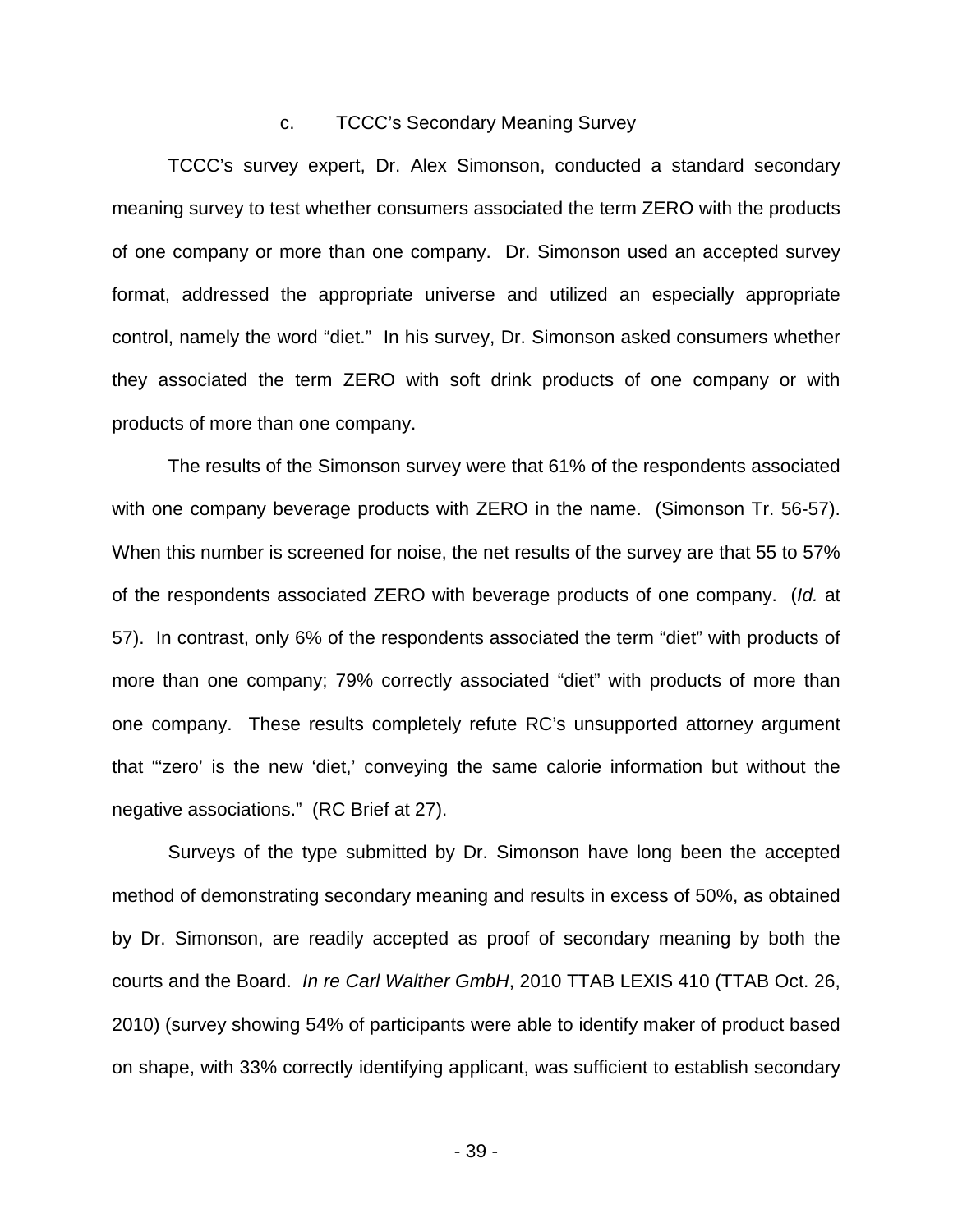### c. TCCC's Secondary Meaning Survey

TCCC's survey expert, Dr. Alex Simonson, conducted a standard secondary meaning survey to test whether consumers associated the term ZERO with the products of one company or more than one company. Dr. Simonson used an accepted survey format, addressed the appropriate universe and utilized an especially appropriate control, namely the word "diet." In his survey, Dr. Simonson asked consumers whether they associated the term ZERO with soft drink products of one company or with products of more than one company.

The results of the Simonson survey were that 61% of the respondents associated with one company beverage products with ZERO in the name. (Simonson Tr. 56-57). When this number is screened for noise, the net results of the survey are that 55 to 57% of the respondents associated ZERO with beverage products of one company. (*Id.* at 57). In contrast, only 6% of the respondents associated the term "diet" with products of more than one company; 79% correctly associated "diet" with products of more than one company. These results completely refute RC's unsupported attorney argument that "'zero' is the new 'diet,' conveying the same calorie information but without the negative associations." (RC Brief at 27).

Surveys of the type submitted by Dr. Simonson have long been the accepted method of demonstrating secondary meaning and results in excess of 50%, as obtained by Dr. Simonson, are readily accepted as proof of secondary meaning by both the courts and the Board. *In re Carl Walther GmbH*, 2010 TTAB LEXIS 410 (TTAB Oct. 26, 2010) (survey showing 54% of participants were able to identify maker of product based on shape, with 33% correctly identifying applicant, was sufficient to establish secondary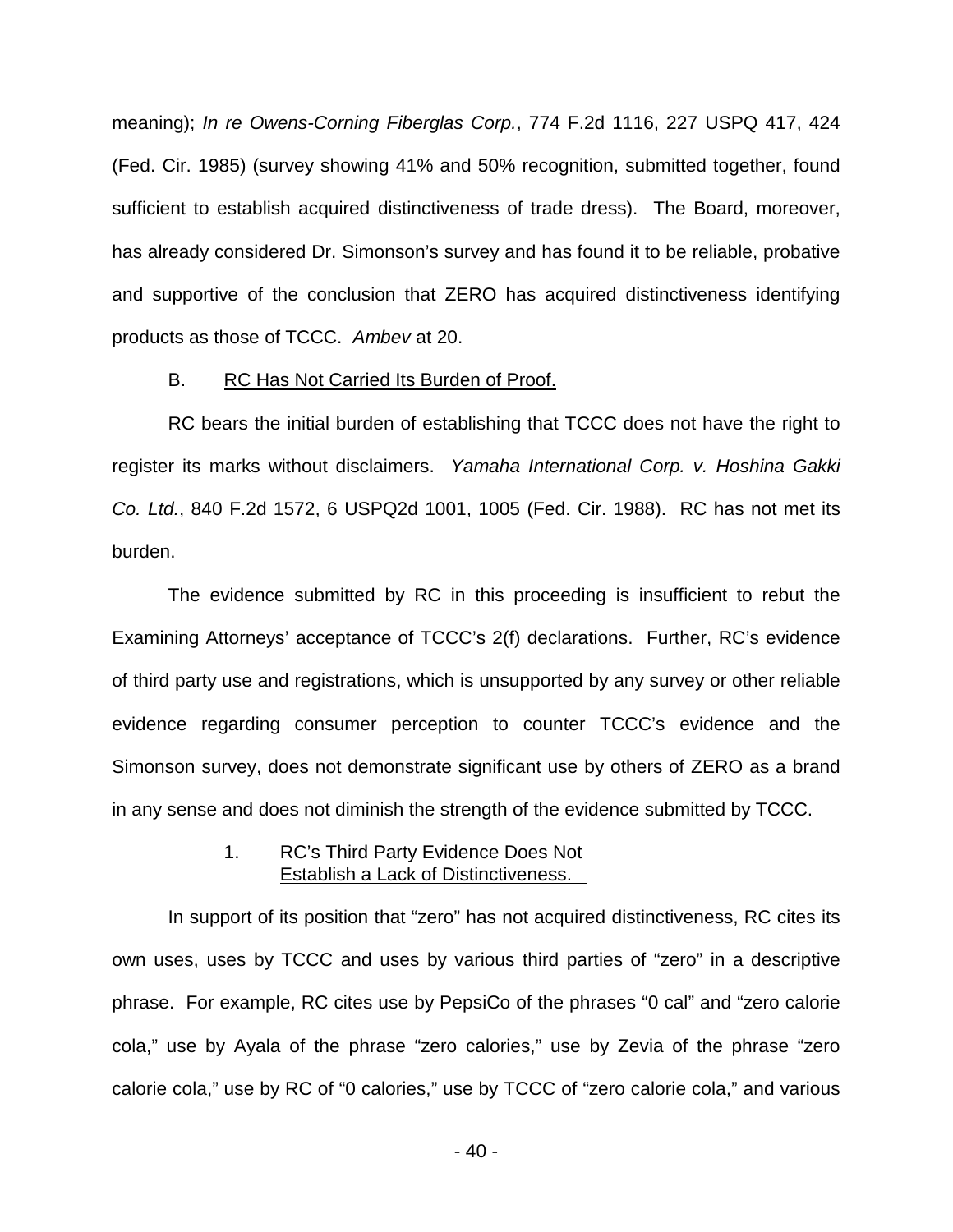meaning); *In re Owens-Corning Fiberglas Corp.*, 774 F.2d 1116, 227 USPQ 417, 424 (Fed. Cir. 1985) (survey showing 41% and 50% recognition, submitted together, found sufficient to establish acquired distinctiveness of trade dress). The Board, moreover, has already considered Dr. Simonson's survey and has found it to be reliable, probative and supportive of the conclusion that ZERO has acquired distinctiveness identifying products as those of TCCC. *Ambev* at 20.

B. RC Has Not Carried Its Burden of Proof.

RC bears the initial burden of establishing that TCCC does not have the right to register its marks without disclaimers. *Yamaha International Corp. v. Hoshina Gakki Co. Ltd.*, 840 F.2d 1572, 6 USPQ2d 1001, 1005 (Fed. Cir. 1988). RC has not met its burden.

The evidence submitted by RC in this proceeding is insufficient to rebut the Examining Attorneys' acceptance of TCCC's 2(f) declarations. Further, RC's evidence of third party use and registrations, which is unsupported by any survey or other reliable evidence regarding consumer perception to counter TCCC's evidence and the Simonson survey, does not demonstrate significant use by others of ZERO as a brand in any sense and does not diminish the strength of the evidence submitted by TCCC.

1. RC's Third Party Evidence Does Not Establish a Lack of Distinctiveness.

In support of its position that "zero" has not acquired distinctiveness, RC cites its own uses, uses by TCCC and uses by various third parties of "zero" in a descriptive phrase. For example, RC cites use by PepsiCo of the phrases "0 cal" and "zero calorie cola," use by Ayala of the phrase "zero calories," use by Zevia of the phrase "zero calorie cola," use by RC of "0 calories," use by TCCC of "zero calorie cola," and various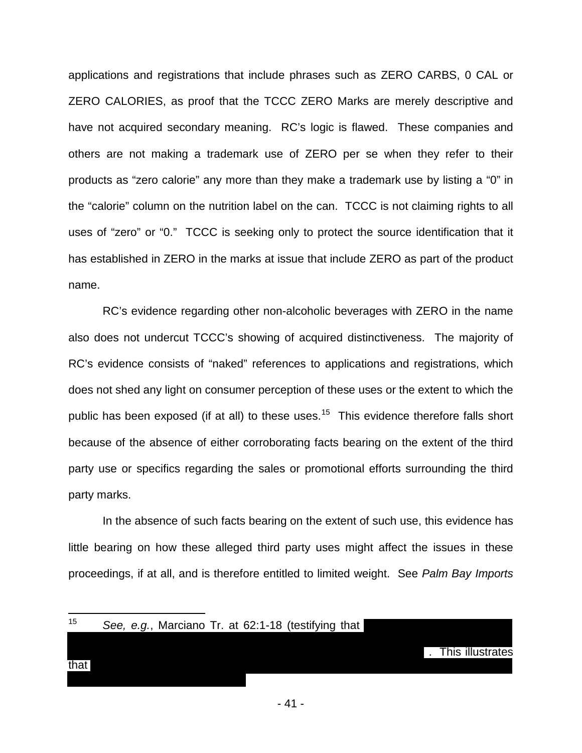applications and registrations that include phrases such as ZERO CARBS, 0 CAL or ZERO CALORIES, as proof that the TCCC ZERO Marks are merely descriptive and have not acquired secondary meaning. RC's logic is flawed. These companies and others are not making a trademark use of ZERO per se when they refer to their products as "zero calorie" any more than they make a trademark use by listing a "0" in the "calorie" column on the nutrition label on the can. TCCC is not claiming rights to all uses of "zero" or "0." TCCC is seeking only to protect the source identification that it has established in ZERO in the marks at issue that include ZERO as part of the product name.

RC's evidence regarding other non-alcoholic beverages with ZERO in the name also does not undercut TCCC's showing of acquired distinctiveness. The majority of RC's evidence consists of "naked" references to applications and registrations, which does not shed any light on consumer perception of these uses or the extent to which the public has been exposed (if at all) to these uses.[15] This evidence therefore falls short because of the absence of either corroborating facts bearing on the extent of the third party use or specifics regarding the sales or promotional efforts surrounding the third party marks.

In the absence of such facts bearing on the extent of such use, this evidence has little bearing on how these alleged third party uses might affect the issues in these proceedings, if at all, and is therefore entitled to limited weight. See *Palm Bay Imports*

---

[15] *See, e.g.*, Marciano Tr. at 62:1-18 (testifying that [REDACTED]. This illustrates that [REDACTED]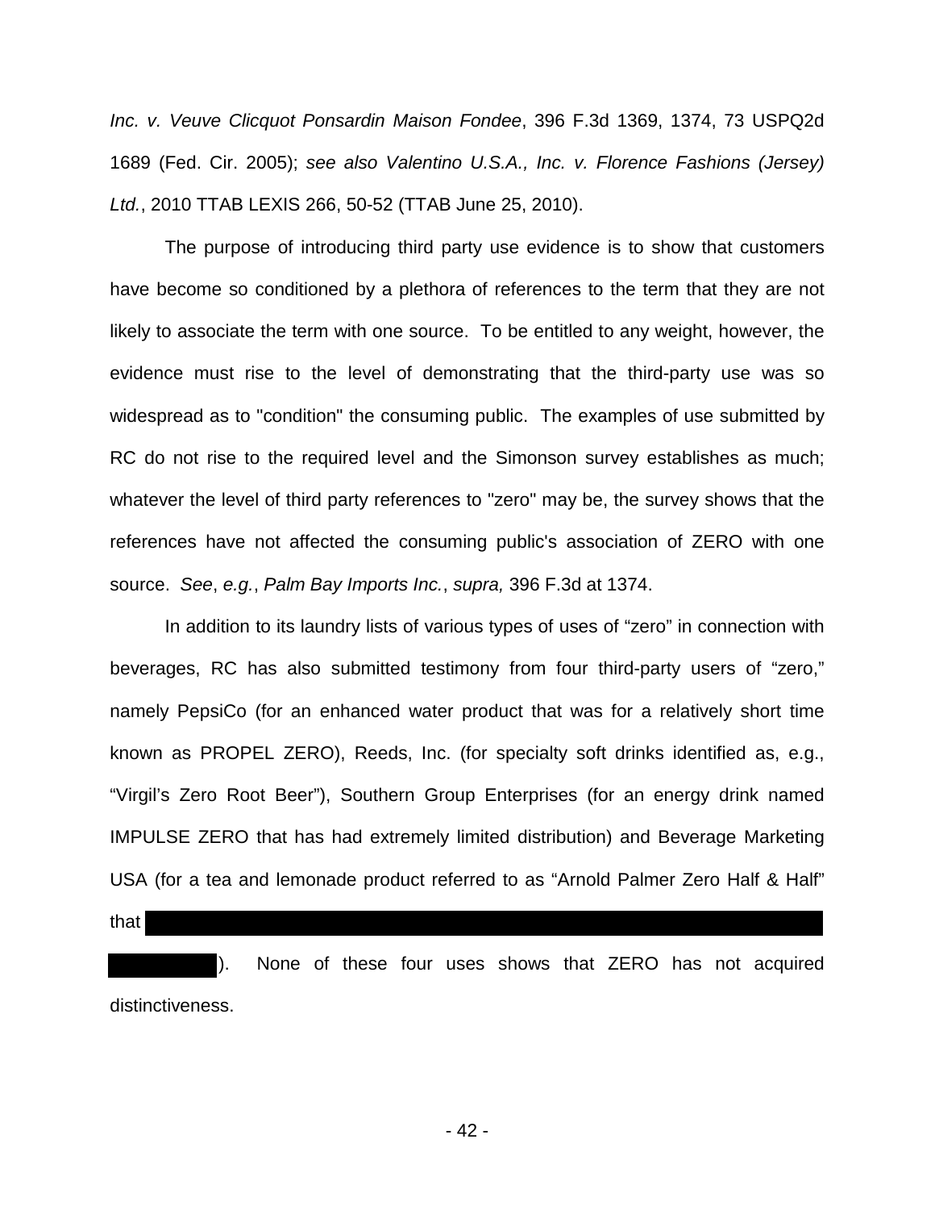*Inc. v. Veuve Clicquot Ponsardin Maison Fondee*, 396 F.3d 1369, 1374, 73 USPQ2d 1689 (Fed. Cir. 2005); *see also Valentino U.S.A., Inc. v. Florence Fashions (Jersey) Ltd.*, 2010 TTAB LEXIS 266, 50-52 (TTAB June 25, 2010).

The purpose of introducing third party use evidence is to show that customers have become so conditioned by a plethora of references to the term that they are not likely to associate the term with one source. To be entitled to any weight, however, the evidence must rise to the level of demonstrating that the third-party use was so widespread as to "condition" the consuming public. The examples of use submitted by RC do not rise to the required level and the Simonson survey establishes as much; whatever the level of third party references to "zero" may be, the survey shows that the references have not affected the consuming public's association of ZERO with one source. *See*, *e.g.*, *Palm Bay Imports Inc.*, *supra,* 396 F.3d at 1374.

In addition to its laundry lists of various types of uses of "zero" in connection with beverages, RC has also submitted testimony from four third-party users of "zero," namely PepsiCo (for an enhanced water product that was for a relatively short time known as PROPEL ZERO), Reeds, Inc. (for specialty soft drinks identified as, e.g., "Virgil's Zero Root Beer"), Southern Group Enterprises (for an energy drink named IMPULSE ZERO that has had extremely limited distribution) and Beverage Marketing USA (for a tea and lemonade product referred to as "Arnold Palmer Zero Half & Half" that [REDACTED] [REDACTED]). None of these four uses shows that ZERO has not acquired distinctiveness.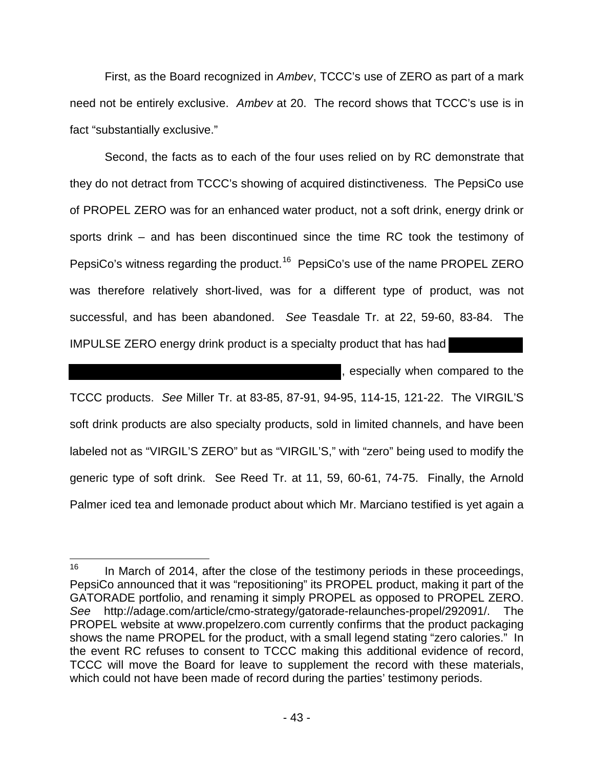First, as the Board recognized in *Ambev*, TCCC's use of ZERO as part of a mark need not be entirely exclusive. *Ambev* at 20. The record shows that TCCC's use is in fact "substantially exclusive."

Second, the facts as to each of the four uses relied on by RC demonstrate that they do not detract from TCCC's showing of acquired distinctiveness. The PepsiCo use of PROPEL ZERO was for an enhanced water product, not a soft drink, energy drink or sports drink – and has been discontinued since the time RC took the testimony of PepsiCo's witness regarding the product.[16] PepsiCo's use of the name PROPEL ZERO was therefore relatively short-lived, was for a different type of product, was not successful, and has been abandoned. *See* Teasdale Tr. at 22, 59-60, 83-84. The IMPULSE ZERO energy drink product is a specialty product that has had [REDACTED], especially when compared to the TCCC products. *See* Miller Tr. at 83-85, 87-91, 94-95, 114-15, 121-22. The VIRGIL'S soft drink products are also specialty products, sold in limited channels, and have been labeled not as "VIRGIL'S ZERO" but as "VIRGIL'S," with "zero" being used to modify the generic type of soft drink. See Reed Tr. at 11, 59, 60-61, 74-75. Finally, the Arnold Palmer iced tea and lemonade product about which Mr. Marciano testified is yet again a

---

[16] In March of 2014, after the close of the testimony periods in these proceedings, PepsiCo announced that it was "repositioning" its PROPEL product, making it part of the GATORADE portfolio, and renaming it simply PROPEL as opposed to PROPEL ZERO. *See* http://adage.com/article/cmo-strategy/gatorade-relaunches-propel/292091/. The PROPEL website at www.propelzero.com currently confirms that the product packaging shows the name PROPEL for the product, with a small legend stating "zero calories." In the event RC refuses to consent to TCCC making this additional evidence of record, TCCC will move the Board for leave to supplement the record with these materials, which could not have been made of record during the parties' testimony periods.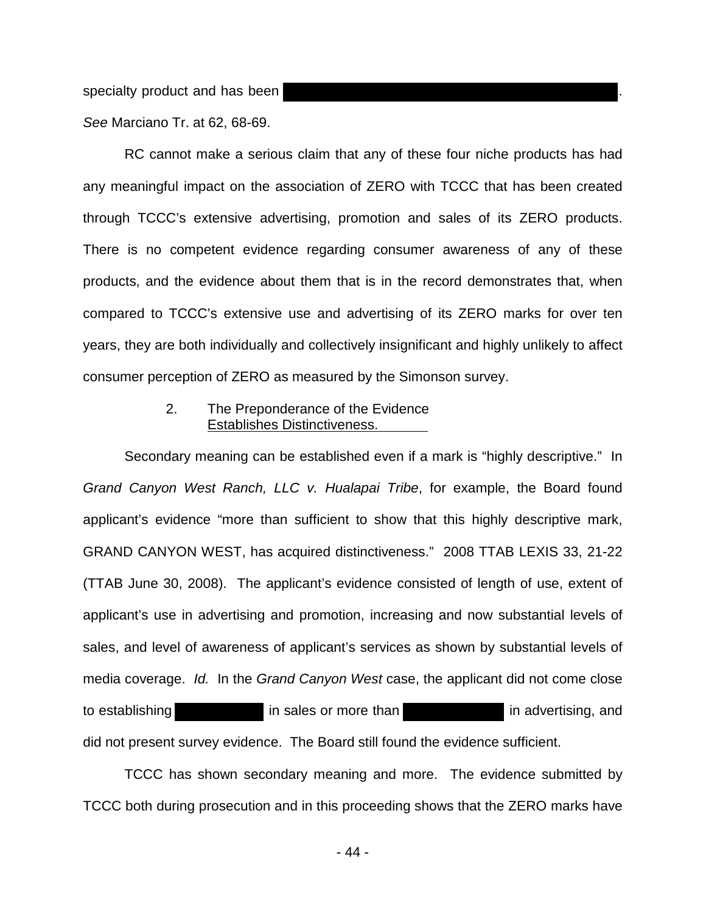specialty product and has been ███████████████████████████████.

*See* Marciano Tr. at 62, 68-69.

RC cannot make a serious claim that any of these four niche products has had any meaningful impact on the association of ZERO with TCCC that has been created through TCCC's extensive advertising, promotion and sales of its ZERO products. There is no competent evidence regarding consumer awareness of any of these products, and the evidence about them that is in the record demonstrates that, when compared to TCCC's extensive use and advertising of its ZERO marks for over ten years, they are both individually and collectively insignificant and highly unlikely to affect consumer perception of ZERO as measured by the Simonson survey.

### 2. The Preponderance of the Evidence Establishes Distinctiveness.

Secondary meaning can be established even if a mark is "highly descriptive." In *Grand Canyon West Ranch, LLC v. Hualapai Tribe*, for example, the Board found applicant's evidence "more than sufficient to show that this highly descriptive mark, GRAND CANYON WEST, has acquired distinctiveness." 2008 TTAB LEXIS 33, 21-22 (TTAB June 30, 2008). The applicant's evidence consisted of length of use, extent of applicant's use in advertising and promotion, increasing and now substantial levels of sales, and level of awareness of applicant's services as shown by substantial levels of media coverage. *Id.* In the *Grand Canyon West* case, the applicant did not come close to establishing ████████ in sales or more than █████████ in advertising, and did not present survey evidence. The Board still found the evidence sufficient.

TCCC has shown secondary meaning and more. The evidence submitted by TCCC both during prosecution and in this proceeding shows that the ZERO marks have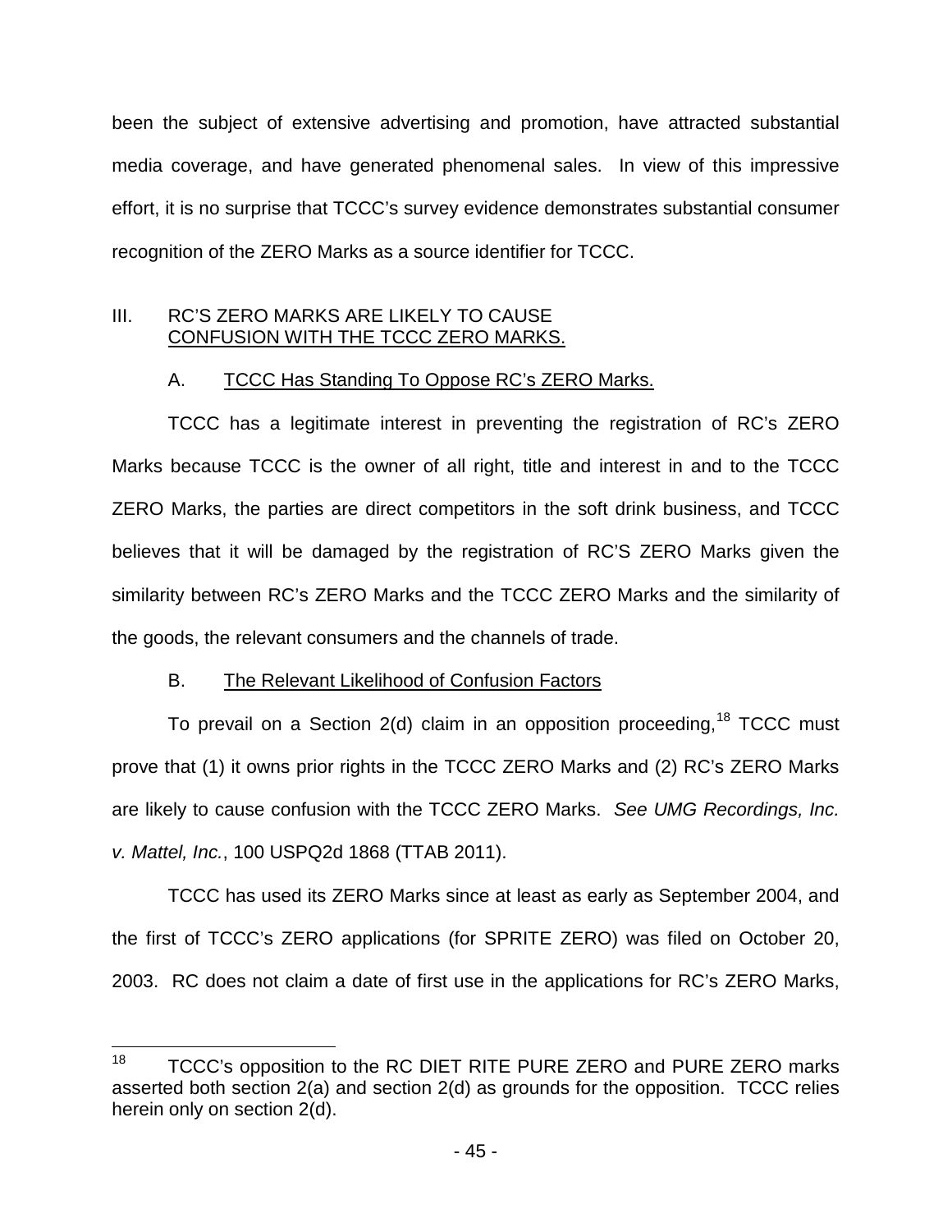been the subject of extensive advertising and promotion, have attracted substantial media coverage, and have generated phenomenal sales. In view of this impressive effort, it is no surprise that TCCC's survey evidence demonstrates substantial consumer recognition of the ZERO Marks as a source identifier for TCCC.

## III. RC'S ZERO MARKS ARE LIKELY TO CAUSE CONFUSION WITH THE TCCC ZERO MARKS.

### A. TCCC Has Standing To Oppose RC's ZERO Marks.

TCCC has a legitimate interest in preventing the registration of RC's ZERO Marks because TCCC is the owner of all right, title and interest in and to the TCCC ZERO Marks, the parties are direct competitors in the soft drink business, and TCCC believes that it will be damaged by the registration of RC'S ZERO Marks given the similarity between RC's ZERO Marks and the TCCC ZERO Marks and the similarity of the goods, the relevant consumers and the channels of trade.

### B. The Relevant Likelihood of Confusion Factors

To prevail on a Section 2(d) claim in an opposition proceeding,[18] TCCC must prove that (1) it owns prior rights in the TCCC ZERO Marks and (2) RC's ZERO Marks are likely to cause confusion with the TCCC ZERO Marks. *See UMG Recordings, Inc. v. Mattel, Inc.*, 100 USPQ2d 1868 (TTAB 2011).

TCCC has used its ZERO Marks since at least as early as September 2004, and the first of TCCC's ZERO applications (for SPRITE ZERO) was filed on October 20, 2003. RC does not claim a date of first use in the applications for RC's ZERO Marks,

---

[18] TCCC's opposition to the RC DIET RITE PURE ZERO and PURE ZERO marks asserted both section 2(a) and section 2(d) as grounds for the opposition. TCCC relies herein only on section 2(d).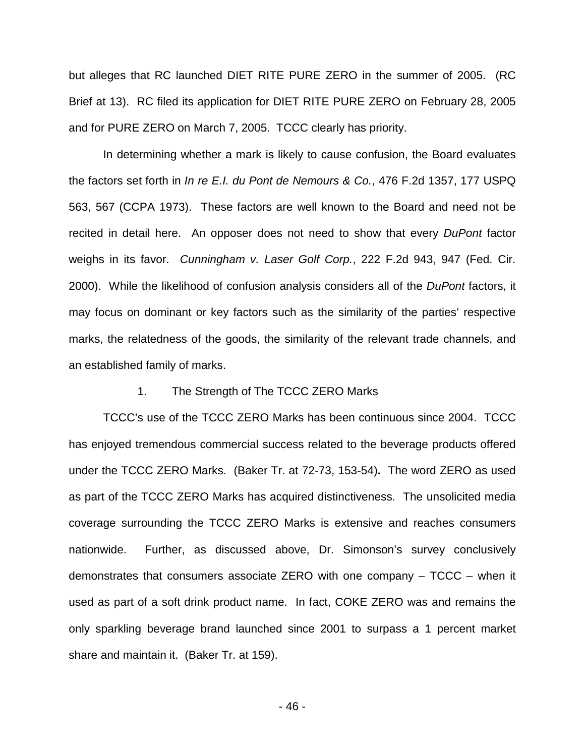but alleges that RC launched DIET RITE PURE ZERO in the summer of 2005. (RC Brief at 13). RC filed its application for DIET RITE PURE ZERO on February 28, 2005 and for PURE ZERO on March 7, 2005. TCCC clearly has priority.

In determining whether a mark is likely to cause confusion, the Board evaluates the factors set forth in *In re E.I. du Pont de Nemours & Co.*, 476 F.2d 1357, 177 USPQ 563, 567 (CCPA 1973). These factors are well known to the Board and need not be recited in detail here. An opposer does not need to show that every *DuPont* factor weighs in its favor. *Cunningham v. Laser Golf Corp.*, 222 F.2d 943, 947 (Fed. Cir. 2000). While the likelihood of confusion analysis considers all of the *DuPont* factors, it may focus on dominant or key factors such as the similarity of the parties' respective marks, the relatedness of the goods, the similarity of the relevant trade channels, and an established family of marks.

1. The Strength of The TCCC ZERO Marks

TCCC's use of the TCCC ZERO Marks has been continuous since 2004. TCCC has enjoyed tremendous commercial success related to the beverage products offered under the TCCC ZERO Marks. (Baker Tr. at 72-73, 153-54)**.** The word ZERO as used as part of the TCCC ZERO Marks has acquired distinctiveness. The unsolicited media coverage surrounding the TCCC ZERO Marks is extensive and reaches consumers nationwide. Further, as discussed above, Dr. Simonson's survey conclusively demonstrates that consumers associate ZERO with one company – TCCC – when it used as part of a soft drink product name. In fact, COKE ZERO was and remains the only sparkling beverage brand launched since 2001 to surpass a 1 percent market share and maintain it. (Baker Tr. at 159).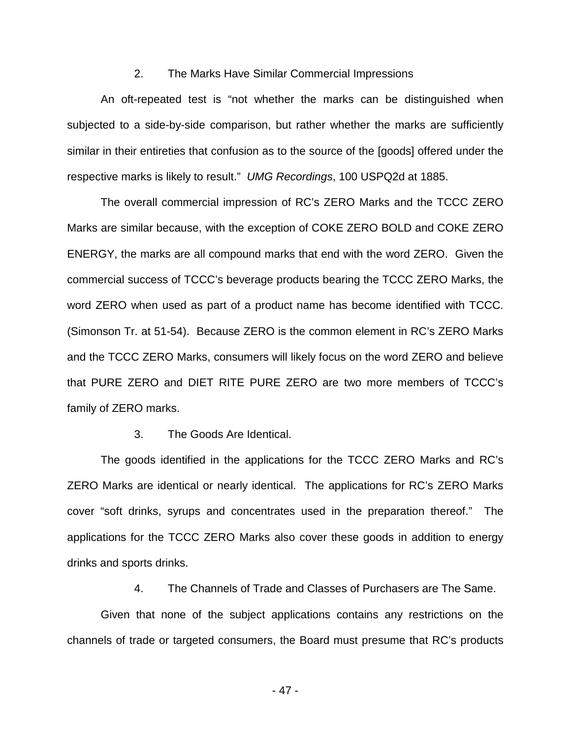2. The Marks Have Similar Commercial Impressions

An oft-repeated test is "not whether the marks can be distinguished when subjected to a side-by-side comparison, but rather whether the marks are sufficiently similar in their entireties that confusion as to the source of the [goods] offered under the respective marks is likely to result." *UMG Recordings*, 100 USPQ2d at 1885.

The overall commercial impression of RC's ZERO Marks and the TCCC ZERO Marks are similar because, with the exception of COKE ZERO BOLD and COKE ZERO ENERGY, the marks are all compound marks that end with the word ZERO. Given the commercial success of TCCC's beverage products bearing the TCCC ZERO Marks, the word ZERO when used as part of a product name has become identified with TCCC. (Simonson Tr. at 51-54). Because ZERO is the common element in RC's ZERO Marks and the TCCC ZERO Marks, consumers will likely focus on the word ZERO and believe that PURE ZERO and DIET RITE PURE ZERO are two more members of TCCC's family of ZERO marks.

3. The Goods Are Identical.

The goods identified in the applications for the TCCC ZERO Marks and RC's ZERO Marks are identical or nearly identical. The applications for RC's ZERO Marks cover "soft drinks, syrups and concentrates used in the preparation thereof." The applications for the TCCC ZERO Marks also cover these goods in addition to energy drinks and sports drinks.

4. The Channels of Trade and Classes of Purchasers are The Same.

Given that none of the subject applications contains any restrictions on the channels of trade or targeted consumers, the Board must presume that RC's products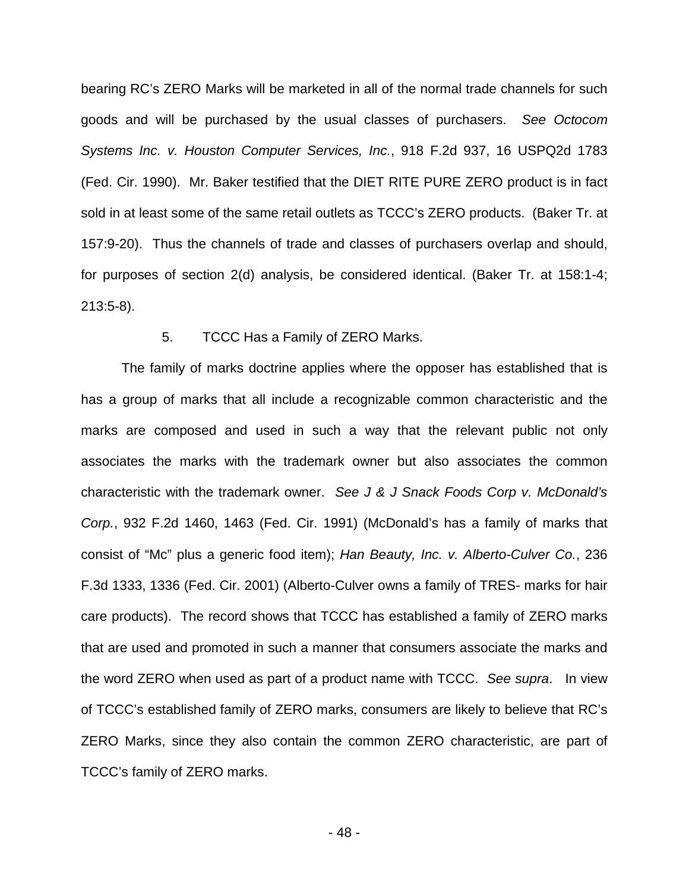bearing RC's ZERO Marks will be marketed in all of the normal trade channels for such goods and will be purchased by the usual classes of purchasers. *See Octocom Systems Inc. v. Houston Computer Services, Inc.*, 918 F.2d 937, 16 USPQ2d 1783 (Fed. Cir. 1990). Mr. Baker testified that the DIET RITE PURE ZERO product is in fact sold in at least some of the same retail outlets as TCCC's ZERO products. (Baker Tr. at 157:9-20). Thus the channels of trade and classes of purchasers overlap and should, for purposes of section 2(d) analysis, be considered identical. (Baker Tr. at 158:1-4; 213:5-8).

5. TCCC Has a Family of ZERO Marks.

The family of marks doctrine applies where the opposer has established that is has a group of marks that all include a recognizable common characteristic and the marks are composed and used in such a way that the relevant public not only associates the marks with the trademark owner but also associates the common characteristic with the trademark owner. *See J & J Snack Foods Corp v. McDonald's Corp.*, 932 F.2d 1460, 1463 (Fed. Cir. 1991) (McDonald's has a family of marks that consist of "Mc" plus a generic food item); *Han Beauty, Inc. v. Alberto-Culver Co.*, 236 F.3d 1333, 1336 (Fed. Cir. 2001) (Alberto-Culver owns a family of TRES- marks for hair care products). The record shows that TCCC has established a family of ZERO marks that are used and promoted in such a manner that consumers associate the marks and the word ZERO when used as part of a product name with TCCC. *See supra*. In view of TCCC's established family of ZERO marks, consumers are likely to believe that RC's ZERO Marks, since they also contain the common ZERO characteristic, are part of TCCC's family of ZERO marks.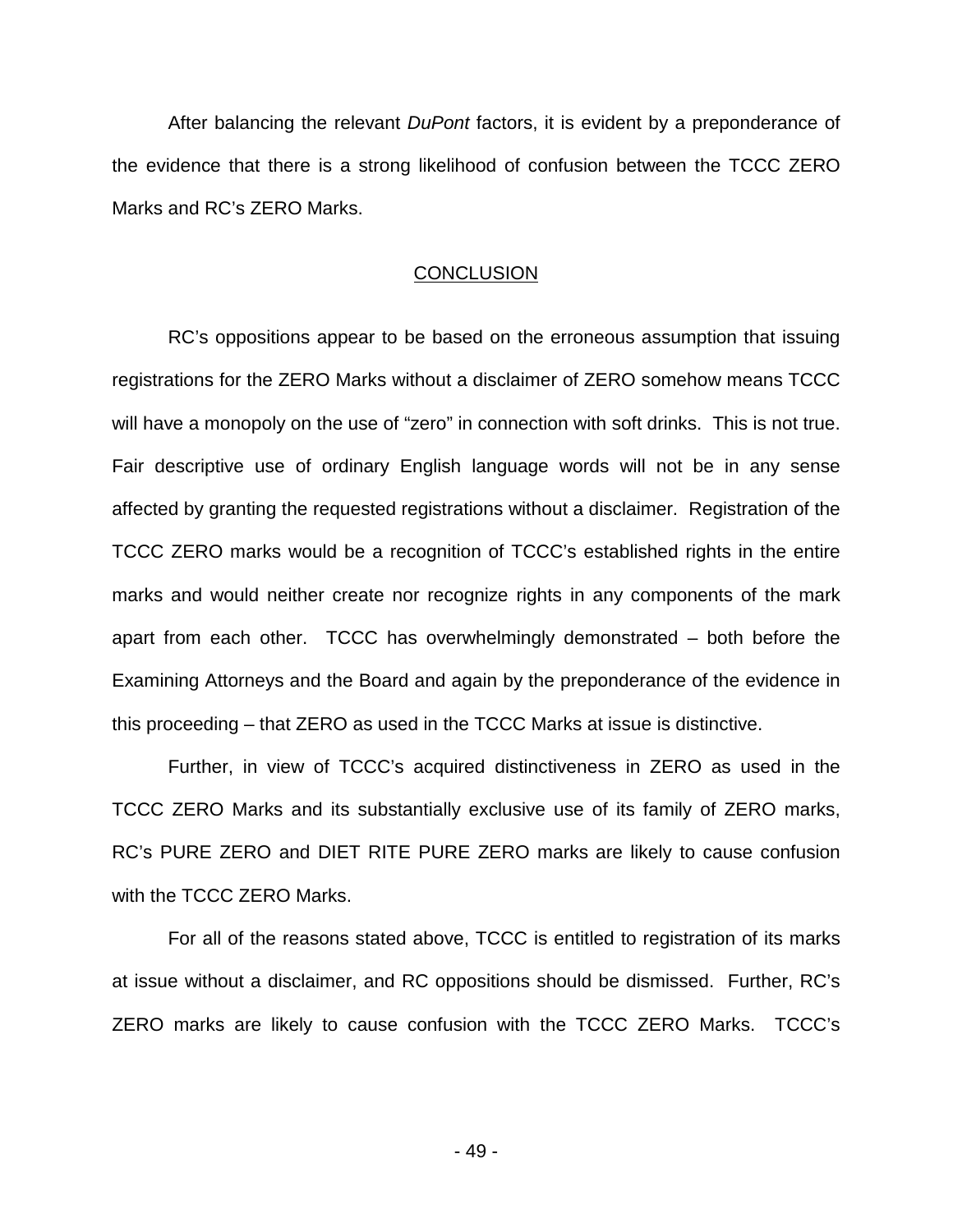After balancing the relevant *DuPont* factors, it is evident by a preponderance of the evidence that there is a strong likelihood of confusion between the TCCC ZERO Marks and RC's ZERO Marks.

## CONCLUSION

RC's oppositions appear to be based on the erroneous assumption that issuing registrations for the ZERO Marks without a disclaimer of ZERO somehow means TCCC will have a monopoly on the use of "zero" in connection with soft drinks. This is not true. Fair descriptive use of ordinary English language words will not be in any sense affected by granting the requested registrations without a disclaimer. Registration of the TCCC ZERO marks would be a recognition of TCCC's established rights in the entire marks and would neither create nor recognize rights in any components of the mark apart from each other. TCCC has overwhelmingly demonstrated – both before the Examining Attorneys and the Board and again by the preponderance of the evidence in this proceeding – that ZERO as used in the TCCC Marks at issue is distinctive.

Further, in view of TCCC's acquired distinctiveness in ZERO as used in the TCCC ZERO Marks and its substantially exclusive use of its family of ZERO marks, RC's PURE ZERO and DIET RITE PURE ZERO marks are likely to cause confusion with the TCCC ZERO Marks.

For all of the reasons stated above, TCCC is entitled to registration of its marks at issue without a disclaimer, and RC oppositions should be dismissed. Further, RC's ZERO marks are likely to cause confusion with the TCCC ZERO Marks. TCCC's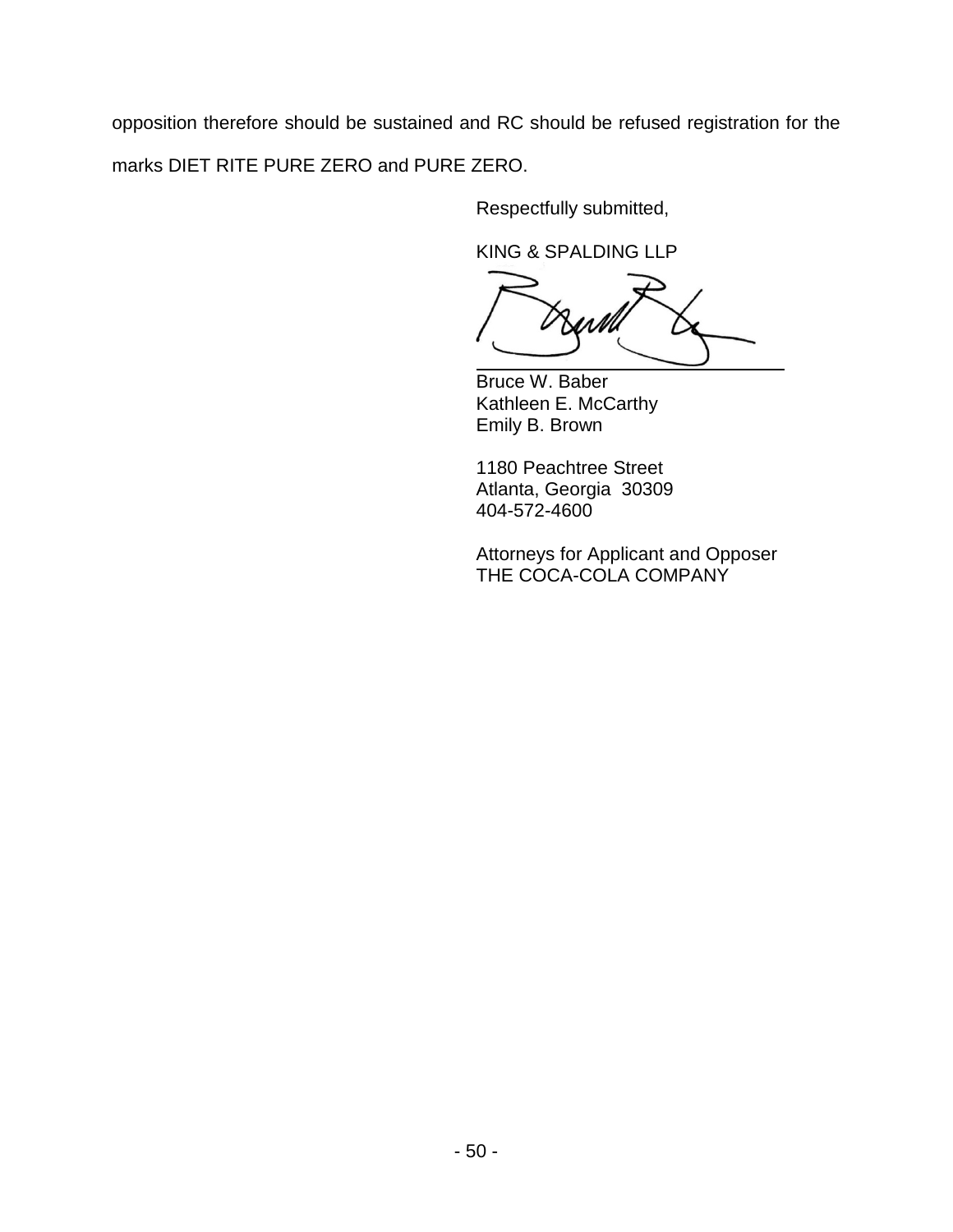opposition therefore should be sustained and RC should be refused registration for the marks DIET RITE PURE ZERO and PURE ZERO.

Respectfully submitted,

KING & SPALDING LLP

Bruce W. Baber
Kathleen E. McCarthy
Emily B. Brown

1180 Peachtree Street
Atlanta, Georgia 30309
404-572-4600

Attorneys for Applicant and Opposer
THE COCA-COLA COMPANY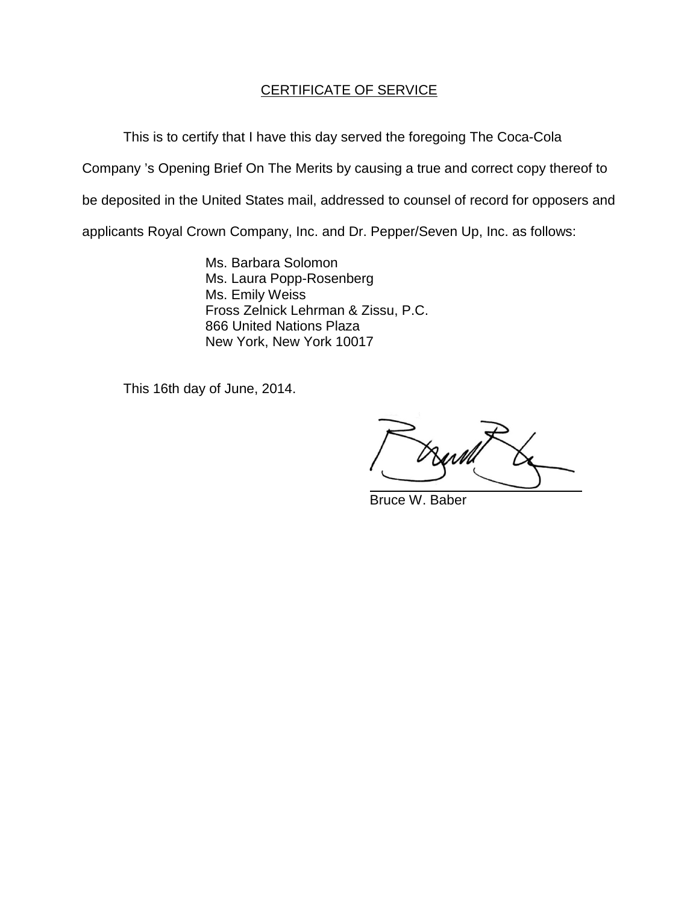## CERTIFICATE OF SERVICE

This is to certify that I have this day served the foregoing The Coca-Cola Company 's Opening Brief On The Merits by causing a true and correct copy thereof to be deposited in the United States mail, addressed to counsel of record for opposers and applicants Royal Crown Company, Inc. and Dr. Pepper/Seven Up, Inc. as follows:

Ms. Barbara Solomon
Ms. Laura Popp-Rosenberg
Ms. Emily Weiss
Fross Zelnick Lehrman & Zissu, P.C.
866 United Nations Plaza
New York, New York 10017

This 16th day of June, 2014.

Bruce W. Baber